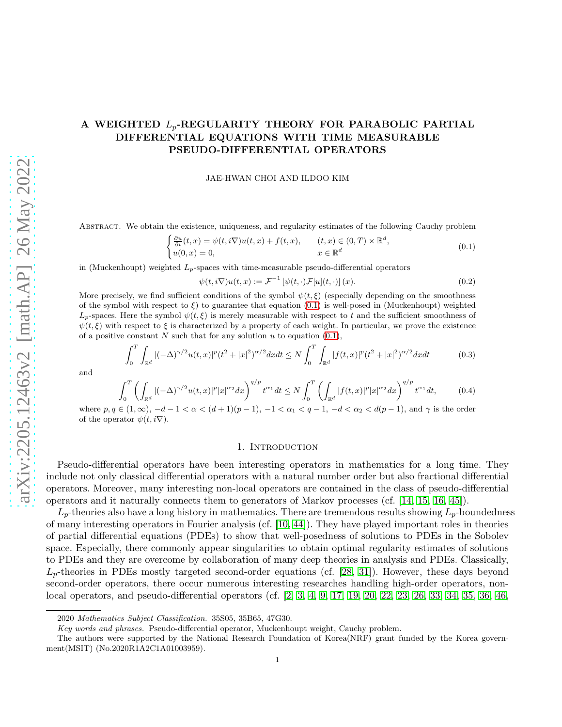# A WEIGHTED $L_p$-REGULARITY THEORY FOR PARABOLIC PARTIAL DIFFERENTIAL EQUATIONS WITH TIME MEASURABLE PSEUDO-DIFFERENTIAL OPERATORS

JAE-HWAN CHOI AND ILDOO KIM

Abstract. We obtain the existence, uniqueness, and regularity estimates of the following Cauchy problem

$$
\begin{cases} \frac{\partial u}{\partial t}(t,x) = \psi(t,i\nabla)u(t,x) + f(t,x), & (t,x) \in (0,T) \times \mathbb{R}^d, \\ u(0,x) = 0, & x \in \mathbb{R}^d \end{cases} \tag{0.1}
$$

in (Muckenhoupt) weighted $L_p$-spaces with time-measurable pseudo-differential operators

$$
\psi(t,i\nabla)u(t,x) := \mathcal{F}^{-1}\left[\psi(t,\cdot)\mathcal{F}[u](t,\cdot)\right](x). \tag{0.2}
$$

More precisely, we find sufficient conditions of the symbol $\psi(t,\xi)$ (especially depending on the smoothness of the symbol with respect to $\xi$) to guarantee that equation (0.1) is well-posed in (Muckenhoupt) weighted $L_p$-spaces. Here the symbol $\psi(t,\xi)$ is merely measurable with respect to $t$ and the sufficient smoothness of $\psi(t,\xi)$ with respect to $\xi$ is characterized by a property of each weight. In particular, we prove the existence of a positive constant $N$ such that for any solution $u$ to equation (0.1),

$$
\int_0^T \int_{\mathbb{R}^d} |(-\Delta)^{\gamma/2}u(t,x)|^p (t^2+|x|^2)^{\alpha/2} dx dt \leq N \int_0^T \int_{\mathbb{R}^d} |f(t,x)|^p (t^2+|x|^2)^{\alpha/2} dx dt \tag{0.3}
$$

and

$$
\int_0^T \left( \int_{\mathbb{R}^d} |(-\Delta)^{\gamma/2}u(t,x)|^p |x|^{\alpha_2} dx \right)^{q/p} t^{\alpha_1} dt \leq N \int_0^T \left( \int_{\mathbb{R}^d} |f(t,x)|^p |x|^{\alpha_2} dx \right)^{q/p} t^{\alpha_1} dt, \tag{0.4}
$$

where $p,q \in (1,\infty)$, $-d-1 < \alpha < (d+1)(p-1)$, $-1 < \alpha_1 < q-1$, $-d < \alpha_2 < d(p-1)$, and $\gamma$ is the order of the operator $\psi(t,i\nabla)$.

## 1. Introduction

Pseudo-differential operators have been interesting operators in mathematics for a long time. They include not only classical differential operators with a natural number order but also fractional differential operators. Moreover, many interesting non-local operators are contained in the class of pseudo-differential operators and it naturally connects them to generators of Markov processes (cf. [14, 15, 16, 45]).

$L_p$-theories also have a long history in mathematics. There are tremendous results showing $L_p$-boundedness of many interesting operators in Fourier analysis (cf. [10, 44]). They have played important roles in theories of partial differential equations (PDEs) to show that well-posedness of solutions to PDEs in the Sobolev space. Especially, there commonly appear singularities to obtain optimal regularity estimates of solutions to PDEs and they are overcome by collaboration of many deep theories in analysis and PDEs. Classically, $L_p$-theories in PDEs mostly targeted second-order equations (cf. [28, 31]). However, these days beyond second-order operators, there occur numerous interesting researches handling high-order operators, non-local operators, and pseudo-differential operators (cf. [2, 3, 4, 9, 17, 19, 20, 22, 23, 26, 33, 34, 35, 36, 46,

2020 *Mathematics Subject Classification.* 35S05, 35B65, 47G30.

*Key words and phrases.* Pseudo-differential operator, Muckenhoupt weight, Cauchy problem.

The authors were supported by the National Research Foundation of Korea(NRF) grant funded by the Korea government(MSIT) (No.2020R1A2C1A01003959).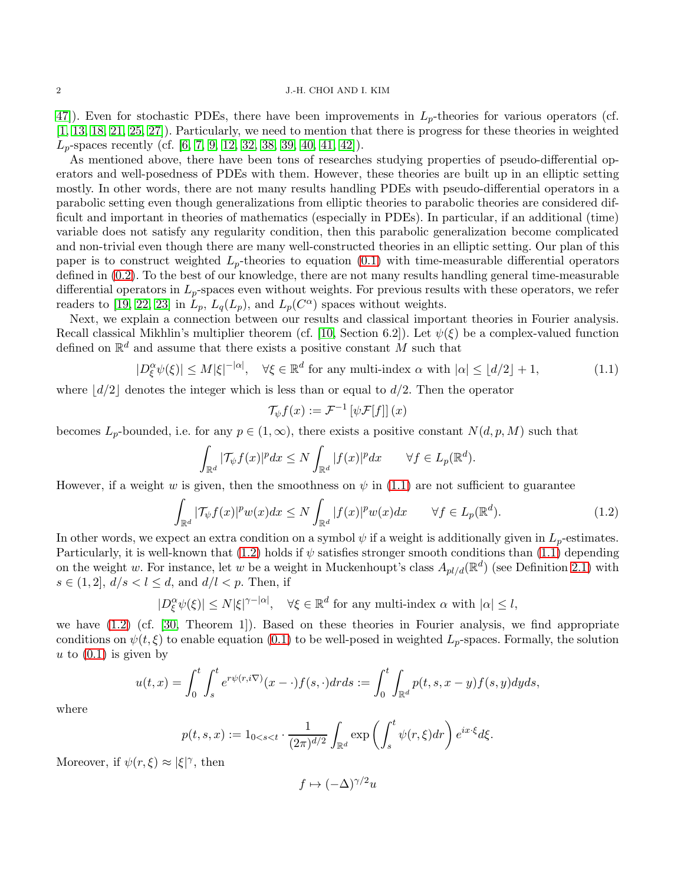47]). Even for stochastic PDEs, there have been improvements in $L_p$-theories for various operators (cf. [1, 13, 18, 21, 25, 27]). Particularly, we need to mention that there is progress for these theories in weighted $L_p$-spaces recently (cf. [6, 7, 9, 12, 32, 38, 39, 40, 41, 42]).

As mentioned above, there have been tons of researches studying properties of pseudo-differential operators and well-posedness of PDEs with them. However, these theories are built up in an elliptic setting mostly. In other words, there are not many results handling PDEs with pseudo-differential operators in a parabolic setting even though generalizations from elliptic theories to parabolic theories are considered difficult and important in theories of mathematics (especially in PDEs). In particular, if an additional (time) variable does not satisfy any regularity condition, then this parabolic generalization become complicated and non-trivial even though there are many well-constructed theories in an elliptic setting. Our plan of this paper is to construct weighted $L_p$-theories to equation (0.1) with time-measurable differential operators defined in (0.2). To the best of our knowledge, there are not many results handling general time-measurable differential operators in $L_p$-spaces even without weights. For previous results with these operators, we refer readers to [19, 22, 23] in $L_p$, $L_q(L_p)$, and $L_p(C^\alpha)$ spaces without weights.

Next, we explain a connection between our results and classical important theories in Fourier analysis. Recall classical Mikhlin's multiplier theorem (cf. [10, Section 6.2]). Let $\psi(\xi)$ be a complex-valued function defined on $\mathbb{R}^d$ and assume that there exists a positive constant $M$ such that

$$|D^\alpha_\xi \psi(\xi)| \leq M|\xi|^{-|\alpha|}, \quad \forall \xi \in \mathbb{R}^d \text{ for any multi-index } \alpha \text{ with } |\alpha| \leq \lfloor d/2 \rfloor + 1, \tag{1.1}$$

where $\lfloor d/2 \rfloor$ denotes the integer which is less than or equal to $d/2$. Then the operator

$$\mathcal{T}_\psi f(x) := \mathcal{F}^{-1}\left[\psi \mathcal{F}[f]\right](x)$$

becomes $L_p$-bounded, i.e. for any $p \in (1,\infty)$, there exists a positive constant $N(d,p,M)$ such that

$$\int_{\mathbb{R}^d} |\mathcal{T}_\psi f(x)|^p dx \leq N \int_{\mathbb{R}^d} |f(x)|^p dx \qquad \forall f \in L_p(\mathbb{R}^d).$$

However, if a weight $w$ is given, then the smoothness on $\psi$ in (1.1) are not sufficient to guarantee

$$\int_{\mathbb{R}^d} |\mathcal{T}_\psi f(x)|^p w(x) dx \leq N \int_{\mathbb{R}^d} |f(x)|^p w(x) dx \qquad \forall f \in L_p(\mathbb{R}^d). \tag{1.2}$$

In other words, we expect an extra condition on a symbol $\psi$ if a weight is additionally given in $L_p$-estimates. Particularly, it is well-known that (1.2) holds if $\psi$ satisfies stronger smooth conditions than (1.1) depending on the weight $w$. For instance, let $w$ be a weight in Muckenhoupt's class $A_{pl/d}(\mathbb{R}^d)$ (see Definition 2.1) with $s \in (1,2]$, $d/s < l \leq d$, and $d/l < p$. Then, if

$$|D^\alpha_\xi \psi(\xi)| \leq N|\xi|^{\gamma-|\alpha|}, \quad \forall \xi \in \mathbb{R}^d \text{ for any multi-index } \alpha \text{ with } |\alpha| \leq l,$$

we have (1.2) (cf. [30, Theorem 1]). Based on these theories in Fourier analysis, we find appropriate conditions on $\psi(t,\xi)$ to enable equation (0.1) to be well-posed in weighted $L_p$-spaces. Formally, the solution $u$ to (0.1) is given by

$$u(t,x) = \int_0^t \int_s^t e^{r\psi(r,i\nabla)}(x-\cdot)f(s,\cdot)drds := \int_0^t \int_{\mathbb{R}^d} p(t,s,x-y)f(s,y)dyds,$$

where

$$p(t,s,x) := 1_{0<s<t} \cdot \frac{1}{(2\pi)^{d/2}} \int_{\mathbb{R}^d} \exp\left(\int_s^t \psi(r,\xi)dr\right) e^{ix\cdot\xi} d\xi.$$

Moreover, if $\psi(r,\xi) \approx |\xi|^\gamma$, then

$$f \mapsto (-\Delta)^{\gamma/2} u$$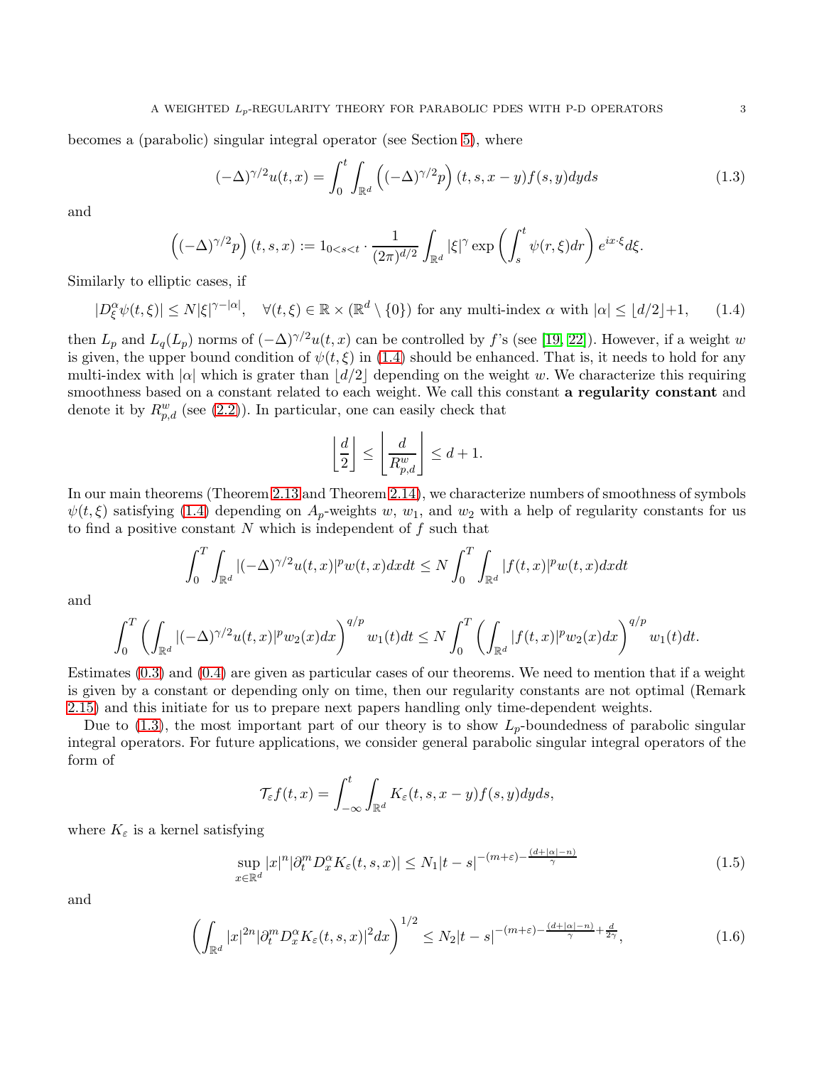becomes a (parabolic) singular integral operator (see Section 5), where

$$(-\Delta)^{\gamma/2}u(t,x) = \int_0^t \int_{\mathbb{R}^d} \left((-\Delta)^{\gamma/2}p\right)(t,s,x-y)f(s,y)dyds \tag{1.3}$$

and

$$\left((-\Delta)^{\gamma/2}p\right)(t,s,x) := 1_{0<s<t} \cdot \frac{1}{(2\pi)^{d/2}} \int_{\mathbb{R}^d} |\xi|^\gamma \exp\left(\int_s^t \psi(r,\xi)dr\right) e^{ix\cdot\xi}d\xi.$$

Similarly to elliptic cases, if

$$|D_\xi^\alpha \psi(t,\xi)| \leq N|\xi|^{\gamma-|\alpha|}, \quad \forall (t,\xi) \in \mathbb{R} \times (\mathbb{R}^d \setminus \{0\}) \text{ for any multi-index } \alpha \text{ with } |\alpha| \leq \lfloor d/2 \rfloor + 1, \tag{1.4}$$

then $L_p$ and $L_q(L_p)$ norms of $(-\Delta)^{\gamma/2}u(t,x)$ can be controlled by $f$'s (see [19, 22]). However, if a weight $w$ is given, the upper bound condition of $\psi(t,\xi)$ in (1.4) should be enhanced. That is, it needs to hold for any multi-index with $|\alpha|$ which is grater than $\lfloor d/2 \rfloor$ depending on the weight $w$. We characterize this requiring smoothness based on a constant related to each weight. We call this constant **a regularity constant** and denote it by $R_{p,d}^w$ (see (2.2)). In particular, one can easily check that

$$\left\lfloor \frac{d}{2} \right\rfloor \leq \left\lfloor \frac{d}{R_{p,d}^w} \right\rfloor \leq d+1.$$

In our main theorems (Theorem 2.13 and Theorem 2.14), we characterize numbers of smoothness of symbols $\psi(t,\xi)$ satisfying (1.4) depending on $A_p$-weights $w$, $w_1$, and $w_2$ with a help of regularity constants for us to find a positive constant $N$ which is independent of $f$ such that

$$\int_0^T \int_{\mathbb{R}^d} |(-\Delta)^{\gamma/2}u(t,x)|^p w(t,x)dxdt \leq N \int_0^T \int_{\mathbb{R}^d} |f(t,x)|^p w(t,x)dxdt$$

and

$$\int_0^T \left(\int_{\mathbb{R}^d} |(-\Delta)^{\gamma/2}u(t,x)|^p w_2(x)dx\right)^{q/p} w_1(t)dt \leq N \int_0^T \left(\int_{\mathbb{R}^d} |f(t,x)|^p w_2(x)dx\right)^{q/p} w_1(t)dt.$$

Estimates (0.3) and (0.4) are given as particular cases of our theorems. We need to mention that if a weight is given by a constant or depending only on time, then our regularity constants are not optimal (Remark 2.15) and this initiate for us to prepare next papers handling only time-dependent weights.

Due to (1.3), the most important part of our theory is to show $L_p$-boundedness of parabolic singular integral operators. For future applications, we consider general parabolic singular integral operators of the form of

$$\mathcal{T}_\varepsilon f(t,x) = \int_{-\infty}^t \int_{\mathbb{R}^d} K_\varepsilon(t,s,x-y)f(s,y)dyds,$$

where $K_\varepsilon$ is a kernel satisfying

$$\sup_{x\in\mathbb{R}^d} |x|^n |\partial_t^m D_x^\alpha K_\varepsilon(t,s,x)| \leq N_1 |t-s|^{-(m+\varepsilon)-\frac{(d+|\alpha|-n)}{\gamma}} \tag{1.5}$$

and

$$\left(\int_{\mathbb{R}^d} |x|^{2n} |\partial_t^m D_x^\alpha K_\varepsilon(t,s,x)|^2 dx\right)^{1/2} \leq N_2 |t-s|^{-(m+\varepsilon)-\frac{(d+|\alpha|-n)}{\gamma}+\frac{d}{2\gamma}}, \tag{1.6}$$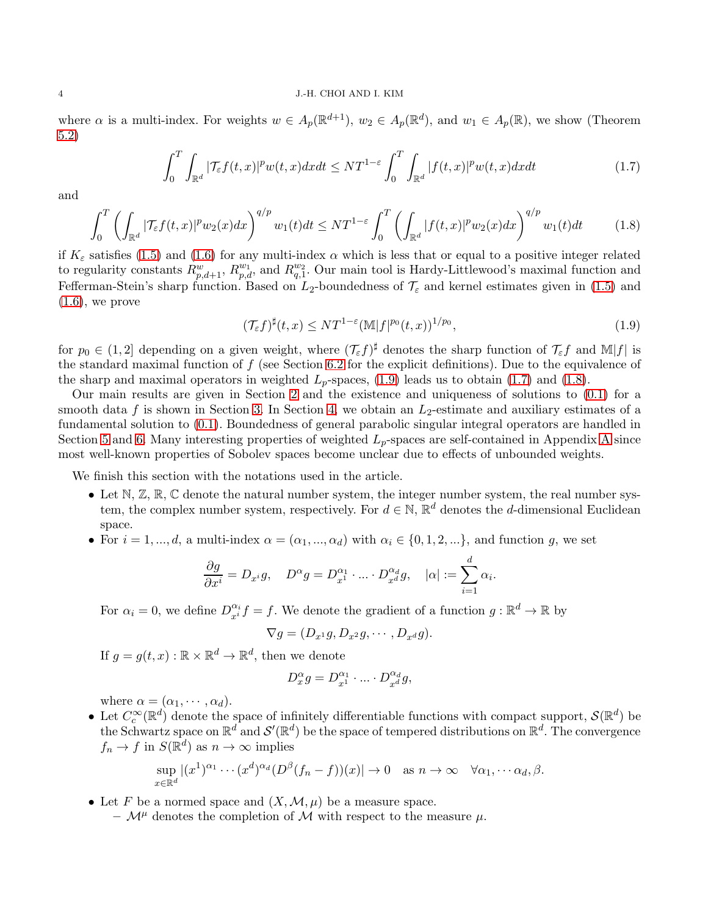where $\alpha$ is a multi-index. For weights $w \in A_p(\mathbb{R}^{d+1})$, $w_2 \in A_p(\mathbb{R}^d)$, and $w_1 \in A_p(\mathbb{R})$, we show (Theorem 5.2)

$$\int_0^T \int_{\mathbb{R}^d} |\mathcal{T}_\varepsilon f(t,x)|^p w(t,x) dx dt \leq N T^{1-\varepsilon} \int_0^T \int_{\mathbb{R}^d} |f(t,x)|^p w(t,x) dx dt \tag{1.7}$$

and

$$\int_0^T \left( \int_{\mathbb{R}^d} |\mathcal{T}_\varepsilon f(t,x)|^p w_2(x) dx \right)^{q/p} w_1(t) dt \leq N T^{1-\varepsilon} \int_0^T \left( \int_{\mathbb{R}^d} |f(t,x)|^p w_2(x) dx \right)^{q/p} w_1(t) dt \tag{1.8}$$

if $K_\varepsilon$ satisfies (1.5) and (1.6) for any multi-index $\alpha$ which is less that or equal to a positive integer related to regularity constants $R^w_{p,d+1}$, $R^{w_1}_{p,d}$, and $R^{w_2}_{q,1}$. Our main tool is Hardy-Littlewood's maximal function and Fefferman-Stein's sharp function. Based on $L_2$-boundedness of $\mathcal{T}_\varepsilon$ and kernel estimates given in (1.5) and (1.6), we prove

$$(\mathcal{T}_\varepsilon f)^\sharp(t,x) \leq N T^{1-\varepsilon} (\mathbb{M}|f|^{p_0}(t,x))^{1/p_0}, \tag{1.9}$$

for $p_0 \in (1,2]$ depending on a given weight, where $(\mathcal{T}_\varepsilon f)^\sharp$ denotes the sharp function of $\mathcal{T}_\varepsilon f$ and $\mathbb{M}|f|$ is the standard maximal function of $f$ (see Section 6.2 for the explicit definitions). Due to the equivalence of the sharp and maximal operators in weighted $L_p$-spaces, (1.9) leads us to obtain (1.7) and (1.8).

Our main results are given in Section 2 and the existence and uniqueness of solutions to (0.1) for a smooth data $f$ is shown in Section 3. In Section 4, we obtain an $L_2$-estimate and auxiliary estimates of a fundamental solution to (0.1). Boundedness of general parabolic singular integral operators are handled in Section 5 and 6. Many interesting properties of weighted $L_p$-spaces are self-contained in Appendix A since most well-known properties of Sobolev spaces become unclear due to effects of unbounded weights.

We finish this section with the notations used in the article.

- Let $\mathbb{N}$, $\mathbb{Z}$, $\mathbb{R}$, $\mathbb{C}$ denote the natural number system, the integer number system, the real number system, the complex number system, respectively. For $d \in \mathbb{N}$, $\mathbb{R}^d$ denotes the $d$-dimensional Euclidean space.
- For $i = 1, ..., d$, a multi-index $\alpha = (\alpha_1, ..., \alpha_d)$ with $\alpha_i \in \{0, 1, 2, ...\}$, and function $g$, we set

  $$\frac{\partial g}{\partial x^i} = D_{x^i} g, \quad D^\alpha g = D^{\alpha_1}_{x^1} \cdot ... \cdot D^{\alpha_d}_{x^d} g, \quad |\alpha| := \sum_{i=1}^d \alpha_i.$$

  For $\alpha_i = 0$, we define $D^{\alpha_i}_{x^i} f = f$. We denote the gradient of a function $g : \mathbb{R}^d \to \mathbb{R}$ by

  $$\nabla g = (D_{x^1} g, D_{x^2} g, \cdots, D_{x^d} g).$$

  If $g = g(t,x) : \mathbb{R} \times \mathbb{R}^d \to \mathbb{R}^d$, then we denote

  $$D^\alpha_x g = D^{\alpha_1}_{x^1} \cdot ... \cdot D^{\alpha_d}_{x^d} g,$$

  where $\alpha = (\alpha_1, \cdots, \alpha_d)$.
- Let $C_c^\infty(\mathbb{R}^d)$ denote the space of infinitely differentiable functions with compact support, $\mathcal{S}(\mathbb{R}^d)$ be the Schwartz space on $\mathbb{R}^d$ and $\mathcal{S}'(\mathbb{R}^d)$ be the space of tempered distributions on $\mathbb{R}^d$. The convergence $f_n \to f$ in $S(\mathbb{R}^d)$ as $n \to \infty$ implies

  $$\sup_{x \in \mathbb{R}^d} |(x^1)^{\alpha_1} \cdots (x^d)^{\alpha_d} (D^\beta (f_n - f))(x)| \to 0 \quad \text{as } n \to \infty \quad \forall \alpha_1, \cdots \alpha_d, \beta.$$

- Let $F$ be a normed space and $(X, \mathcal{M}, \mu)$ be a measure space.
  - $\mathcal{M}^\mu$ denotes the completion of $\mathcal{M}$ with respect to the measure $\mu$.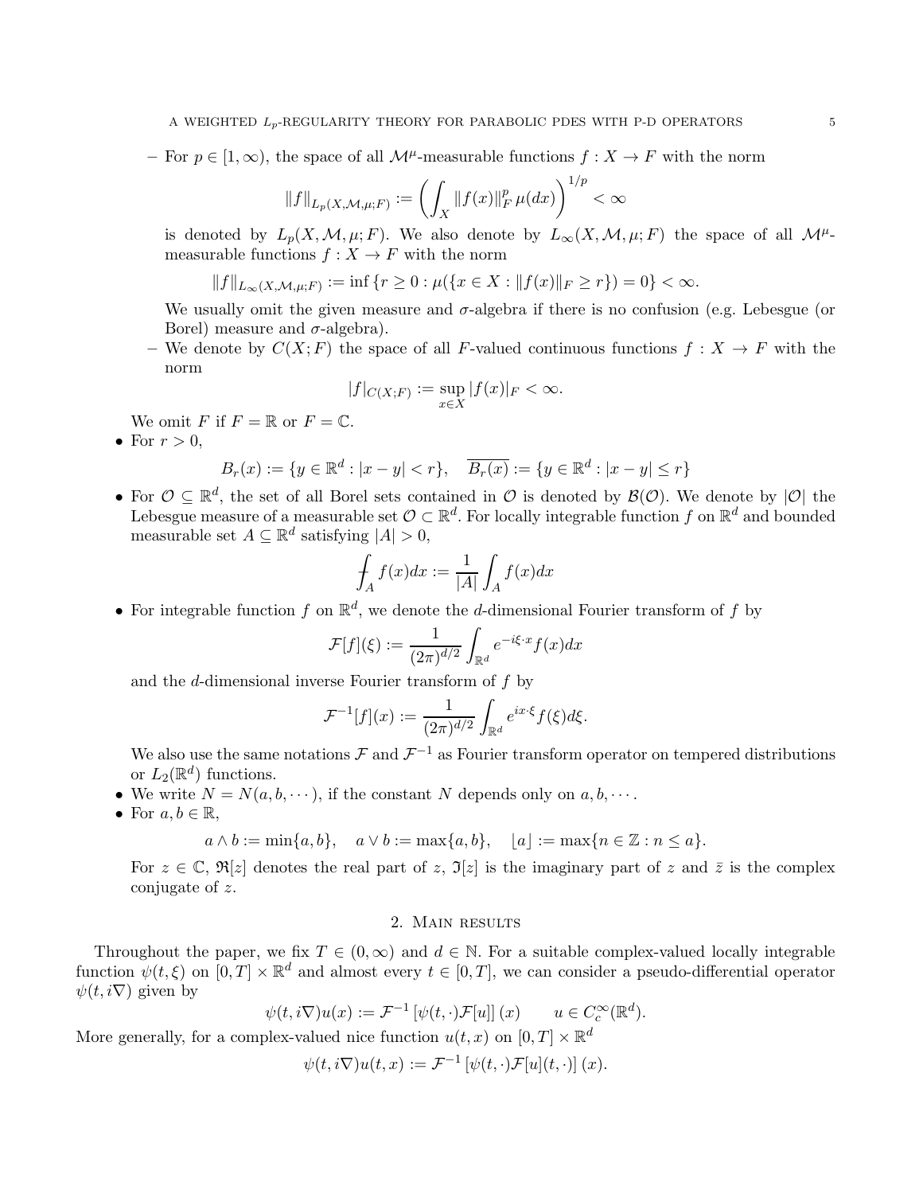– For $p \in [1, \infty)$, the space of all $\mathcal{M}^\mu$-measurable functions $f : X \to F$ with the norm

$$\|f\|_{L_p(X,\mathcal{M},\mu;F)} := \left( \int_X \|f(x)\|_F^p \, \mu(dx) \right)^{1/p} < \infty$$

  is denoted by $L_p(X, \mathcal{M}, \mu; F)$. We also denote by $L_\infty(X, \mathcal{M}, \mu; F)$ the space of all $\mathcal{M}^\mu$-measurable functions $f : X \to F$ with the norm

$$\|f\|_{L_\infty(X,\mathcal{M},\mu;F)} := \inf \{r \geq 0 : \mu(\{x \in X : \|f(x)\|_F \geq r\}) = 0\} < \infty.$$

  We usually omit the given measure and $\sigma$-algebra if there is no confusion (e.g. Lebesgue (or Borel) measure and $\sigma$-algebra).

  – We denote by $C(X; F)$ the space of all $F$-valued continuous functions $f : X \to F$ with the norm

$$|f|_{C(X;F)} := \sup_{x \in X} |f(x)|_F < \infty.$$

  We omit $F$ if $F = \mathbb{R}$ or $F = \mathbb{C}$.

- For $r > 0$,

$$B_r(x) := \{y \in \mathbb{R}^d : |x - y| < r\}, \quad \overline{B_r(x)} := \{y \in \mathbb{R}^d : |x - y| \leq r\}$$

- For $\mathcal{O} \subseteq \mathbb{R}^d$, the set of all Borel sets contained in $\mathcal{O}$ is denoted by $\mathcal{B}(\mathcal{O})$. We denote by $|\mathcal{O}|$ the Lebesgue measure of a measurable set $\mathcal{O} \subset \mathbb{R}^d$. For locally integrable function $f$ on $\mathbb{R}^d$ and bounded measurable set $A \subseteq \mathbb{R}^d$ satisfying $|A| > 0$,

$$⨍_A f(x)dx := \frac{1}{|A|} \int_A f(x)dx$$

- For integrable function $f$ on $\mathbb{R}^d$, we denote the $d$-dimensional Fourier transform of $f$ by

$$\mathcal{F}[f](\xi) := \frac{1}{(2\pi)^{d/2}} \int_{\mathbb{R}^d} e^{-i\xi \cdot x} f(x)dx$$

  and the $d$-dimensional inverse Fourier transform of $f$ by

$$\mathcal{F}^{-1}[f](x) := \frac{1}{(2\pi)^{d/2}} \int_{\mathbb{R}^d} e^{ix \cdot \xi} f(\xi)d\xi.$$

  We also use the same notations $\mathcal{F}$ and $\mathcal{F}^{-1}$ as Fourier transform operator on tempered distributions or $L_2(\mathbb{R}^d)$ functions.

- We write $N = N(a, b, \cdots)$, if the constant $N$ depends only on $a, b, \cdots$.
- For $a, b \in \mathbb{R}$,

$$a \wedge b := \min\{a, b\}, \quad a \vee b := \max\{a, b\}, \quad \lfloor a \rfloor := \max\{n \in \mathbb{Z} : n \leq a\}.$$

  For $z \in \mathbb{C}$, $\Re[z]$ denotes the real part of $z$, $\Im[z]$ is the imaginary part of $z$ and $\bar{z}$ is the complex conjugate of $z$.

## 2. Main results

Throughout the paper, we fix $T \in (0, \infty)$ and $d \in \mathbb{N}$. For a suitable complex-valued locally integrable function $\psi(t, \xi)$ on $[0, T] \times \mathbb{R}^d$ and almost every $t \in [0, T]$, we can consider a pseudo-differential operator $\psi(t, i\nabla)$ given by

$$\psi(t, i\nabla)u(x) := \mathcal{F}^{-1} [\psi(t, \cdot)\mathcal{F}[u]] (x) \qquad u \in C_c^\infty(\mathbb{R}^d).$$

More generally, for a complex-valued nice function $u(t, x)$ on $[0, T] \times \mathbb{R}^d$

$$\psi(t, i\nabla)u(t, x) := \mathcal{F}^{-1} [\psi(t, \cdot)\mathcal{F}[u](t, \cdot)] (x).$$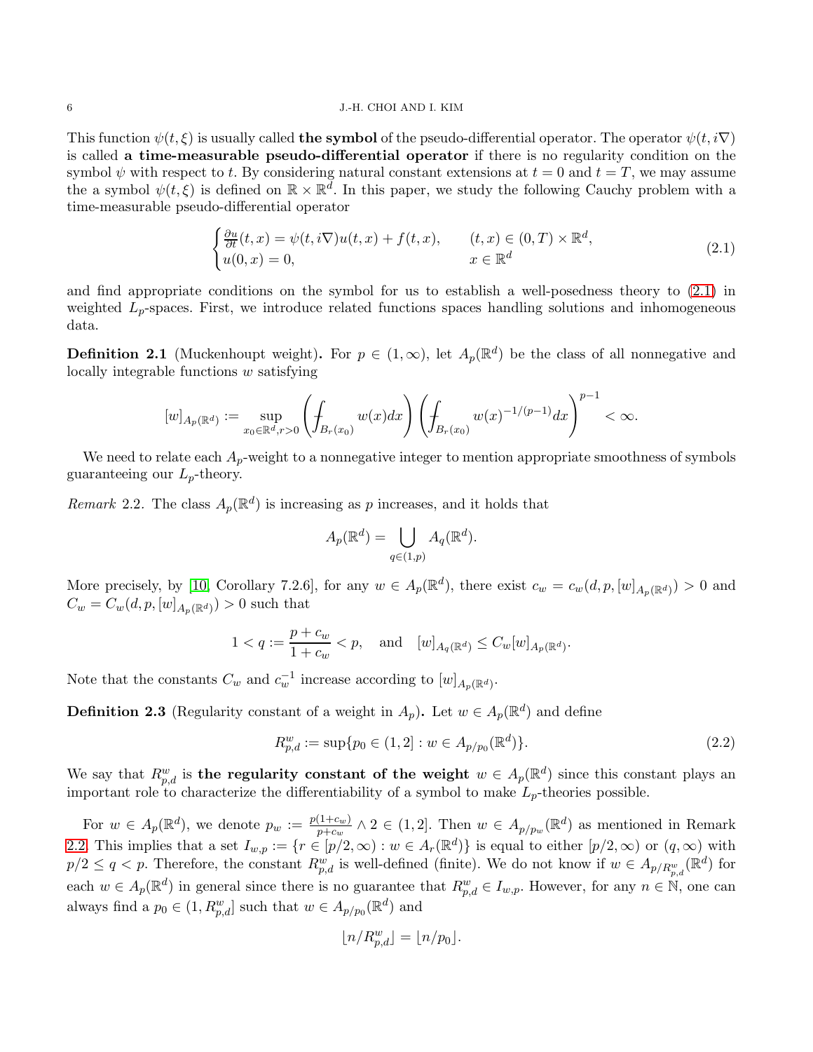This function $\psi(t,\xi)$ is usually called **the symbol** of the pseudo-differential operator. The operator $\psi(t,i\nabla)$ is called **a time-measurable pseudo-differential operator** if there is no regularity condition on the symbol $\psi$ with respect to $t$. By considering natural constant extensions at $t=0$ and $t=T$, we may assume the a symbol $\psi(t,\xi)$ is defined on $\mathbb{R}\times\mathbb{R}^d$. In this paper, we study the following Cauchy problem with a time-measurable pseudo-differential operator

$$\begin{cases}\frac{\partial u}{\partial t}(t,x)=\psi(t,i\nabla)u(t,x)+f(t,x), & (t,x)\in(0,T)\times\mathbb{R}^d,\\ u(0,x)=0, & x\in\mathbb{R}^d\end{cases}\tag{2.1}$$

and find appropriate conditions on the symbol for us to establish a well-posedness theory to (2.1) in weighted $L_p$-spaces. First, we introduce related functions spaces handling solutions and inhomogeneous data.

**Definition 2.1** (Muckenhoupt weight)**.** For $p\in(1,\infty)$, let $A_p(\mathbb{R}^d)$ be the class of all nonnegative and locally integrable functions $w$ satisfying

$$[w]_{A_p(\mathbb{R}^d)}:=\sup_{x_0\in\mathbb{R}^d,r>0}\left(⨍_{B_r(x_0)}w(x)dx\right)\left(⨍_{B_r(x_0)}w(x)^{-1/(p-1)}dx\right)^{p-1}<\infty.$$

We need to relate each $A_p$-weight to a nonnegative integer to mention appropriate smoothness of symbols guaranteeing our $L_p$-theory.

*Remark* 2.2. The class $A_p(\mathbb{R}^d)$ is increasing as $p$ increases, and it holds that

$$A_p(\mathbb{R}^d)=\bigcup_{q\in(1,p)}A_q(\mathbb{R}^d).$$

More precisely, by [10, Corollary 7.2.6], for any $w\in A_p(\mathbb{R}^d)$, there exist $c_w=c_w(d,p,[w]_{A_p(\mathbb{R}^d)})>0$ and $C_w=C_w(d,p,[w]_{A_p(\mathbb{R}^d)})>0$ such that

$$1<q:=\frac{p+c_w}{1+c_w}<p,\quad\text{and}\quad [w]_{A_q(\mathbb{R}^d)}\leq C_w[w]_{A_p(\mathbb{R}^d)}.$$

Note that the constants $C_w$ and $c_w^{-1}$ increase according to $[w]_{A_p(\mathbb{R}^d)}$.

**Definition 2.3** (Regularity constant of a weight in $A_p$)**.** Let $w\in A_p(\mathbb{R}^d)$ and define

$$R_{p,d}^w:=\sup\{p_0\in(1,2]:w\in A_{p/p_0}(\mathbb{R}^d)\}.\tag{2.2}$$

We say that $R_{p,d}^w$ is **the regularity constant of the weight** $w\in A_p(\mathbb{R}^d)$ since this constant plays an important role to characterize the differentiability of a symbol to make $L_p$-theories possible.

For $w\in A_p(\mathbb{R}^d)$, we denote $p_w:=\frac{p(1+c_w)}{p+c_w}\wedge 2\in(1,2]$. Then $w\in A_{p/p_w}(\mathbb{R}^d)$ as mentioned in Remark 2.2. This implies that a set $I_{w,p}:=\{r\in[p/2,\infty):w\in A_r(\mathbb{R}^d)\}$ is equal to either $[p/2,\infty)$ or $(q,\infty)$ with $p/2\leq q<p$. Therefore, the constant $R_{p,d}^w$ is well-defined (finite). We do not know if $w\in A_{p/R_{p,d}^w}(\mathbb{R}^d)$ for each $w\in A_p(\mathbb{R}^d)$ in general since there is no guarantee that $R_{p,d}^w\in I_{w,p}$. However, for any $n\in\mathbb{N}$, one can always find a $p_0\in(1,R_{p,d}^w]$ such that $w\in A_{p/p_0}(\mathbb{R}^d)$ and

$$\lfloor n/R_{p,d}^w\rfloor=\lfloor n/p_0\rfloor.$$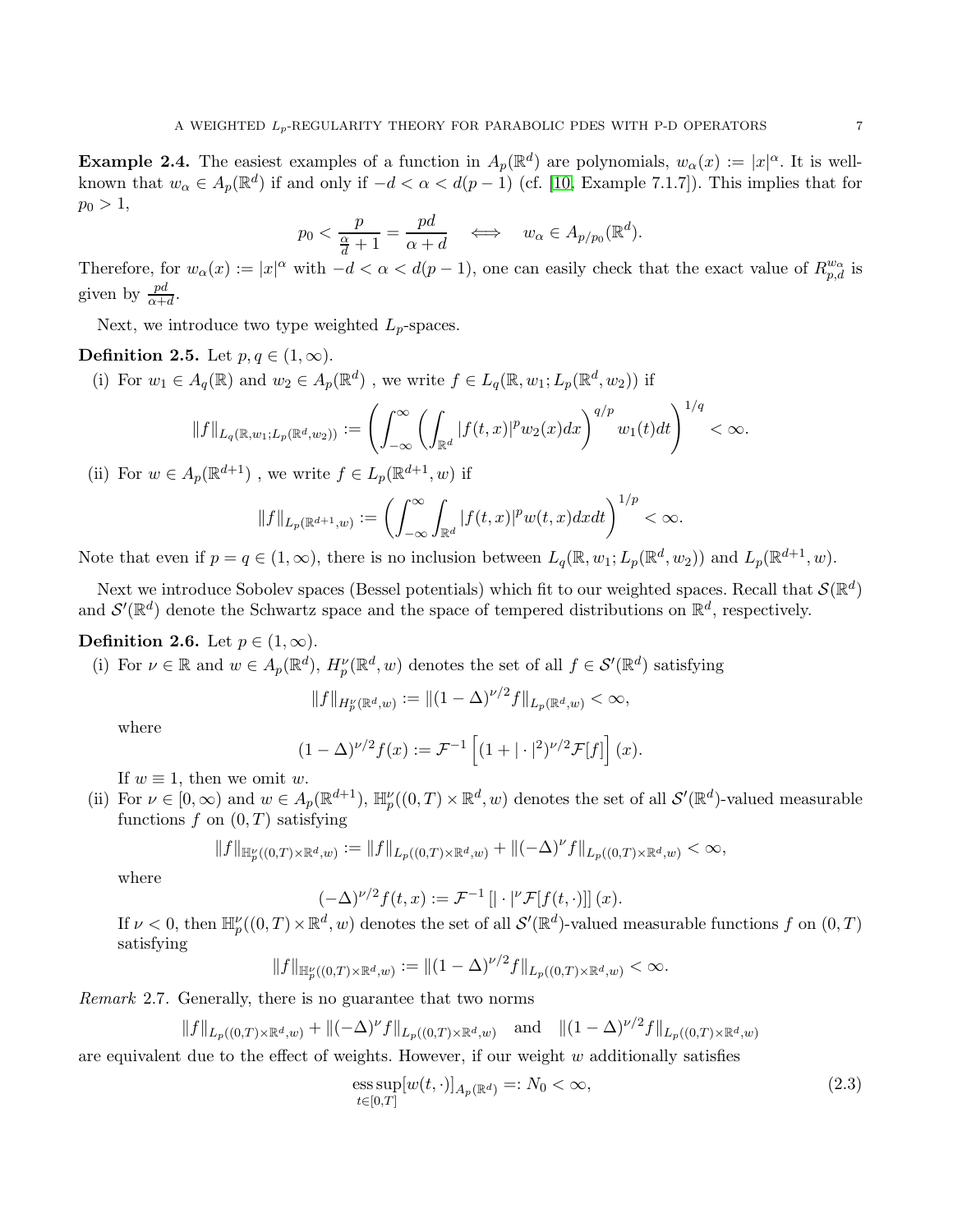**Example 2.4.** The easiest examples of a function in $A_p(\mathbb{R}^d)$ are polynomials, $w_\alpha(x) := |x|^\alpha$. It is well-known that $w_\alpha \in A_p(\mathbb{R}^d)$ if and only if $-d < \alpha < d(p-1)$ (cf. [10, Example 7.1.7]). This implies that for $p_0 > 1$,

$$p_0 < \frac{p}{\frac{\alpha}{d}+1} = \frac{pd}{\alpha+d} \quad \iff \quad w_\alpha \in A_{p/p_0}(\mathbb{R}^d).$$

Therefore, for $w_\alpha(x) := |x|^\alpha$ with $-d < \alpha < d(p-1)$, one can easily check that the exact value of $R_{p,d}^{w_\alpha}$ is given by $\frac{pd}{\alpha+d}$.

Next, we introduce two type weighted $L_p$-spaces.

**Definition 2.5.** Let $p, q \in (1, \infty)$.

(i) For $w_1 \in A_q(\mathbb{R})$ and $w_2 \in A_p(\mathbb{R}^d)$ , we write $f \in L_q(\mathbb{R}, w_1; L_p(\mathbb{R}^d, w_2))$ if

$$\|f\|_{L_q(\mathbb{R},w_1;L_p(\mathbb{R}^d,w_2))} := \left( \int_{-\infty}^{\infty} \left( \int_{\mathbb{R}^d} |f(t,x)|^p w_2(x) dx \right)^{q/p} w_1(t) dt \right)^{1/q} < \infty.$$

(ii) For $w \in A_p(\mathbb{R}^{d+1})$ , we write $f \in L_p(\mathbb{R}^{d+1}, w)$ if

$$\|f\|_{L_p(\mathbb{R}^{d+1},w)} := \left( \int_{-\infty}^{\infty} \int_{\mathbb{R}^d} |f(t,x)|^p w(t,x) dx dt \right)^{1/p} < \infty.$$

Note that even if $p = q \in (1, \infty)$, there is no inclusion between $L_q(\mathbb{R}, w_1; L_p(\mathbb{R}^d, w_2))$ and $L_p(\mathbb{R}^{d+1}, w)$.

Next we introduce Sobolev spaces (Bessel potentials) which fit to our weighted spaces. Recall that $\mathcal{S}(\mathbb{R}^d)$ and $\mathcal{S}'(\mathbb{R}^d)$ denote the Schwartz space and the space of tempered distributions on $\mathbb{R}^d$, respectively.

**Definition 2.6.** Let $p \in (1, \infty)$.

(i) For $\nu \in \mathbb{R}$ and $w \in A_p(\mathbb{R}^d)$, $H_p^\nu(\mathbb{R}^d, w)$ denotes the set of all $f \in \mathcal{S}'(\mathbb{R}^d)$ satisfying

$$\|f\|_{H_p^\nu(\mathbb{R}^d,w)} := \|(1-\Delta)^{\nu/2} f\|_{L_p(\mathbb{R}^d,w)} < \infty,$$

where

$$(1-\Delta)^{\nu/2} f(x) := \mathcal{F}^{-1}\left[(1+|\cdot|^2)^{\nu/2}\mathcal{F}[f]\right](x).$$

If $w \equiv 1$, then we omit $w$.

(ii) For $\nu \in [0, \infty)$ and $w \in A_p(\mathbb{R}^{d+1})$, $\mathbb{H}_p^\nu((0,T) \times \mathbb{R}^d, w)$ denotes the set of all $\mathcal{S}'(\mathbb{R}^d)$-valued measurable functions $f$ on $(0,T)$ satisfying

$$\|f\|_{\mathbb{H}_p^\nu((0,T)\times\mathbb{R}^d,w)} := \|f\|_{L_p((0,T)\times\mathbb{R}^d,w)} + \|(-\Delta)^\nu f\|_{L_p((0,T)\times\mathbb{R}^d,w)} < \infty,$$

where

$$(-\Delta)^{\nu/2} f(t,x) := \mathcal{F}^{-1}\left[|\cdot|^\nu \mathcal{F}[f(t,\cdot)]\right](x).$$

If $\nu < 0$, then $\mathbb{H}_p^\nu((0,T) \times \mathbb{R}^d, w)$ denotes the set of all $\mathcal{S}'(\mathbb{R}^d)$-valued measurable functions $f$ on $(0,T)$ satisfying

$$\|f\|_{\mathbb{H}_p^\nu((0,T)\times\mathbb{R}^d,w)} := \|(1-\Delta)^{\nu/2} f\|_{L_p((0,T)\times\mathbb{R}^d,w)} < \infty.$$

*Remark* 2.7. Generally, there is no guarantee that two norms

$$\|f\|_{L_p((0,T)\times\mathbb{R}^d,w)} + \|(-\Delta)^\nu f\|_{L_p((0,T)\times\mathbb{R}^d,w)} \quad \text{and} \quad \|(1-\Delta)^{\nu/2} f\|_{L_p((0,T)\times\mathbb{R}^d,w)}$$

are equivalent due to the effect of weights. However, if our weight $w$ additionally satisfies

$$\operatorname*{ess\,sup}_{t\in[0,T]} [w(t,\cdot)]_{A_p(\mathbb{R}^d)} =: N_0 < \infty, \tag{2.3}$$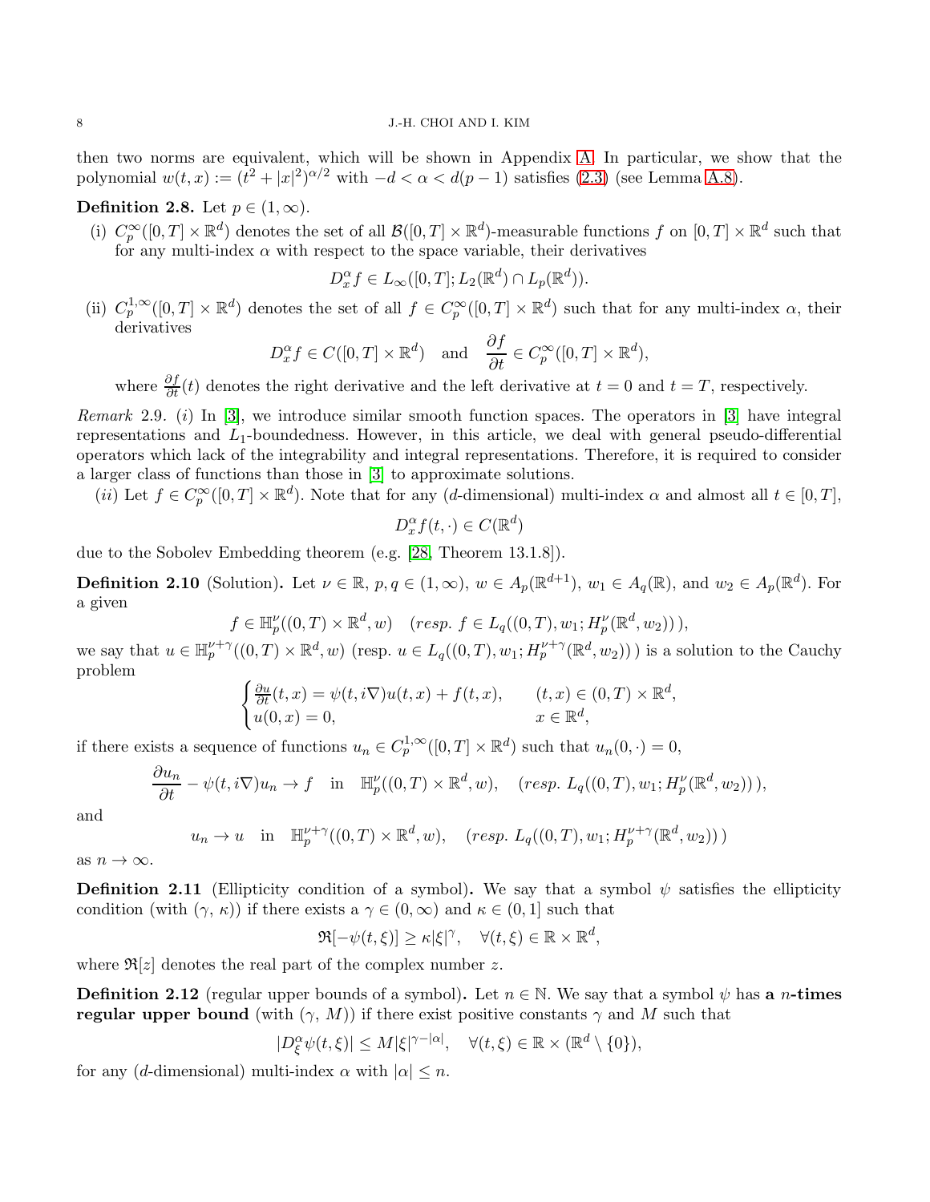then two norms are equivalent, which will be shown in Appendix A. In particular, we show that the polynomial $w(t,x) := (t^2+|x|^2)^{\alpha/2}$ with $-d<\alpha<d(p-1)$ satisfies (2.3) (see Lemma A.8).

**Definition 2.8.** Let $p\in(1,\infty)$.

(i) $C_p^\infty([0,T]\times\mathbb{R}^d)$ denotes the set of all $\mathcal{B}([0,T]\times\mathbb{R}^d)$-measurable functions $f$ on $[0,T]\times\mathbb{R}^d$ such that for any multi-index $\alpha$ with respect to the space variable, their derivatives

$$D_x^\alpha f \in L_\infty([0,T];L_2(\mathbb{R}^d)\cap L_p(\mathbb{R}^d)).$$

(ii) $C_p^{1,\infty}([0,T]\times\mathbb{R}^d)$ denotes the set of all $f\in C_p^\infty([0,T]\times\mathbb{R}^d)$ such that for any multi-index $\alpha$, their derivatives

$$D_x^\alpha f\in C([0,T]\times\mathbb{R}^d) \quad \text{and} \quad \frac{\partial f}{\partial t}\in C_p^\infty([0,T]\times\mathbb{R}^d),$$

where $\frac{\partial f}{\partial t}(t)$ denotes the right derivative and the left derivative at $t=0$ and $t=T$, respectively.

*Remark* 2.9. (*i*) In [3], we introduce similar smooth function spaces. The operators in [3] have integral representations and $L_1$-boundedness. However, in this article, we deal with general pseudo-differential operators which lack of the integrability and integral representations. Therefore, it is required to consider a larger class of functions than those in [3] to approximate solutions.

(*ii*) Let $f\in C_p^\infty([0,T]\times\mathbb{R}^d)$. Note that for any ($d$-dimensional) multi-index $\alpha$ and almost all $t\in[0,T]$,

$$D_x^\alpha f(t,\cdot)\in C(\mathbb{R}^d)$$

due to the Sobolev Embedding theorem (e.g. [28, Theorem 13.1.8]).

**Definition 2.10** (Solution)**.** Let $\nu\in\mathbb{R}$, $p,q\in(1,\infty)$, $w\in A_p(\mathbb{R}^{d+1})$, $w_1\in A_q(\mathbb{R})$, and $w_2\in A_p(\mathbb{R}^d)$. For a given

$$f\in \mathbb{H}_p^\nu((0,T)\times\mathbb{R}^d,w) \quad (\textit{resp. } f\in L_q((0,T),w_1;H_p^\nu(\mathbb{R}^d,w_2))\,),$$

we say that $u\in\mathbb{H}_p^{\nu+\gamma}((0,T)\times\mathbb{R}^d,w)$ (resp. $u\in L_q((0,T),w_1;H_p^{\nu+\gamma}(\mathbb{R}^d,w_2))$ ) is a solution to the Cauchy problem

$$\begin{cases}\frac{\partial u}{\partial t}(t,x)=\psi(t,i\nabla)u(t,x)+f(t,x), & (t,x)\in(0,T)\times\mathbb{R}^d,\\ u(0,x)=0, & x\in\mathbb{R}^d,\end{cases}$$

if there exists a sequence of functions $u_n\in C_p^{1,\infty}([0,T]\times\mathbb{R}^d)$ such that $u_n(0,\cdot)=0$,

$$\frac{\partial u_n}{\partial t}-\psi(t,i\nabla)u_n\to f \quad \text{in} \quad \mathbb{H}_p^\nu((0,T)\times\mathbb{R}^d,w), \quad (\textit{resp. } L_q((0,T),w_1;H_p^\nu(\mathbb{R}^d,w_2))\,),$$

and

$$u_n\to u \quad \text{in} \quad \mathbb{H}_p^{\nu+\gamma}((0,T)\times\mathbb{R}^d,w), \quad (\textit{resp. } L_q((0,T),w_1;H_p^{\nu+\gamma}(\mathbb{R}^d,w_2))\,)$$

as $n\to\infty$.

**Definition 2.11** (Ellipticity condition of a symbol)**.** We say that a symbol $\psi$ satisfies the ellipticity condition (with $(\gamma,\,\kappa)$) if there exists a $\gamma\in(0,\infty)$ and $\kappa\in(0,1]$ such that

$$\Re[-\psi(t,\xi)]\geq\kappa|\xi|^\gamma, \quad \forall(t,\xi)\in\mathbb{R}\times\mathbb{R}^d,$$

where $\Re[z]$ denotes the real part of the complex number $z$.

**Definition 2.12** (regular upper bounds of a symbol)**.** Let $n\in\mathbb{N}$. We say that a symbol $\psi$ has **a** $n$**-times regular upper bound** (with $(\gamma,\,M)$) if there exist positive constants $\gamma$ and $M$ such that

$$|D_\xi^\alpha\psi(t,\xi)|\leq M|\xi|^{\gamma-|\alpha|}, \quad \forall(t,\xi)\in\mathbb{R}\times(\mathbb{R}^d\setminus\{0\}),$$

for any ($d$-dimensional) multi-index $\alpha$ with $|\alpha|\leq n$.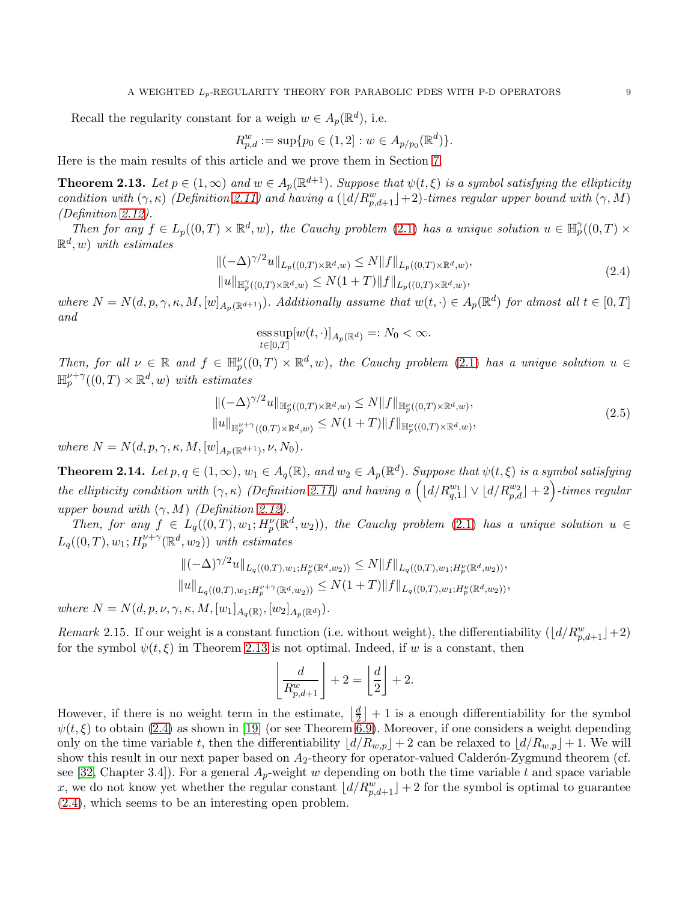Recall the regularity constant for a weigh $w \in A_p(\mathbb{R}^d)$, i.e.

$$R^w_{p,d} := \sup\{p_0 \in (1,2] : w \in A_{p/p_0}(\mathbb{R}^d)\}.$$

Here is the main results of this article and we prove them in Section 7.

**Theorem 2.13.** *Let $p \in (1,\infty)$ and $w \in A_p(\mathbb{R}^{d+1})$. Suppose that $\psi(t,\xi)$ is a symbol satisfying the ellipticity condition with $(\gamma,\kappa)$ (Definition 2.11) and having a $(\lfloor d/R^w_{p,d+1}\rfloor+2)$-times regular upper bound with $(\gamma, M)$ (Definition 2.12).*

*Then for any $f \in L_p((0,T)\times\mathbb{R}^d, w)$, the Cauchy problem (2.1) has a unique solution $u \in \mathbb{H}^\gamma_p((0,T)\times\mathbb{R}^d, w)$ with estimates*

$$\begin{aligned} \|(-\Delta)^{\gamma/2}u\|_{L_p((0,T)\times\mathbb{R}^d,w)} &\le N\|f\|_{L_p((0,T)\times\mathbb{R}^d,w)},\\ \|u\|_{\mathbb{H}^\gamma_p((0,T)\times\mathbb{R}^d,w)} &\le N(1+T)\|f\|_{L_p((0,T)\times\mathbb{R}^d,w)}, \end{aligned} \tag{2.4}$$

*where $N = N(d,p,\gamma,\kappa,M,[w]_{A_p(\mathbb{R}^{d+1})})$. Additionally assume that $w(t,\cdot) \in A_p(\mathbb{R}^d)$ for almost all $t \in [0,T]$ and*

$$\operatorname*{ess\,sup}_{t\in[0,T]}[w(t,\cdot)]_{A_p(\mathbb{R}^d)} =: N_0 < \infty.$$

*Then, for all $\nu \in \mathbb{R}$ and $f \in \mathbb{H}^\nu_p((0,T)\times\mathbb{R}^d, w)$, the Cauchy problem (2.1) has a unique solution $u \in \mathbb{H}^{\nu+\gamma}_p((0,T)\times\mathbb{R}^d, w)$ with estimates*

$$\begin{aligned} \|(-\Delta)^{\gamma/2}u\|_{\mathbb{H}^\nu_p((0,T)\times\mathbb{R}^d,w)} &\le N\|f\|_{\mathbb{H}^\nu_p((0,T)\times\mathbb{R}^d,w)},\\ \|u\|_{\mathbb{H}^{\nu+\gamma}_p((0,T)\times\mathbb{R}^d,w)} &\le N(1+T)\|f\|_{\mathbb{H}^\nu_p((0,T)\times\mathbb{R}^d,w)}, \end{aligned} \tag{2.5}$$

*where $N = N(d,p,\gamma,\kappa,M,[w]_{A_p(\mathbb{R}^{d+1})},\nu,N_0)$.*

**Theorem 2.14.** *Let $p,q \in (1,\infty)$, $w_1 \in A_q(\mathbb{R})$, and $w_2 \in A_p(\mathbb{R}^d)$. Suppose that $\psi(t,\xi)$ is a symbol satisfying the ellipticity condition with $(\gamma,\kappa)$ (Definition 2.11) and having a $\left(\lfloor d/R^{w_1}_{q,1}\rfloor \vee \lfloor d/R^{w_2}_{p,d}\rfloor + 2\right)$-times regular upper bound with $(\gamma, M)$ (Definition 2.12).*

*Then, for any $f \in L_q((0,T), w_1; H^\nu_p(\mathbb{R}^d, w_2))$, the Cauchy problem (2.1) has a unique solution $u \in L_q((0,T), w_1; H^{\nu+\gamma}_p(\mathbb{R}^d, w_2))$ with estimates*

$$\begin{aligned} \|(-\Delta)^{\gamma/2}u\|_{L_q((0,T),w_1;H^\nu_p(\mathbb{R}^d,w_2))} &\le N\|f\|_{L_q((0,T),w_1;H^\nu_p(\mathbb{R}^d,w_2))},\\ \|u\|_{L_q((0,T),w_1;H^{\nu+\gamma}_p(\mathbb{R}^d,w_2))} &\le N(1+T)\|f\|_{L_q((0,T),w_1;H^\nu_p(\mathbb{R}^d,w_2))}, \end{aligned}$$

*where $N = N(d,p,\nu,\gamma,\kappa,M,[w_1]_{A_q(\mathbb{R})},[w_2]_{A_p(\mathbb{R}^d)})$.*

*Remark* 2.15. If our weight is a constant function (i.e. without weight), the differentiability $(\lfloor d/R^w_{p,d+1}\rfloor+2)$ for the symbol $\psi(t,\xi)$ in Theorem 2.13 is not optimal. Indeed, if $w$ is a constant, then

$$\left\lfloor \frac{d}{R^w_{p,d+1}} \right\rfloor + 2 = \left\lfloor \frac{d}{2} \right\rfloor + 2.$$

However, if there is no weight term in the estimate, $\lfloor \frac{d}{2} \rfloor + 1$ is a enough differentiability for the symbol $\psi(t,\xi)$ to obtain (2.4) as shown in [19] (or see Theorem 6.9). Moreover, if one considers a weight depending only on the time variable $t$, then the differentiability $\lfloor d/R_{w,p}\rfloor + 2$ can be relaxed to $\lfloor d/R_{w,p}\rfloor + 1$. We will show this result in our next paper based on $A_2$-theory for operator-valued Calderón-Zygmund theorem (cf. see [32, Chapter 3.4]). For a general $A_p$-weight $w$ depending on both the time variable $t$ and space variable $x$, we do not know yet whether the regular constant $\lfloor d/R^w_{p,d+1}\rfloor + 2$ for the symbol is optimal to guarantee (2.4), which seems to be an interesting open problem.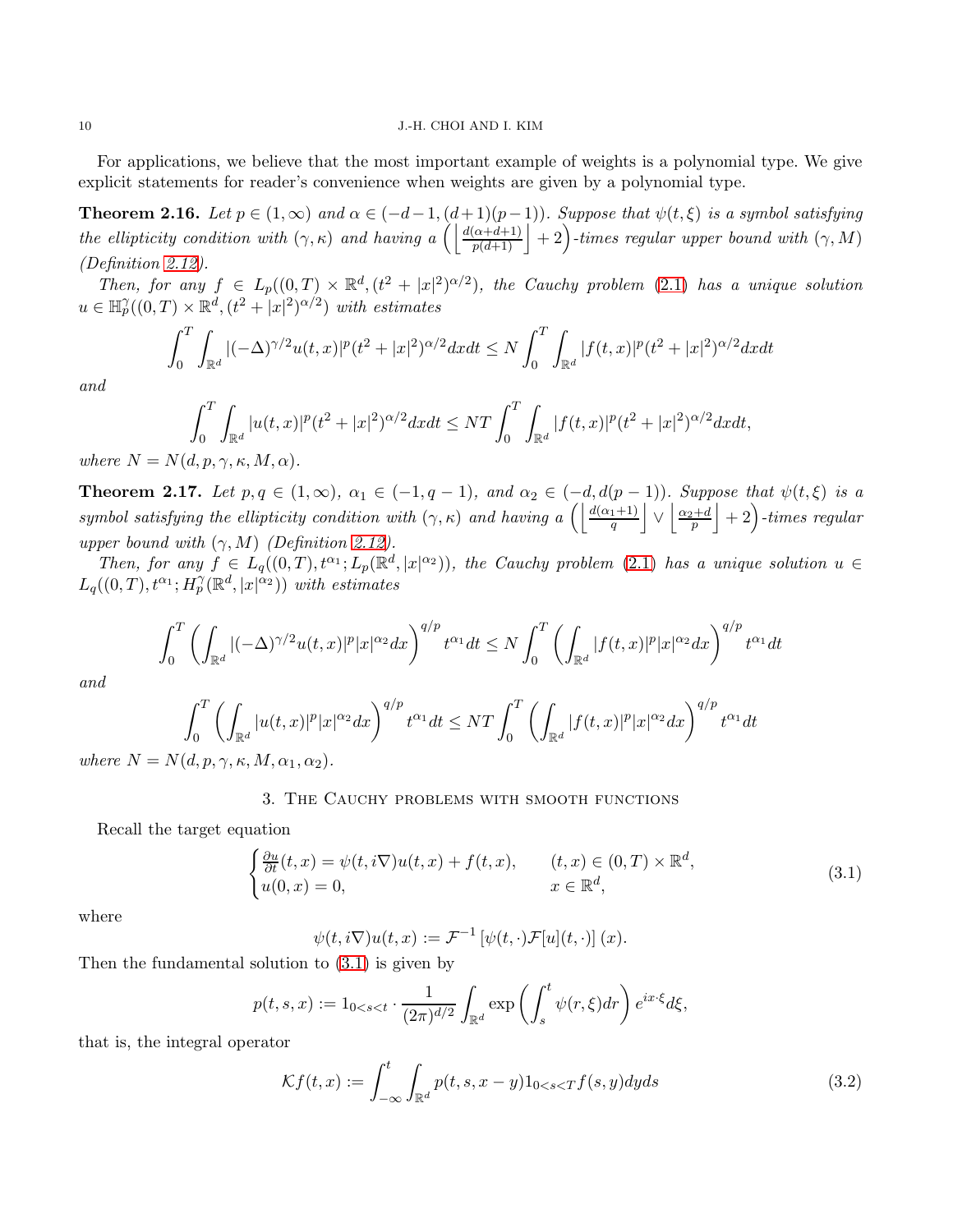For applications, we believe that the most important example of weights is a polynomial type. We give explicit statements for reader's convenience when weights are given by a polynomial type.

**Theorem 2.16.** *Let $p \in (1,\infty)$ and $\alpha \in (-d-1,(d+1)(p-1))$. Suppose that $\psi(t,\xi)$ is a symbol satisfying the ellipticity condition with $(\gamma,\kappa)$ and having a $\left(\left\lfloor \frac{d(\alpha+d+1)}{p(d+1)} \right\rfloor + 2\right)$-times regular upper bound with $(\gamma, M)$ (Definition 2.12).*

*Then, for any $f \in L_p((0,T)\times\mathbb{R}^d,(t^2+|x|^2)^{\alpha/2})$, the Cauchy problem (2.1) has a unique solution $u \in \mathbb{H}_p^{\gamma}((0,T)\times\mathbb{R}^d,(t^2+|x|^2)^{\alpha/2})$ with estimates*

$$\int_0^T \int_{\mathbb{R}^d} |(-\Delta)^{\gamma/2} u(t,x)|^p (t^2+|x|^2)^{\alpha/2} dx dt \leq N \int_0^T \int_{\mathbb{R}^d} |f(t,x)|^p (t^2+|x|^2)^{\alpha/2} dx dt$$

*and*

$$\int_0^T \int_{\mathbb{R}^d} |u(t,x)|^p (t^2+|x|^2)^{\alpha/2} dx dt \leq NT \int_0^T \int_{\mathbb{R}^d} |f(t,x)|^p (t^2+|x|^2)^{\alpha/2} dx dt,$$

*where $N = N(d,p,\gamma,\kappa,M,\alpha)$.*

**Theorem 2.17.** *Let $p,q \in (1,\infty)$, $\alpha_1 \in (-1,q-1)$, and $\alpha_2 \in (-d,d(p-1))$. Suppose that $\psi(t,\xi)$ is a symbol satisfying the ellipticity condition with $(\gamma,\kappa)$ and having a $\left(\left\lfloor \frac{d(\alpha_1+1)}{q} \right\rfloor \vee \left\lfloor \frac{\alpha_2+d}{p} \right\rfloor + 2\right)$-times regular upper bound with $(\gamma, M)$ (Definition 2.12).*

*Then, for any $f \in L_q((0,T),t^{\alpha_1};L_p(\mathbb{R}^d,|x|^{\alpha_2}))$, the Cauchy problem (2.1) has a unique solution $u \in L_q((0,T),t^{\alpha_1};H_p^{\gamma}(\mathbb{R}^d,|x|^{\alpha_2}))$ with estimates*

$$\int_0^T \left( \int_{\mathbb{R}^d} |(-\Delta)^{\gamma/2} u(t,x)|^p |x|^{\alpha_2} dx \right)^{q/p} t^{\alpha_1} dt \leq N \int_0^T \left( \int_{\mathbb{R}^d} |f(t,x)|^p |x|^{\alpha_2} dx \right)^{q/p} t^{\alpha_1} dt$$

*and*

$$\int_0^T \left( \int_{\mathbb{R}^d} |u(t,x)|^p |x|^{\alpha_2} dx \right)^{q/p} t^{\alpha_1} dt \leq NT \int_0^T \left( \int_{\mathbb{R}^d} |f(t,x)|^p |x|^{\alpha_2} dx \right)^{q/p} t^{\alpha_1} dt$$

*where $N = N(d,p,\gamma,\kappa,M,\alpha_1,\alpha_2)$.*

## 3. The Cauchy problems with smooth functions

Recall the target equation

$$\begin{cases} \frac{\partial u}{\partial t}(t,x) = \psi(t,i\nabla)u(t,x) + f(t,x), & (t,x) \in (0,T)\times\mathbb{R}^d, \\ u(0,x) = 0, & x \in \mathbb{R}^d, \end{cases} \tag{3.1}$$

where

$$\psi(t,i\nabla)u(t,x) := \mathcal{F}^{-1}\left[\psi(t,\cdot)\mathcal{F}[u](t,\cdot)\right](x).$$

Then the fundamental solution to (3.1) is given by

$$p(t,s,x) := 1_{0<s<t} \cdot \frac{1}{(2\pi)^{d/2}} \int_{\mathbb{R}^d} \exp\left( \int_s^t \psi(r,\xi) dr \right) e^{ix\cdot\xi} d\xi,$$

that is, the integral operator

$$\mathcal{K}f(t,x) := \int_{-\infty}^t \int_{\mathbb{R}^d} p(t,s,x-y) 1_{0<s<T} f(s,y) dy ds \tag{3.2}$$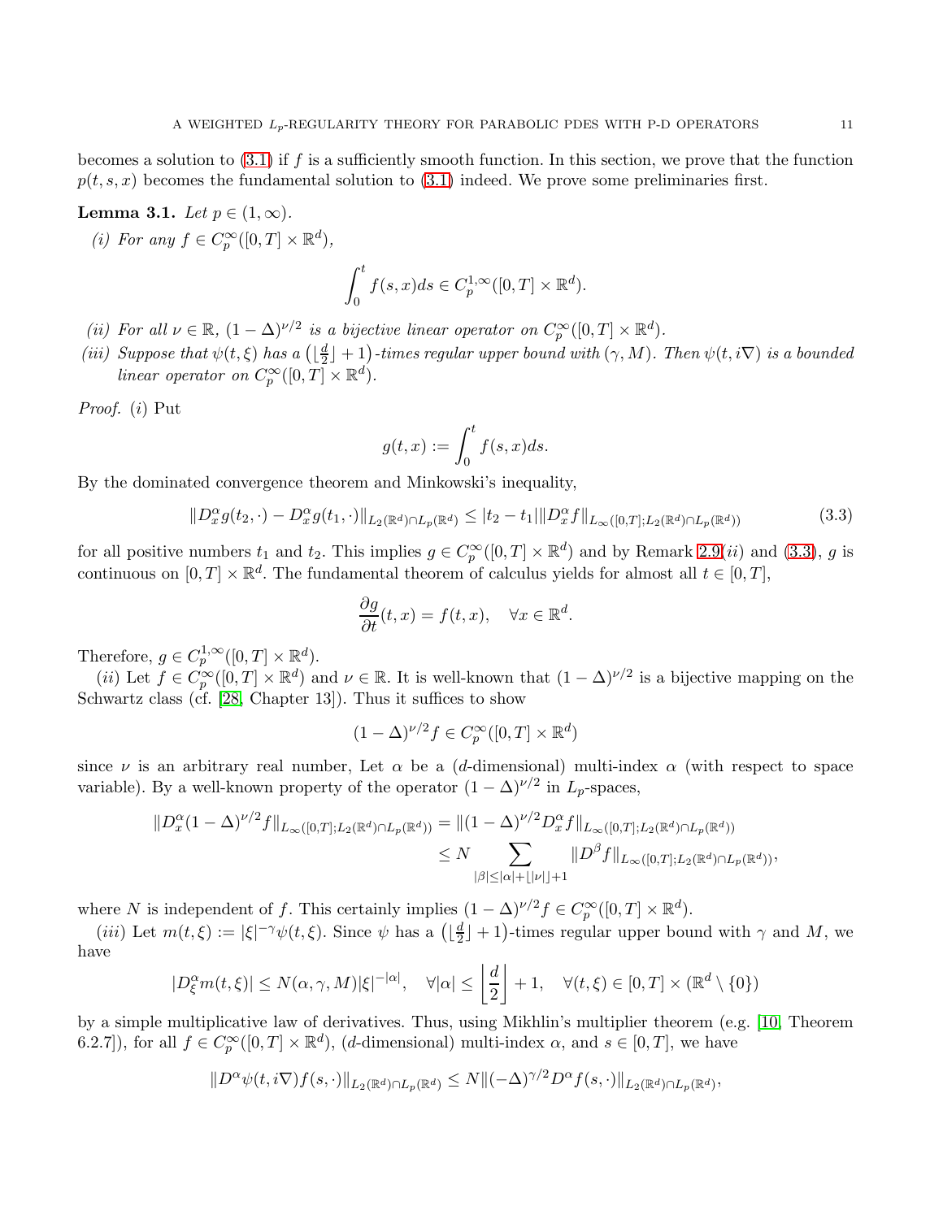becomes a solution to (3.1) if $f$ is a sufficiently smooth function. In this section, we prove that the function $p(t,s,x)$ becomes the fundamental solution to (3.1) indeed. We prove some preliminaries first.

**Lemma 3.1.** *Let $p \in (1,\infty)$.*

*(i) For any $f \in C_p^\infty([0,T]\times\mathbb{R}^d)$,*

$$\int_0^t f(s,x)ds \in C_p^{1,\infty}([0,T]\times\mathbb{R}^d).$$

*(ii) For all $\nu \in \mathbb{R}$, $(1-\Delta)^{\nu/2}$ is a bijective linear operator on $C_p^\infty([0,T]\times\mathbb{R}^d)$.*

*(iii) Suppose that $\psi(t,\xi)$ has a $\left(\lfloor\frac{d}{2}\rfloor+1\right)$-times regular upper bound with $(\gamma, M)$. Then $\psi(t,i\nabla)$ is a bounded linear operator on $C_p^\infty([0,T]\times\mathbb{R}^d)$.*

*Proof.* $(i)$ Put

$$g(t,x) := \int_0^t f(s,x)ds.$$

By the dominated convergence theorem and Minkowski's inequality,

$$\|D_x^\alpha g(t_2,\cdot) - D_x^\alpha g(t_1,\cdot)\|_{L_2(\mathbb{R}^d)\cap L_p(\mathbb{R}^d)} \leq |t_2-t_1| \|D_x^\alpha f\|_{L_\infty([0,T];L_2(\mathbb{R}^d)\cap L_p(\mathbb{R}^d))} \tag{3.3}$$

for all positive numbers $t_1$ and $t_2$. This implies $g \in C_p^\infty([0,T]\times\mathbb{R}^d)$ and by Remark 2.9$(ii)$ and (3.3), $g$ is continuous on $[0,T]\times\mathbb{R}^d$. The fundamental theorem of calculus yields for almost all $t\in[0,T]$,

$$\frac{\partial g}{\partial t}(t,x) = f(t,x), \quad \forall x \in \mathbb{R}^d.$$

Therefore, $g \in C_p^{1,\infty}([0,T]\times\mathbb{R}^d)$.

$(ii)$ Let $f \in C_p^\infty([0,T]\times\mathbb{R}^d)$ and $\nu\in\mathbb{R}$. It is well-known that $(1-\Delta)^{\nu/2}$ is a bijective mapping on the Schwartz class (cf. [28, Chapter 13]). Thus it suffices to show

$$(1-\Delta)^{\nu/2} f \in C_p^\infty([0,T]\times\mathbb{R}^d)$$

since $\nu$ is an arbitrary real number, Let $\alpha$ be a ($d$-dimensional) multi-index $\alpha$ (with respect to space variable). By a well-known property of the operator $(1-\Delta)^{\nu/2}$ in $L_p$-spaces,

$$\begin{aligned}\|D_x^\alpha (1-\Delta)^{\nu/2} f\|_{L_\infty([0,T];L_2(\mathbb{R}^d)\cap L_p(\mathbb{R}^d))} &= \|(1-\Delta)^{\nu/2} D_x^\alpha f\|_{L_\infty([0,T];L_2(\mathbb{R}^d)\cap L_p(\mathbb{R}^d))} \\ &\leq N \sum_{|\beta|\leq|\alpha|+\lfloor|\nu|\rfloor+1} \|D^\beta f\|_{L_\infty([0,T];L_2(\mathbb{R}^d)\cap L_p(\mathbb{R}^d))},\end{aligned}$$

where $N$ is independent of $f$. This certainly implies $(1-\Delta)^{\nu/2} f \in C_p^\infty([0,T]\times\mathbb{R}^d)$.

$(iii)$ Let $m(t,\xi) := |\xi|^{-\gamma}\psi(t,\xi)$. Since $\psi$ has a $\left(\lfloor\frac{d}{2}\rfloor+1\right)$-times regular upper bound with $\gamma$ and $M$, we have

$$|D_\xi^\alpha m(t,\xi)| \leq N(\alpha,\gamma,M)|\xi|^{-|\alpha|}, \quad \forall |\alpha| \leq \left\lfloor\frac{d}{2}\right\rfloor + 1, \quad \forall (t,\xi) \in [0,T]\times(\mathbb{R}^d\setminus\{0\})$$

by a simple multiplicative law of derivatives. Thus, using Mikhlin's multiplier theorem (e.g. [10, Theorem 6.2.7]), for all $f \in C_p^\infty([0,T]\times\mathbb{R}^d)$, ($d$-dimensional) multi-index $\alpha$, and $s\in[0,T]$, we have

$$\|D^\alpha \psi(t,i\nabla) f(s,\cdot)\|_{L_2(\mathbb{R}^d)\cap L_p(\mathbb{R}^d)} \leq N \|(-\Delta)^{\gamma/2} D^\alpha f(s,\cdot)\|_{L_2(\mathbb{R}^d)\cap L_p(\mathbb{R}^d)},$$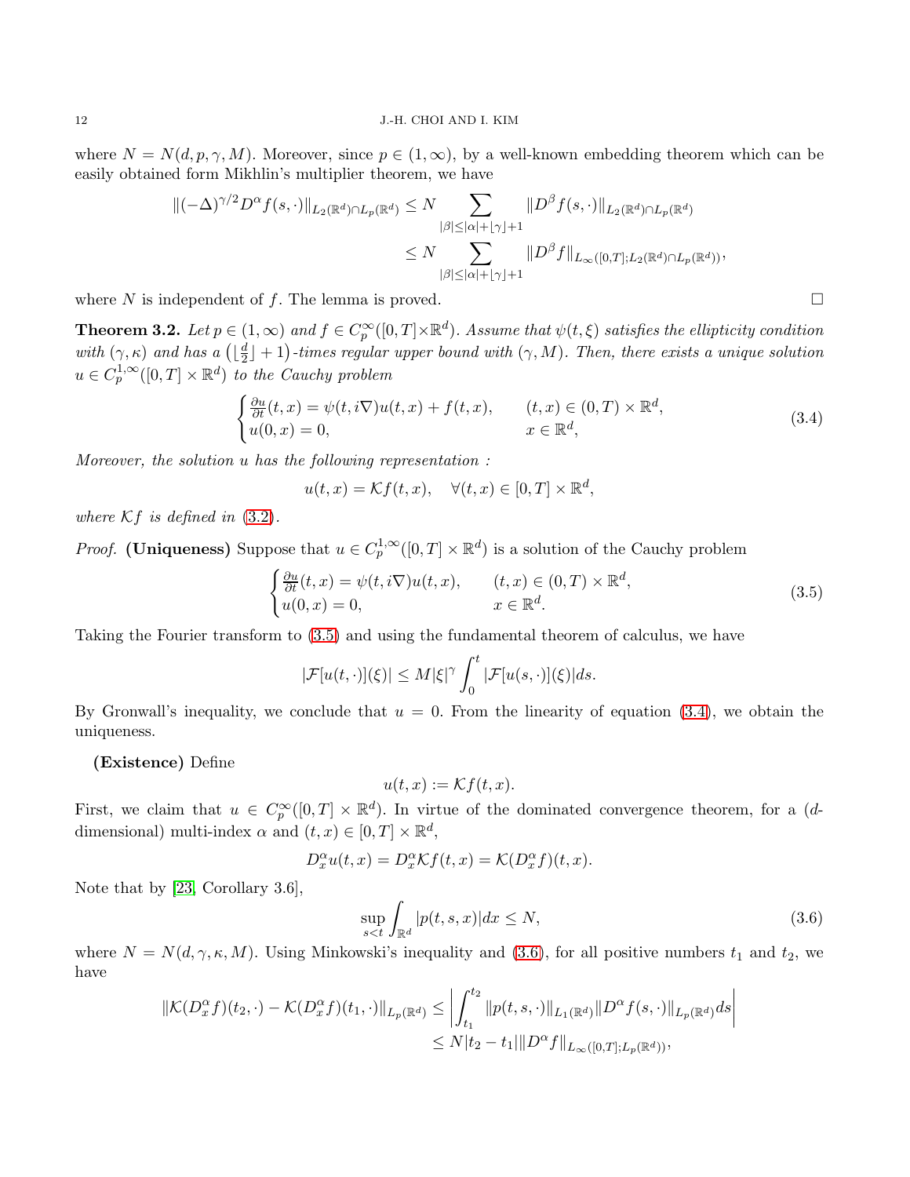where $N = N(d, p, \gamma, M)$. Moreover, since $p \in (1, \infty)$, by a well-known embedding theorem which can be easily obtained form Mikhlin's multiplier theorem, we have

$$
\begin{aligned}
\|(-\Delta)^{\gamma/2} D^\alpha f(s, \cdot)\|_{L_2(\mathbb{R}^d) \cap L_p(\mathbb{R}^d)} &\leq N \sum_{|\beta| \leq |\alpha| + \lfloor \gamma \rfloor + 1} \|D^\beta f(s, \cdot)\|_{L_2(\mathbb{R}^d) \cap L_p(\mathbb{R}^d)} \\
&\leq N \sum_{|\beta| \leq |\alpha| + \lfloor \gamma \rfloor + 1} \|D^\beta f\|_{L_\infty([0,T]; L_2(\mathbb{R}^d) \cap L_p(\mathbb{R}^d))},
\end{aligned}
$$

where $N$ is independent of $f$. The lemma is proved. $\square$

**Theorem 3.2.** *Let $p \in (1, \infty)$ and $f \in C_p^\infty([0,T] \times \mathbb{R}^d)$. Assume that $\psi(t, \xi)$ satisfies the ellipticity condition with $(\gamma, \kappa)$ and has a $\left(\lfloor \frac{d}{2} \rfloor + 1\right)$-times regular upper bound with $(\gamma, M)$. Then, there exists a unique solution $u \in C_p^{1,\infty}([0,T] \times \mathbb{R}^d)$ to the Cauchy problem*

$$
\begin{cases}
\frac{\partial u}{\partial t}(t,x) = \psi(t, i\nabla) u(t,x) + f(t,x), & (t,x) \in (0,T) \times \mathbb{R}^d, \\
u(0,x) = 0, & x \in \mathbb{R}^d,
\end{cases}
\tag{3.4}
$$

*Moreover, the solution $u$ has the following representation :*

$$
u(t,x) = \mathcal{K} f(t,x), \quad \forall (t,x) \in [0,T] \times \mathbb{R}^d,
$$

*where $\mathcal{K} f$ is defined in (3.2).*

*Proof.* **(Uniqueness)** Suppose that $u \in C_p^{1,\infty}([0,T] \times \mathbb{R}^d)$ is a solution of the Cauchy problem

$$
\begin{cases}
\frac{\partial u}{\partial t}(t,x) = \psi(t, i\nabla) u(t,x), & (t,x) \in (0,T) \times \mathbb{R}^d, \\
u(0,x) = 0, & x \in \mathbb{R}^d.
\end{cases}
\tag{3.5}
$$

Taking the Fourier transform to (3.5) and using the fundamental theorem of calculus, we have

$$
|\mathcal{F}[u(t,\cdot)](\xi)| \leq M |\xi|^\gamma \int_0^t |\mathcal{F}[u(s,\cdot)](\xi)| ds.
$$

By Gronwall's inequality, we conclude that $u = 0$. From the linearity of equation (3.4), we obtain the uniqueness.

**(Existence)** Define

$$
u(t,x) := \mathcal{K} f(t,x).
$$

First, we claim that $u \in C_p^\infty([0,T] \times \mathbb{R}^d)$. In virtue of the dominated convergence theorem, for a ($d$-dimensional) multi-index $\alpha$ and $(t,x) \in [0,T] \times \mathbb{R}^d$,

$$
D_x^\alpha u(t,x) = D_x^\alpha \mathcal{K} f(t,x) = \mathcal{K}(D_x^\alpha f)(t,x).
$$

Note that by [23, Corollary 3.6],

$$
\sup_{s<t} \int_{\mathbb{R}^d} |p(t,s,x)| dx \leq N,
\tag{3.6}
$$

where $N = N(d, \gamma, \kappa, M)$. Using Minkowski's inequality and (3.6), for all positive numbers $t_1$ and $t_2$, we have

$$
\begin{aligned}
\|\mathcal{K}(D_x^\alpha f)(t_2, \cdot) - \mathcal{K}(D_x^\alpha f)(t_1, \cdot)\|_{L_p(\mathbb{R}^d)} &\leq \left| \int_{t_1}^{t_2} \|p(t,s,\cdot)\|_{L_1(\mathbb{R}^d)} \|D^\alpha f(s,\cdot)\|_{L_p(\mathbb{R}^d)} ds \right| \\
&\leq N |t_2 - t_1| \|D^\alpha f\|_{L_\infty([0,T]; L_p(\mathbb{R}^d))},
\end{aligned}
$$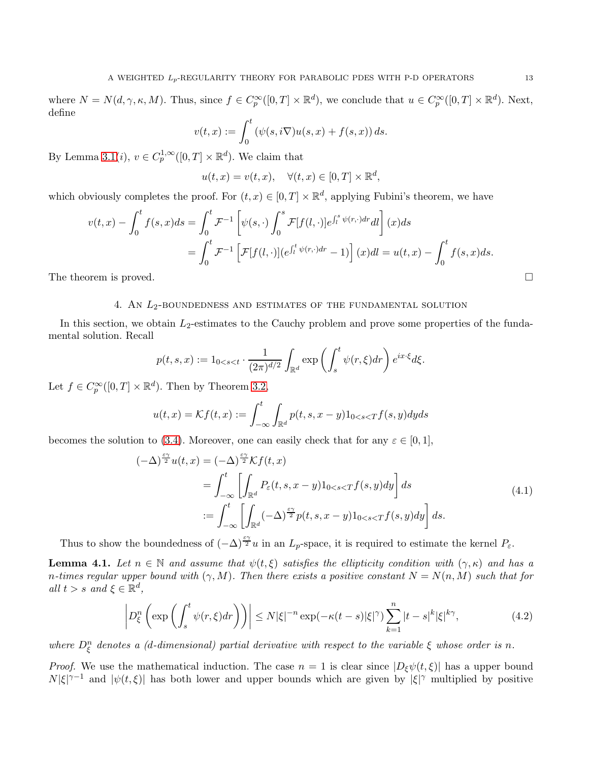where $N = N(d, \gamma, \kappa, M)$. Thus, since $f \in C_p^\infty([0,T] \times \mathbb{R}^d)$, we conclude that $u \in C_p^\infty([0,T] \times \mathbb{R}^d)$. Next, define

$$v(t,x) := \int_0^t \left(\psi(s, i\nabla)u(s,x) + f(s,x)\right) ds.$$

By Lemma 3.1($i$), $v \in C_p^{1,\infty}([0,T] \times \mathbb{R}^d)$. We claim that

$$u(t,x) = v(t,x), \quad \forall (t,x) \in [0,T] \times \mathbb{R}^d,$$

which obviously completes the proof. For $(t,x) \in [0,T] \times \mathbb{R}^d$, applying Fubini's theorem, we have

$$\begin{aligned}
v(t,x) - \int_0^t f(s,x) ds &= \int_0^t \mathcal{F}^{-1}\left[\psi(s,\cdot)\int_0^s \mathcal{F}[f(l,\cdot)] e^{\int_l^s \psi(r,\cdot)dr} dl\right](x) ds \\
&= \int_0^t \mathcal{F}^{-1}\left[\mathcal{F}[f(l,\cdot)](e^{\int_l^t \psi(r,\cdot)dr} - 1)\right](x) dl = u(t,x) - \int_0^t f(s,x) ds.
\end{aligned}$$

The theorem is proved. $\square$

## 4. An $L_2$-boundedness and estimates of the fundamental solution

In this section, we obtain $L_2$-estimates to the Cauchy problem and prove some properties of the fundamental solution. Recall

$$p(t,s,x) := 1_{0<s<t} \cdot \frac{1}{(2\pi)^{d/2}} \int_{\mathbb{R}^d} \exp\left(\int_s^t \psi(r,\xi) dr\right) e^{ix\cdot\xi} d\xi.$$

Let $f \in C_p^\infty([0,T] \times \mathbb{R}^d)$. Then by Theorem 3.2,

$$u(t,x) = \mathcal{K}f(t,x) := \int_{-\infty}^t \int_{\mathbb{R}^d} p(t,s,x-y) 1_{0<s<T} f(s,y) dy ds$$

becomes the solution to (3.4). Moreover, one can easily check that for any $\varepsilon \in [0,1]$,

$$\begin{aligned}
(-\Delta)^{\frac{\varepsilon\gamma}{2}} u(t,x) &= (-\Delta)^{\frac{\varepsilon\gamma}{2}} \mathcal{K}f(t,x) \\
&= \int_{-\infty}^t \left[\int_{\mathbb{R}^d} P_\varepsilon(t,s,x-y) 1_{0<s<T} f(s,y) dy\right] ds \\
&:= \int_{-\infty}^t \left[\int_{\mathbb{R}^d} (-\Delta)^{\frac{\varepsilon\gamma}{2}} p(t,s,x-y) 1_{0<s<T} f(s,y) dy\right] ds.
\end{aligned} \tag{4.1}$$

Thus to show the boundedness of $(-\Delta)^{\frac{\varepsilon\gamma}{2}} u$ in an $L_p$-space, it is required to estimate the kernel $P_\varepsilon$.

**Lemma 4.1.** *Let $n \in \mathbb{N}$ and assume that $\psi(t,\xi)$ satisfies the ellipticity condition with $(\gamma,\kappa)$ and has a $n$-times regular upper bound with $(\gamma, M)$. Then there exists a positive constant $N = N(n, M)$ such that for all $t > s$ and $\xi \in \mathbb{R}^d$,*

$$\left| D_\xi^n \left(\exp\left(\int_s^t \psi(r,\xi) dr\right)\right)\right| \leq N|\xi|^{-n} \exp(-\kappa(t-s)|\xi|^\gamma) \sum_{k=1}^n |t-s|^k |\xi|^{k\gamma}, \tag{4.2}$$

*where $D_\xi^n$ denotes a (d-dimensional) partial derivative with respect to the variable $\xi$ whose order is $n$.*

*Proof.* We use the mathematical induction. The case $n = 1$ is clear since $|D_\xi \psi(t,\xi)|$ has a upper bound $N|\xi|^{\gamma-1}$ and $|\psi(t,\xi)|$ has both lower and upper bounds which are given by $|\xi|^\gamma$ multiplied by positive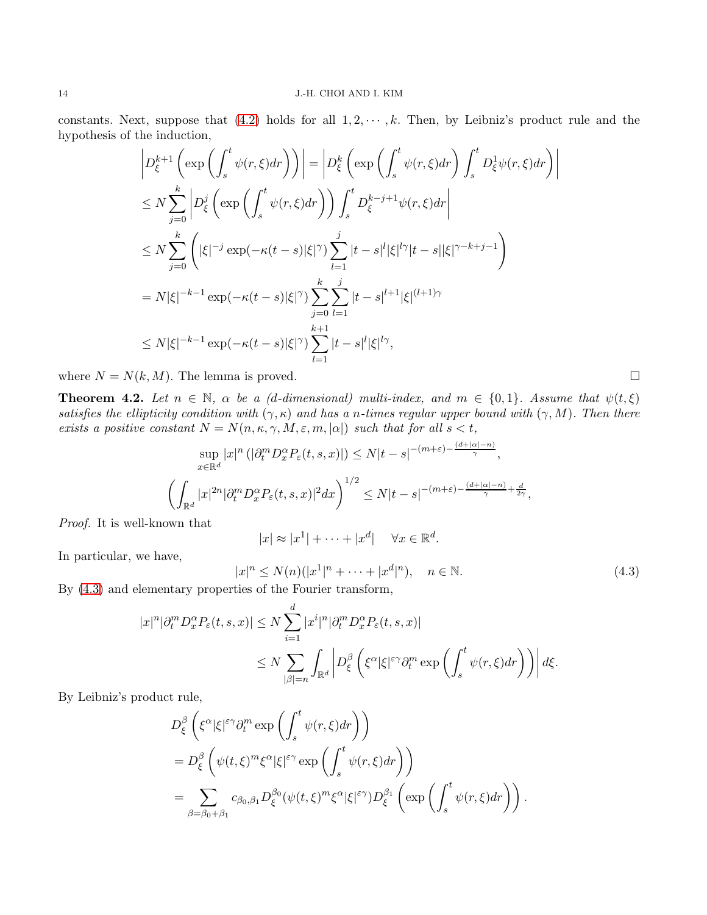constants. Next, suppose that (4.2) holds for all $1, 2, \cdots, k$. Then, by Leibniz's product rule and the hypothesis of the induction,

$$
\begin{aligned}
&\left| D_\xi^{k+1} \left( \exp\left( \int_s^t \psi(r,\xi)dr \right) \right) \right| = \left| D_\xi^{k} \left( \exp\left( \int_s^t \psi(r,\xi)dr \right) \int_s^t D_\xi^1 \psi(r,\xi)dr \right) \right| \\
&\leq N \sum_{j=0}^{k} \left| D_\xi^{j} \left( \exp\left( \int_s^t \psi(r,\xi)dr \right) \right) \int_s^t D_\xi^{k-j+1} \psi(r,\xi)dr \right| \\
&\leq N \sum_{j=0}^{k} \left( |\xi|^{-j} \exp(-\kappa(t-s)|\xi|^\gamma) \sum_{l=1}^{j} |t-s|^l |\xi|^{l\gamma} |t-s| |\xi|^{\gamma-k+j-1} \right) \\
&= N |\xi|^{-k-1} \exp(-\kappa(t-s)|\xi|^\gamma) \sum_{j=0}^{k} \sum_{l=1}^{j} |t-s|^{l+1} |\xi|^{(l+1)\gamma} \\
&\leq N |\xi|^{-k-1} \exp(-\kappa(t-s)|\xi|^\gamma) \sum_{l=1}^{k+1} |t-s|^{l} |\xi|^{l\gamma},
\end{aligned}
$$

where $N = N(k, M)$. The lemma is proved. $\square$

**Theorem 4.2.** *Let $n \in \mathbb{N}$, $\alpha$ be a (d-dimensional) multi-index, and $m \in \{0,1\}$. Assume that $\psi(t,\xi)$ satisfies the ellipticity condition with $(\gamma,\kappa)$ and has a $n$-times regular upper bound with $(\gamma, M)$. Then there exists a positive constant $N = N(n,\kappa,\gamma,M,\varepsilon,m,|\alpha|)$ such that for all $s < t$,*

$$
\sup_{x \in \mathbb{R}^d} |x|^n \left( |\partial_t^m D_x^\alpha P_\varepsilon(t,s,x)| \right) \leq N |t-s|^{-(m+\varepsilon) - \frac{(d+|\alpha|-n)}{\gamma}},
$$

$$
\left( \int_{\mathbb{R}^d} |x|^{2n} |\partial_t^m D_x^\alpha P_\varepsilon(t,s,x)|^2 dx \right)^{1/2} \leq N |t-s|^{-(m+\varepsilon) - \frac{(d+|\alpha|-n)}{\gamma} + \frac{d}{2\gamma}},
$$

*Proof.* It is well-known that

$$
|x| \approx |x^1| + \cdots + |x^d| \quad \forall x \in \mathbb{R}^d.
$$

In particular, we have,

$$
|x|^n \leq N(n)(|x^1|^n + \cdots + |x^d|^n), \quad n \in \mathbb{N}. \tag{4.3}
$$

By (4.3) and elementary properties of the Fourier transform,

$$
\begin{aligned}
|x|^n |\partial_t^m D_x^\alpha P_\varepsilon(t,s,x)| &\leq N \sum_{i=1}^{d} |x^i|^n |\partial_t^m D_x^\alpha P_\varepsilon(t,s,x)| \\
&\leq N \sum_{|\beta|=n} \int_{\mathbb{R}^d} \left| D_\xi^\beta \left( \xi^\alpha |\xi|^{\varepsilon\gamma} \partial_t^m \exp\left( \int_s^t \psi(r,\xi)dr \right) \right) \right| d\xi.
\end{aligned}
$$

By Leibniz's product rule,

$$
\begin{aligned}
&D_\xi^\beta \left( \xi^\alpha |\xi|^{\varepsilon\gamma} \partial_t^m \exp\left( \int_s^t \psi(r,\xi)dr \right) \right) \\
&= D_\xi^\beta \left( \psi(t,\xi)^m \xi^\alpha |\xi|^{\varepsilon\gamma} \exp\left( \int_s^t \psi(r,\xi)dr \right) \right) \\
&= \sum_{\beta = \beta_0 + \beta_1} c_{\beta_0,\beta_1} D_\xi^{\beta_0} (\psi(t,\xi)^m \xi^\alpha |\xi|^{\varepsilon\gamma}) D_\xi^{\beta_1} \left( \exp\left( \int_s^t \psi(r,\xi)dr \right) \right).
\end{aligned}
$$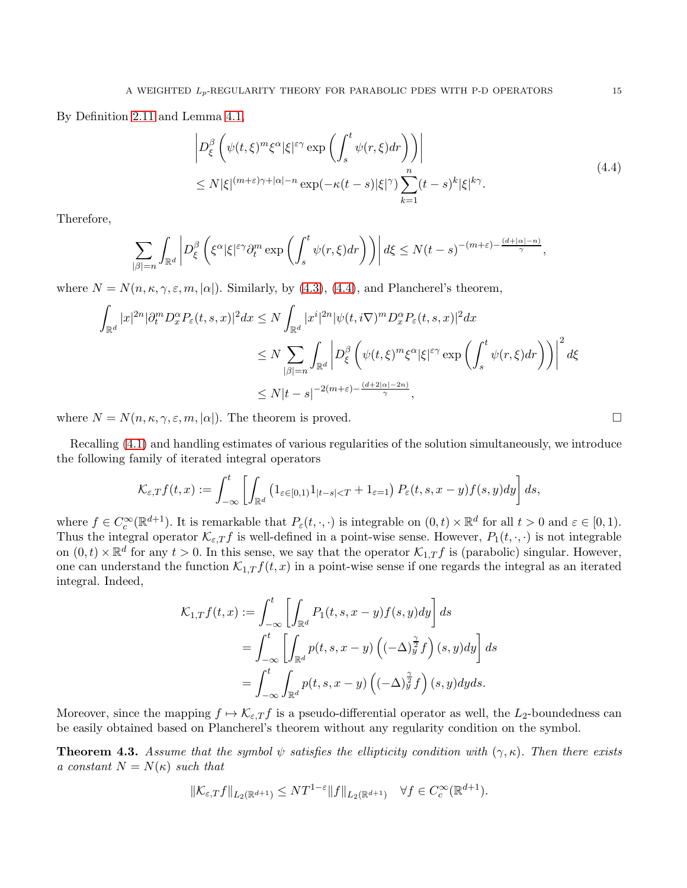By Definition 2.11 and Lemma 4.1,

$$
\begin{aligned}
&\left| D^\beta_\xi \left( \psi(t,\xi)^m \xi^\alpha |\xi|^{\varepsilon\gamma} \exp\left( \int_s^t \psi(r,\xi) dr \right) \right) \right| \\
&\leq N |\xi|^{(m+\varepsilon)\gamma + |\alpha| - n} \exp(-\kappa(t-s)|\xi|^\gamma) \sum_{k=1}^n (t-s)^k |\xi|^{k\gamma}.
\end{aligned}
\tag{4.4}
$$

Therefore,

$$
\sum_{|\beta|=n} \int_{\mathbb{R}^d} \left| D^\beta_\xi \left( \xi^\alpha |\xi|^{\varepsilon\gamma} \partial_t^m \exp\left( \int_s^t \psi(r,\xi) dr \right) \right) \right| d\xi \leq N(t-s)^{-(m+\varepsilon) - \frac{(d+|\alpha|-n)}{\gamma}},
$$

where $N = N(n,\kappa,\gamma,\varepsilon,m,|\alpha|)$. Similarly, by (4.3), (4.4), and Plancherel's theorem,

$$
\begin{aligned}
\int_{\mathbb{R}^d} |x|^{2n} |\partial_t^m D^\alpha_x P_\varepsilon(t,s,x)|^2 dx &\leq N \int_{\mathbb{R}^d} |x^i|^{2n} |\psi(t,i\nabla)^m D^\alpha_x P_\varepsilon(t,s,x)|^2 dx \\
&\leq N \sum_{|\beta|=n} \int_{\mathbb{R}^d} \left| D^\beta_\xi \left( \psi(t,\xi)^m \xi^\alpha |\xi|^{\varepsilon\gamma} \exp\left( \int_s^t \psi(r,\xi) dr \right) \right) \right|^2 d\xi \\
&\leq N |t-s|^{-2(m+\varepsilon) - \frac{(d+2|\alpha|-2n)}{\gamma}},
\end{aligned}
$$

where $N = N(n,\kappa,\gamma,\varepsilon,m,|\alpha|)$. The theorem is proved. □

Recalling (4.1) and handling estimates of various regularities of the solution simultaneously, we introduce the following family of iterated integral operators

$$
\mathcal{K}_{\varepsilon,T} f(t,x) := \int_{-\infty}^t \left[ \int_{\mathbb{R}^d} \left( 1_{\varepsilon \in [0,1)} 1_{|t-s|<T} + 1_{\varepsilon=1} \right) P_\varepsilon(t,s,x-y) f(s,y) dy \right] ds,
$$

where $f \in C_c^\infty(\mathbb{R}^{d+1})$. It is remarkable that $P_\varepsilon(t,\cdot,\cdot)$ is integrable on $(0,t) \times \mathbb{R}^d$ for all $t > 0$ and $\varepsilon \in [0,1)$. Thus the integral operator $\mathcal{K}_{\varepsilon,T} f$ is well-defined in a point-wise sense. However, $P_1(t,\cdot,\cdot)$ is not integrable on $(0,t) \times \mathbb{R}^d$ for any $t > 0$. In this sense, we say that the operator $\mathcal{K}_{1,T} f$ is (parabolic) singular. However, one can understand the function $\mathcal{K}_{1,T} f(t,x)$ in a point-wise sense if one regards the integral as an iterated integral. Indeed,

$$
\begin{aligned}
\mathcal{K}_{1,T} f(t,x) &:= \int_{-\infty}^t \left[ \int_{\mathbb{R}^d} P_1(t,s,x-y) f(s,y) dy \right] ds \\
&= \int_{-\infty}^t \left[ \int_{\mathbb{R}^d} p(t,s,x-y) \left( (-\Delta)_y^{\frac{\gamma}{2}} f \right)(s,y) dy \right] ds \\
&= \int_{-\infty}^t \int_{\mathbb{R}^d} p(t,s,x-y) \left( (-\Delta)_y^{\frac{\gamma}{2}} f \right)(s,y) dy ds.
\end{aligned}
$$

Moreover, since the mapping $f \mapsto \mathcal{K}_{\varepsilon,T} f$ is a pseudo-differential operator as well, the $L_2$-boundedness can be easily obtained based on Plancherel's theorem without any regularity condition on the symbol.

**Theorem 4.3.** *Assume that the symbol $\psi$ satisfies the ellipticity condition with $(\gamma,\kappa)$. Then there exists a constant $N = N(\kappa)$ such that*

$$
\|\mathcal{K}_{\varepsilon,T} f\|_{L_2(\mathbb{R}^{d+1})} \leq N T^{1-\varepsilon} \|f\|_{L_2(\mathbb{R}^{d+1})} \quad \forall f \in C_c^\infty(\mathbb{R}^{d+1}).
$$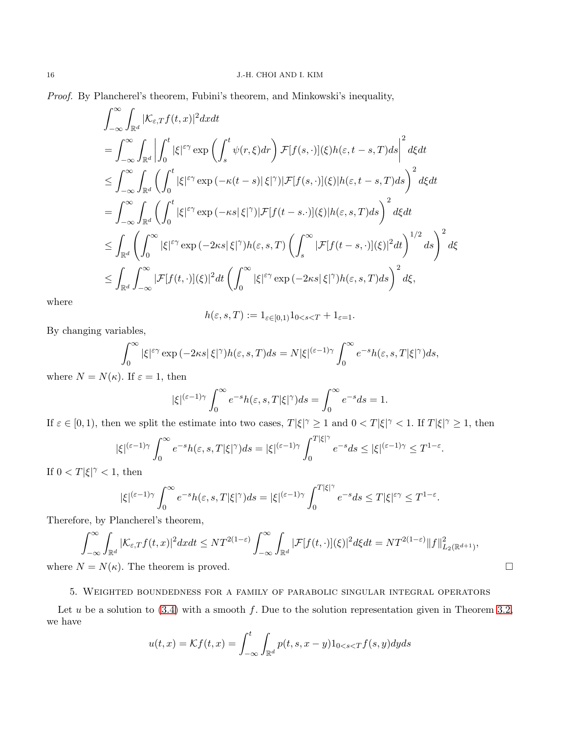*Proof.* By Plancherel's theorem, Fubini's theorem, and Minkowski's inequality,

$$
\begin{aligned}
&\int_{-\infty}^{\infty}\int_{\mathbb{R}^d} |\mathcal{K}_{\varepsilon,T} f(t,x)|^2 dxdt \\
&= \int_{-\infty}^{\infty}\int_{\mathbb{R}^d} \left| \int_0^t |\xi|^{\varepsilon\gamma} \exp\left(\int_s^t \psi(r,\xi)dr\right) \mathcal{F}[f(s,\cdot)](\xi) h(\varepsilon, t-s, T) ds \right|^2 d\xi dt \\
&\leq \int_{-\infty}^{\infty}\int_{\mathbb{R}^d} \left( \int_0^t |\xi|^{\varepsilon\gamma} \exp\left(-\kappa(t-s)|\,\xi|^{\gamma}\right) |\mathcal{F}[f(s,\cdot)](\xi)| h(\varepsilon, t-s, T) ds \right)^2 d\xi dt \\
&= \int_{-\infty}^{\infty}\int_{\mathbb{R}^d} \left( \int_0^t |\xi|^{\varepsilon\gamma} \exp\left(-\kappa s|\,\xi|^{\gamma}\right) |\mathcal{F}[f(t-s.\cdot)](\xi)| h(\varepsilon, s, T) ds \right)^2 d\xi dt \\
&\leq \int_{\mathbb{R}^d} \left( \int_0^\infty |\xi|^{\varepsilon\gamma} \exp\left(-2\kappa s|\,\xi|^{\gamma}\right) h(\varepsilon, s, T) \left( \int_s^\infty |\mathcal{F}[f(t-s,\cdot)](\xi)|^2 dt \right)^{1/2} ds \right)^2 d\xi \\
&\leq \int_{\mathbb{R}^d} \int_{-\infty}^{\infty} |\mathcal{F}[f(t,\cdot)](\xi)|^2 dt \left( \int_0^\infty |\xi|^{\varepsilon\gamma} \exp\left(-2\kappa s|\,\xi|^{\gamma}\right) h(\varepsilon, s, T) ds \right)^2 d\xi,
\end{aligned}
$$

where

$$
h(\varepsilon, s, T) := 1_{\varepsilon\in[0,1)} 1_{0<s<T} + 1_{\varepsilon=1}.
$$

By changing variables,

$$
\int_0^\infty |\xi|^{\varepsilon\gamma} \exp\left(-2\kappa s|\,\xi|^{\gamma}\right) h(\varepsilon, s, T) ds = N|\xi|^{(\varepsilon-1)\gamma} \int_0^\infty e^{-s} h(\varepsilon, s, T|\xi|^{\gamma}) ds,
$$

where $N = N(\kappa)$. If $\varepsilon = 1$, then

$$
|\xi|^{(\varepsilon-1)\gamma} \int_0^\infty e^{-s} h(\varepsilon, s, T|\xi|^{\gamma}) ds = \int_0^\infty e^{-s} ds = 1.
$$

If $\varepsilon \in [0,1)$, then we split the estimate into two cases, $T|\xi|^{\gamma} \geq 1$ and $0 < T|\xi|^{\gamma} < 1$. If $T|\xi|^{\gamma} \geq 1$, then

$$
|\xi|^{(\varepsilon-1)\gamma} \int_0^\infty e^{-s} h(\varepsilon, s, T|\xi|^{\gamma}) ds = |\xi|^{(\varepsilon-1)\gamma} \int_0^{T|\xi|^{\gamma}} e^{-s} ds \leq |\xi|^{(\varepsilon-1)\gamma} \leq T^{1-\varepsilon}.
$$

If $0 < T|\xi|^{\gamma} < 1$, then

$$
|\xi|^{(\varepsilon-1)\gamma} \int_0^\infty e^{-s} h(\varepsilon, s, T|\xi|^{\gamma}) ds = |\xi|^{(\varepsilon-1)\gamma} \int_0^{T|\xi|^{\gamma}} e^{-s} ds \leq T|\xi|^{\varepsilon\gamma} \leq T^{1-\varepsilon}.
$$

Therefore, by Plancherel's theorem,

$$
\int_{-\infty}^{\infty}\int_{\mathbb{R}^d} |\mathcal{K}_{\varepsilon,T} f(t,x)|^2 dxdt \leq NT^{2(1-\varepsilon)} \int_{-\infty}^{\infty}\int_{\mathbb{R}^d} |\mathcal{F}[f(t,\cdot)](\xi)|^2 d\xi dt = NT^{2(1-\varepsilon)} \|f\|^2_{L_2(\mathbb{R}^{d+1})},
$$

where $N = N(\kappa)$. The theorem is proved. $\square$

## 5. Weighted boundedness for a family of parabolic singular integral operators

Let $u$ be a solution to (3.4) with a smooth $f$. Due to the solution representation given in Theorem 3.2, we have

$$
u(t,x) = \mathcal{K}f(t,x) = \int_{-\infty}^{t}\int_{\mathbb{R}^d} p(t,s,x-y) 1_{0<s<T} f(s,y) dyds
$$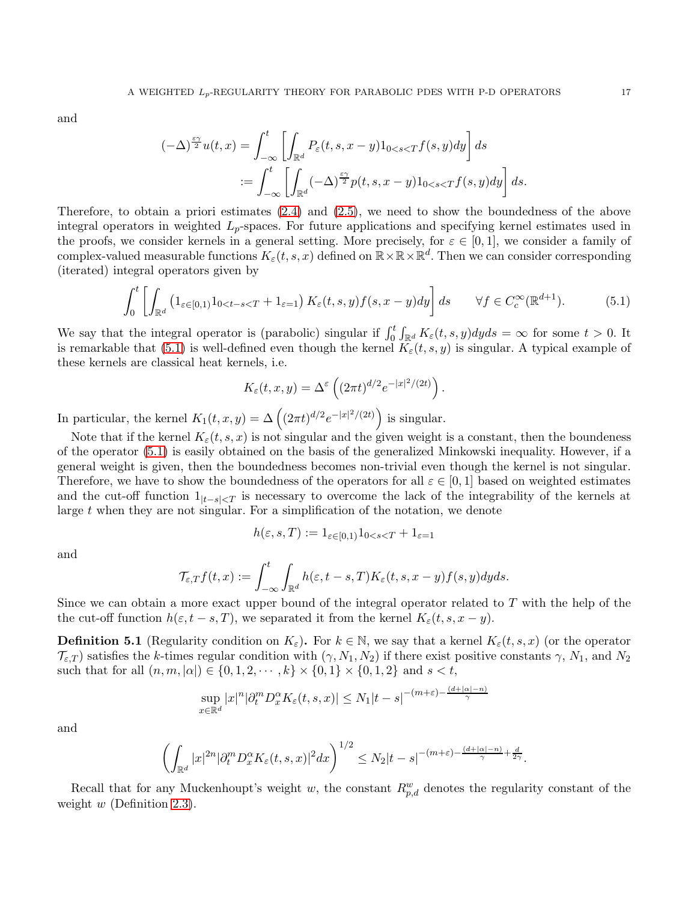and

$$
\begin{aligned}
(-\Delta)^{\frac{\varepsilon\gamma}{2}}u(t,x) &= \int_{-\infty}^{t}\left[\int_{\mathbb{R}^d} P_\varepsilon(t,s,x-y)1_{0<s<T}f(s,y)dy\right]ds \\
&:= \int_{-\infty}^{t}\left[\int_{\mathbb{R}^d} (-\Delta)^{\frac{\varepsilon\gamma}{2}}p(t,s,x-y)1_{0<s<T}f(s,y)dy\right]ds.
\end{aligned}
$$

Therefore, to obtain a priori estimates (2.4) and (2.5), we need to show the boundedness of the above integral operators in weighted $L_p$-spaces. For future applications and specifying kernel estimates used in the proofs, we consider kernels in a general setting. More precisely, for $\varepsilon \in [0,1]$, we consider a family of complex-valued measurable functions $K_\varepsilon(t,s,x)$ defined on $\mathbb{R}\times\mathbb{R}\times\mathbb{R}^d$. Then we can consider corresponding (iterated) integral operators given by

$$
\int_0^t \left[\int_{\mathbb{R}^d} \left(1_{\varepsilon\in[0,1)}1_{0<t-s<T} + 1_{\varepsilon=1}\right)K_\varepsilon(t,s,y)f(s,x-y)dy\right]ds \qquad \forall f \in C_c^\infty(\mathbb{R}^{d+1}). \tag{5.1}
$$

We say that the integral operator is (parabolic) singular if $\int_0^t\int_{\mathbb{R}^d} K_\varepsilon(t,s,y)dyds = \infty$ for some $t>0$. It is remarkable that (5.1) is well-defined even though the kernel $K_\varepsilon(t,s,y)$ is singular. A typical example of these kernels are classical heat kernels, i.e.

$$
K_\varepsilon(t,x,y) = \Delta^\varepsilon\left((2\pi t)^{d/2}e^{-|x|^2/(2t)}\right).
$$

In particular, the kernel $K_1(t,x,y) = \Delta\left((2\pi t)^{d/2}e^{-|x|^2/(2t)}\right)$ is singular.

Note that if the kernel $K_\varepsilon(t,s,x)$ is not singular and the given weight is a constant, then the boundeness of the operator (5.1) is easily obtained on the basis of the generalized Minkowski inequality. However, if a general weight is given, then the boundedness becomes non-trivial even though the kernel is not singular. Therefore, we have to show the boundedness of the operators for all $\varepsilon \in [0,1]$ based on weighted estimates and the cut-off function $1_{|t-s|<T}$ is necessary to overcome the lack of the integrability of the kernels at large $t$ when they are not singular. For a simplification of the notation, we denote

$$
h(\varepsilon,s,T) := 1_{\varepsilon\in[0,1)}1_{0<s<T} + 1_{\varepsilon=1}
$$

and

$$
\mathcal{T}_{\varepsilon,T}f(t,x) := \int_{-\infty}^{t}\int_{\mathbb{R}^d} h(\varepsilon,t-s,T)K_\varepsilon(t,s,x-y)f(s,y)dyds.
$$

Since we can obtain a more exact upper bound of the integral operator related to $T$ with the help of the the cut-off function $h(\varepsilon,t-s,T)$, we separated it from the kernel $K_\varepsilon(t,s,x-y)$.

**Definition 5.1** (Regularity condition on $K_\varepsilon$)**.** For $k\in\mathbb{N}$, we say that a kernel $K_\varepsilon(t,s,x)$ (or the operator $\mathcal{T}_{\varepsilon,T}$) satisfies the $k$-times regular condition with $(\gamma,N_1,N_2)$ if there exist positive constants $\gamma$, $N_1$, and $N_2$ such that for all $(n,m,|\alpha|)\in\{0,1,2,\cdots,k\}\times\{0,1\}\times\{0,1,2\}$ and $s<t$,

$$
\sup_{x\in\mathbb{R}^d}|x|^n|\partial_t^m D_x^\alpha K_\varepsilon(t,s,x)| \leq N_1|t-s|^{-(m+\varepsilon)-\frac{(d+|\alpha|-n)}{\gamma}}
$$

and

$$
\left(\int_{\mathbb{R}^d}|x|^{2n}|\partial_t^m D_x^\alpha K_\varepsilon(t,s,x)|^2dx\right)^{1/2} \leq N_2|t-s|^{-(m+\varepsilon)-\frac{(d+|\alpha|-n)}{\gamma}+\frac{d}{2\gamma}}.
$$

Recall that for any Muckenhoupt's weight $w$, the constant $R^w_{p,d}$ denotes the regularity constant of the weight $w$ (Definition 2.3).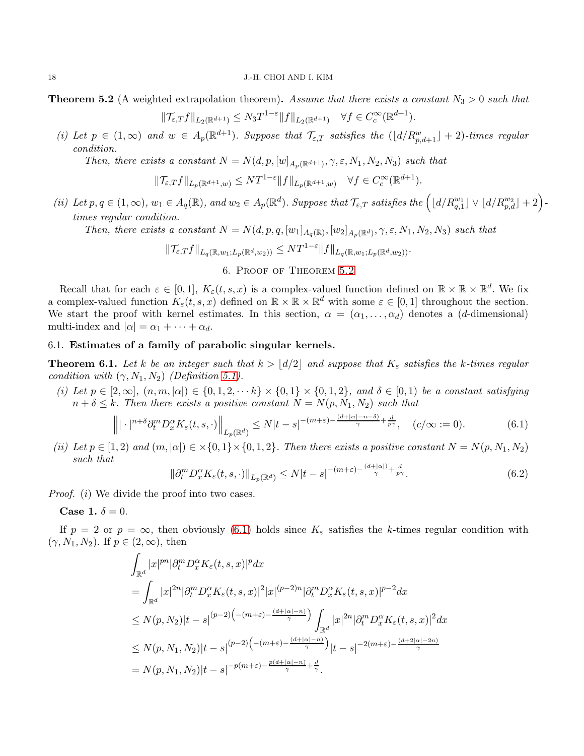**Theorem 5.2** (A weighted extrapolation theorem)**.** *Assume that there exists a constant $N_3 > 0$ such that*

$$\|\mathcal{T}_{\varepsilon,T}f\|_{L_2(\mathbb{R}^{d+1})} \leq N_3 T^{1-\varepsilon}\|f\|_{L_2(\mathbb{R}^{d+1})} \quad \forall f \in C_c^\infty(\mathbb{R}^{d+1}).$$

*(i) Let $p \in (1,\infty)$ and $w \in A_p(\mathbb{R}^{d+1})$. Suppose that $\mathcal{T}_{\varepsilon,T}$ satisfies the $(\lfloor d/R^w_{p,d+1}\rfloor + 2)$-times regular condition.*

*Then, there exists a constant $N = N(d,p,[w]_{A_p(\mathbb{R}^{d+1})},\gamma,\varepsilon,N_1,N_2,N_3)$ such that*

$$\|\mathcal{T}_{\varepsilon,T}f\|_{L_p(\mathbb{R}^{d+1},w)} \leq N T^{1-\varepsilon}\|f\|_{L_p(\mathbb{R}^{d+1},w)} \quad \forall f \in C_c^\infty(\mathbb{R}^{d+1}).$$

*(ii) Let $p,q \in (1,\infty)$, $w_1 \in A_q(\mathbb{R})$, and $w_2 \in A_p(\mathbb{R}^d)$. Suppose that $\mathcal{T}_{\varepsilon,T}$ satisfies the $\left(\lfloor d/R^{w_1}_{q,1}\rfloor \vee \lfloor d/R^{w_2}_{p,d}\rfloor + 2\right)$-times regular condition.*

*Then, there exists a constant $N = N(d,p,q,[w_1]_{A_q(\mathbb{R})},[w_2]_{A_p(\mathbb{R}^d)},\gamma,\varepsilon,N_1,N_2,N_3)$ such that*

$$\|\mathcal{T}_{\varepsilon,T}f\|_{L_q(\mathbb{R},w_1;L_p(\mathbb{R}^d,w_2))} \leq N T^{1-\varepsilon}\|f\|_{L_q(\mathbb{R},w_1;L_p(\mathbb{R}^d,w_2))}.$$

## 6. Proof of Theorem 5.2

Recall that for each $\varepsilon \in [0,1]$, $K_\varepsilon(t,s,x)$ is a complex-valued function defined on $\mathbb{R}\times\mathbb{R}\times\mathbb{R}^d$. We fix a complex-valued function $K_\varepsilon(t,s,x)$ defined on $\mathbb{R}\times\mathbb{R}\times\mathbb{R}^d$ with some $\varepsilon \in [0,1)$ throughout the section. We start the proof with kernel estimates. In this section, $\alpha = (\alpha_1,\ldots,\alpha_d)$ denotes a ($d$-dimensional) multi-index and $|\alpha| = \alpha_1 + \cdots + \alpha_d$.

### 6.1. Estimates of a family of parabolic singular kernels.

**Theorem 6.1.** *Let $k$ be an integer such that $k > \lfloor d/2 \rfloor$ and suppose that $K_\varepsilon$ satisfies the $k$-times regular condition with $(\gamma,N_1,N_2)$ (Definition 5.1).*

*(i) Let $p \in [2,\infty]$, $(n,m,|\alpha|) \in \{0,1,2,\cdots k\}\times\{0,1\}\times\{0,1,2\}$, and $\delta \in [0,1)$ be a constant satisfying $n+\delta \leq k$. Then there exists a positive constant $N = N(p,N_1,N_2)$ such that*

$$\left\| |\cdot|^{n+\delta}\partial_t^m D_x^\alpha K_\varepsilon(t,s,\cdot)\right\|_{L_p(\mathbb{R}^d)} \leq N|t-s|^{-(m+\varepsilon)-\frac{(d+|\alpha|-n-\delta)}{\gamma}+\frac{d}{p\gamma}}, \quad (c/\infty := 0). \tag{6.1}$$

*(ii) Let $p \in [1,2)$ and $(m,|\alpha|) \in \times\{0,1\}\times\{0,1,2\}$. Then there exists a positive constant $N = N(p,N_1,N_2)$ such that*

$$\|\partial_t^m D_x^\alpha K_\varepsilon(t,s,\cdot)\|_{L_p(\mathbb{R}^d)} \leq N|t-s|^{-(m+\varepsilon)-\frac{(d+|\alpha|)}{\gamma}+\frac{d}{p\gamma}}. \tag{6.2}$$

*Proof.* (i) We divide the proof into two cases.

**Case 1.** $\delta = 0$.

If $p = 2$ or $p = \infty$, then obviously (6.1) holds since $K_\varepsilon$ satisfies the $k$-times regular condition with $(\gamma,N_1,N_2)$. If $p \in (2,\infty)$, then

$$\begin{aligned}
&\int_{\mathbb{R}^d}|x|^{pn}|\partial_t^m D_x^\alpha K_\varepsilon(t,s,x)|^p dx \\
&= \int_{\mathbb{R}^d}|x|^{2n}|\partial_t^m D_x^\alpha K_\varepsilon(t,s,x)|^2|x|^{(p-2)n}|\partial_t^m D_x^\alpha K_\varepsilon(t,s,x)|^{p-2}dx \\
&\leq N(p,N_2)|t-s|^{(p-2)\left(-(m+\varepsilon)-\frac{(d+|\alpha|-n)}{\gamma}\right)}\int_{\mathbb{R}^d}|x|^{2n}|\partial_t^m D_x^\alpha K_\varepsilon(t,s,x)|^2 dx \\
&\leq N(p,N_1,N_2)|t-s|^{(p-2)\left(-(m+\varepsilon)-\frac{(d+|\alpha|-n)}{\gamma}\right)}|t-s|^{-2(m+\varepsilon)-\frac{(d+2|\alpha|-2n)}{\gamma}} \\
&= N(p,N_1,N_2)|t-s|^{-p(m+\varepsilon)-\frac{p(d+|\alpha|-n)}{\gamma}+\frac{d}{\gamma}}.
\end{aligned}$$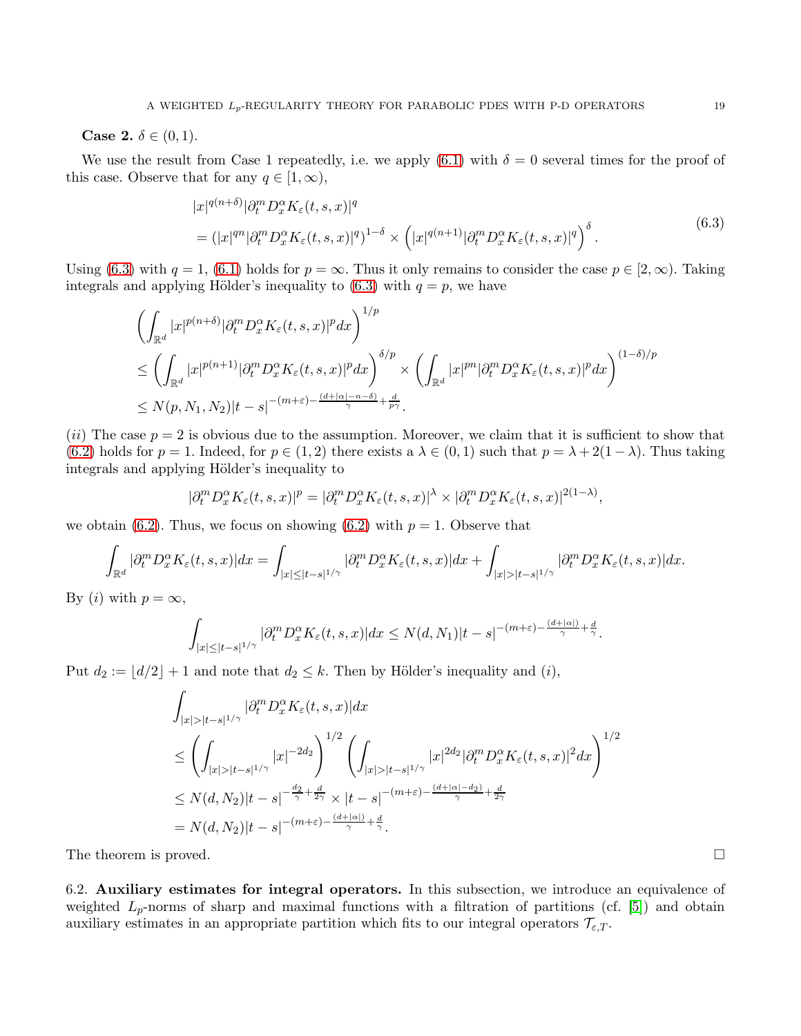**Case 2.** $\delta \in (0,1)$.

We use the result from Case 1 repeatedly, i.e. we apply (6.1) with $\delta = 0$ several times for the proof of this case. Observe that for any $q \in [1,\infty)$,

$$
\begin{aligned}
&|x|^{q(n+\delta)}|\partial_t^m D_x^\alpha K_\varepsilon(t,s,x)|^q \\
&= \left(|x|^{qn}|\partial_t^m D_x^\alpha K_\varepsilon(t,s,x)|^q\right)^{1-\delta} \times \left(|x|^{q(n+1)}|\partial_t^m D_x^\alpha K_\varepsilon(t,s,x)|^q\right)^{\delta}.
\end{aligned}
\tag{6.3}
$$

Using (6.3) with $q=1$, (6.1) holds for $p=\infty$. Thus it only remains to consider the case $p\in[2,\infty)$. Taking integrals and applying Hölder's inequality to (6.3) with $q=p$, we have

$$
\begin{aligned}
&\left(\int_{\mathbb{R}^d}|x|^{p(n+\delta)}|\partial_t^m D_x^\alpha K_\varepsilon(t,s,x)|^p dx\right)^{1/p} \\
&\leq \left(\int_{\mathbb{R}^d}|x|^{p(n+1)}|\partial_t^m D_x^\alpha K_\varepsilon(t,s,x)|^p dx\right)^{\delta/p} \times \left(\int_{\mathbb{R}^d}|x|^{pn}|\partial_t^m D_x^\alpha K_\varepsilon(t,s,x)|^p dx\right)^{(1-\delta)/p} \\
&\leq N(p,N_1,N_2)|t-s|^{-(m+\varepsilon)-\frac{(d+|\alpha|-n-\delta)}{\gamma}+\frac{d}{p\gamma}}.
\end{aligned}
$$

$(ii)$ The case $p=2$ is obvious due to the assumption. Moreover, we claim that it is sufficient to show that (6.2) holds for $p=1$. Indeed, for $p\in(1,2)$ there exists a $\lambda\in(0,1)$ such that $p=\lambda+2(1-\lambda)$. Thus taking integrals and applying Hölder's inequality to

$$
|\partial_t^m D_x^\alpha K_\varepsilon(t,s,x)|^p = |\partial_t^m D_x^\alpha K_\varepsilon(t,s,x)|^\lambda \times |\partial_t^m D_x^\alpha K_\varepsilon(t,s,x)|^{2(1-\lambda)},
$$

we obtain (6.2). Thus, we focus on showing (6.2) with $p=1$. Observe that

$$
\int_{\mathbb{R}^d}|\partial_t^m D_x^\alpha K_\varepsilon(t,s,x)|dx = \int_{|x|\leq|t-s|^{1/\gamma}}|\partial_t^m D_x^\alpha K_\varepsilon(t,s,x)|dx + \int_{|x|>|t-s|^{1/\gamma}}|\partial_t^m D_x^\alpha K_\varepsilon(t,s,x)|dx.
$$

By $(i)$ with $p=\infty$,

$$
\int_{|x|\leq|t-s|^{1/\gamma}}|\partial_t^m D_x^\alpha K_\varepsilon(t,s,x)|dx \leq N(d,N_1)|t-s|^{-(m+\varepsilon)-\frac{(d+|\alpha|)}{\gamma}+\frac{d}{\gamma}}.
$$

Put $d_2 := \lfloor d/2\rfloor + 1$ and note that $d_2\leq k$. Then by Hölder's inequality and $(i)$,

$$
\begin{aligned}
&\int_{|x|>|t-s|^{1/\gamma}}|\partial_t^m D_x^\alpha K_\varepsilon(t,s,x)|dx \\
&\leq \left(\int_{|x|>|t-s|^{1/\gamma}}|x|^{-2d_2}\right)^{1/2}\left(\int_{|x|>|t-s|^{1/\gamma}}|x|^{2d_2}|\partial_t^m D_x^\alpha K_\varepsilon(t,s,x)|^2dx\right)^{1/2} \\
&\leq N(d,N_2)|t-s|^{-\frac{d_2}{\gamma}+\frac{d}{2\gamma}} \times |t-s|^{-(m+\varepsilon)-\frac{(d+|\alpha|-d_2)}{\gamma}+\frac{d}{2\gamma}} \\
&= N(d,N_2)|t-s|^{-(m+\varepsilon)-\frac{(d+|\alpha|)}{\gamma}+\frac{d}{\gamma}}.
\end{aligned}
$$

The theorem is proved. ∎

6.2. **Auxiliary estimates for integral operators.** In this subsection, we introduce an equivalence of weighted $L_p$-norms of sharp and maximal functions with a filtration of partitions (cf. [5]) and obtain auxiliary estimates in an appropriate partition which fits to our integral operators $\mathcal{T}_{\varepsilon,T}$.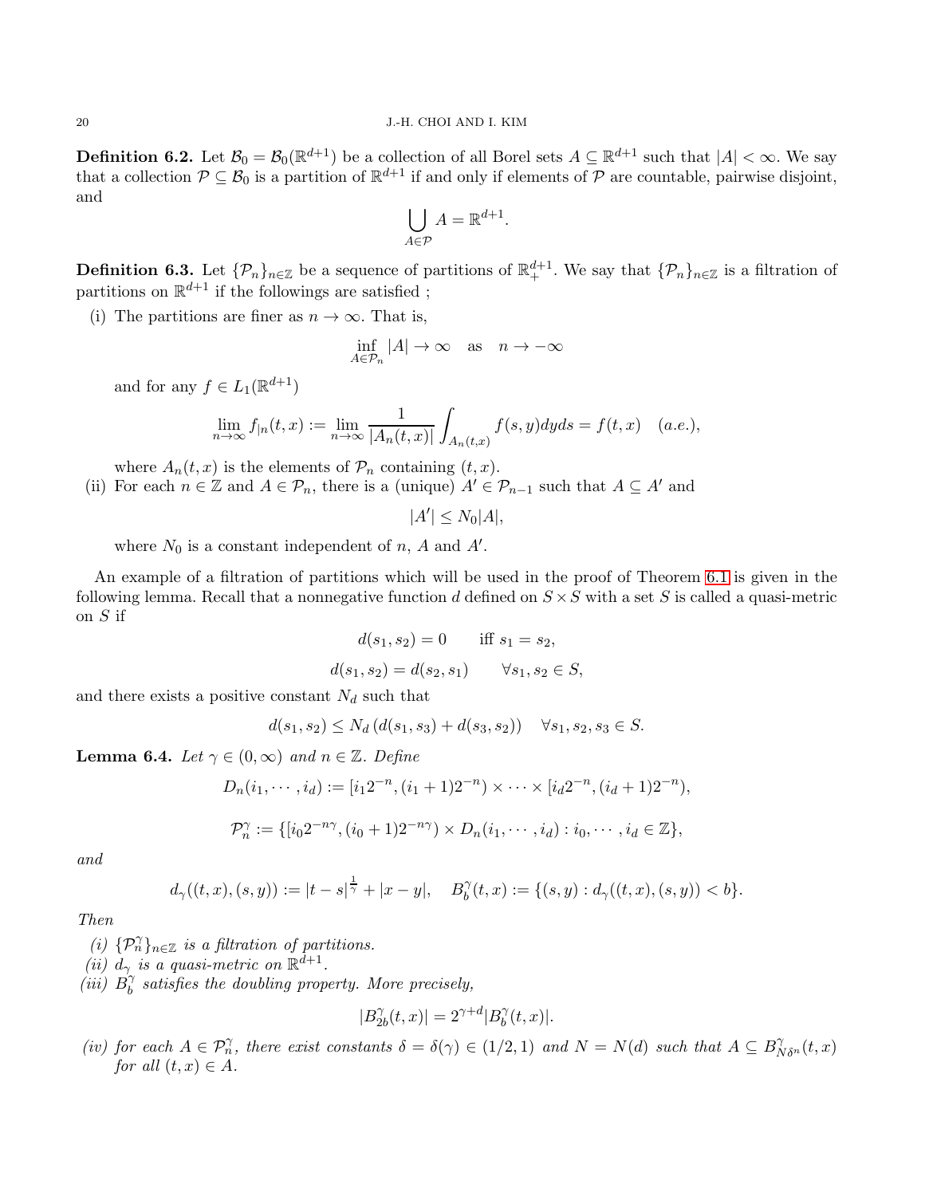**Definition 6.2.** Let $\mathcal{B}_0 = \mathcal{B}_0(\mathbb{R}^{d+1})$ be a collection of all Borel sets $A \subseteq \mathbb{R}^{d+1}$ such that $|A| < \infty$. We say that a collection $\mathcal{P} \subseteq \mathcal{B}_0$ is a partition of $\mathbb{R}^{d+1}$ if and only if elements of $\mathcal{P}$ are countable, pairwise disjoint, and

$$\bigcup_{A \in \mathcal{P}} A = \mathbb{R}^{d+1}.$$

**Definition 6.3.** Let $\{\mathcal{P}_n\}_{n\in\mathbb{Z}}$ be a sequence of partitions of $\mathbb{R}^{d+1}_+$. We say that $\{\mathcal{P}_n\}_{n\in\mathbb{Z}}$ is a filtration of partitions on $\mathbb{R}^{d+1}$ if the followings are satisfied ;

(i) The partitions are finer as $n \to \infty$. That is,

$$\inf_{A \in \mathcal{P}_n} |A| \to \infty \quad \text{as} \quad n \to -\infty$$

and for any $f \in L_1(\mathbb{R}^{d+1})$

$$\lim_{n\to\infty} f_{|n}(t,x) := \lim_{n\to\infty} \frac{1}{|A_n(t,x)|} \int_{A_n(t,x)} f(s,y)dyds = f(t,x) \quad (a.e.),$$

where $A_n(t,x)$ is the elements of $\mathcal{P}_n$ containing $(t,x)$.

(ii) For each $n \in \mathbb{Z}$ and $A \in \mathcal{P}_n$, there is a (unique) $A' \in \mathcal{P}_{n-1}$ such that $A \subseteq A'$ and

$$|A'| \leq N_0 |A|,$$

where $N_0$ is a constant independent of $n$, $A$ and $A'$.

An example of a filtration of partitions which will be used in the proof of Theorem 6.1 is given in the following lemma. Recall that a nonnegative function $d$ defined on $S \times S$ with a set $S$ is called a quasi-metric on $S$ if

$$d(s_1, s_2) = 0 \qquad \text{iff } s_1 = s_2,$$

$$d(s_1, s_2) = d(s_2, s_1) \qquad \forall s_1, s_2 \in S,$$

and there exists a positive constant $N_d$ such that

$$d(s_1, s_2) \leq N_d \left( d(s_1, s_3) + d(s_3, s_2) \right) \quad \forall s_1, s_2, s_3 \in S.$$

**Lemma 6.4.** *Let $\gamma \in (0, \infty)$ and $n \in \mathbb{Z}$. Define*

$$D_n(i_1, \cdots, i_d) := [i_1 2^{-n}, (i_1+1)2^{-n}) \times \cdots \times [i_d 2^{-n}, (i_d+1)2^{-n}),$$

$$\mathcal{P}_n^\gamma := \{[i_0 2^{-n\gamma}, (i_0+1)2^{-n\gamma}) \times D_n(i_1, \cdots, i_d) : i_0, \cdots, i_d \in \mathbb{Z}\},$$

*and*

$$d_\gamma((t,x),(s,y)) := |t-s|^{\frac{1}{\gamma}} + |x-y|, \quad B_b^\gamma(t,x) := \{(s,y) : d_\gamma((t,x),(s,y)) < b\}.$$

*Then*

*(i) $\{\mathcal{P}_n^\gamma\}_{n\in\mathbb{Z}}$ is a filtration of partitions.*

*(ii) $d_\gamma$ is a quasi-metric on $\mathbb{R}^{d+1}$.*

*(iii) $B_b^\gamma$ satisfies the doubling property. More precisely,*

$$|B_{2b}^\gamma(t,x)| = 2^{\gamma+d} |B_b^\gamma(t,x)|.$$

*(iv) for each $A \in \mathcal{P}_n^\gamma$, there exist constants $\delta = \delta(\gamma) \in (1/2, 1)$ and $N = N(d)$ such that $A \subseteq B_{N\delta^n}^\gamma(t,x)$ for all $(t,x) \in A$.*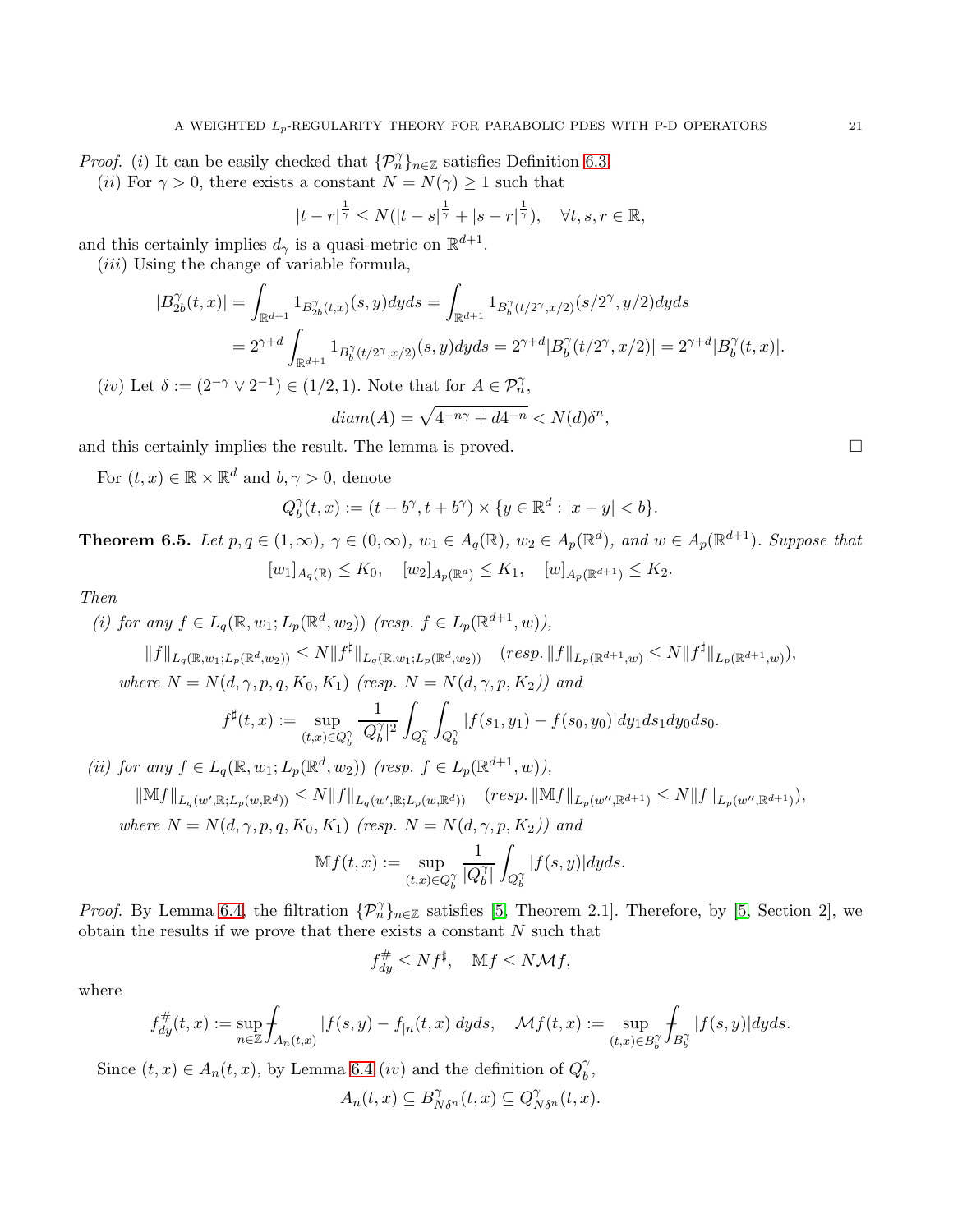*Proof.* (*i*) It can be easily checked that $\{\mathcal{P}_n^\gamma\}_{n\in\mathbb{Z}}$ satisfies Definition 6.3.

(*ii*) For $\gamma>0$, there exists a constant $N=N(\gamma)\geq 1$ such that

$$|t-r|^{\frac{1}{\gamma}} \leq N(|t-s|^{\frac{1}{\gamma}}+|s-r|^{\frac{1}{\gamma}}), \quad \forall t,s,r\in\mathbb{R},$$

and this certainly implies $d_\gamma$ is a quasi-metric on $\mathbb{R}^{d+1}$.

(*iii*) Using the change of variable formula,

$$\begin{aligned}
|B_{2b}^\gamma(t,x)| &= \int_{\mathbb{R}^{d+1}} 1_{B_{2b}^\gamma(t,x)}(s,y)dyds = \int_{\mathbb{R}^{d+1}} 1_{B_b^\gamma(t/2^\gamma,x/2)}(s/2^\gamma,y/2)dyds \\
&= 2^{\gamma+d}\int_{\mathbb{R}^{d+1}} 1_{B_b^\gamma(t/2^\gamma,x/2)}(s,y)dyds = 2^{\gamma+d}|B_b^\gamma(t/2^\gamma,x/2)| = 2^{\gamma+d}|B_b^\gamma(t,x)|.
\end{aligned}$$

(*iv*) Let $\delta := (2^{-\gamma}\vee 2^{-1})\in(1/2,1)$. Note that for $A\in\mathcal{P}_n^\gamma$,

$$diam(A) = \sqrt{4^{-n\gamma}+d4^{-n}} < N(d)\delta^n,$$

and this certainly implies the result. The lemma is proved. $\square$

For $(t,x)\in\mathbb{R}\times\mathbb{R}^d$ and $b,\gamma>0$, denote

$$Q_b^\gamma(t,x) := (t-b^\gamma, t+b^\gamma)\times\{y\in\mathbb{R}^d : |x-y|<b\}.$$

**Theorem 6.5.** *Let $p,q\in(1,\infty)$, $\gamma\in(0,\infty)$, $w_1\in A_q(\mathbb{R})$, $w_2\in A_p(\mathbb{R}^d)$, and $w\in A_p(\mathbb{R}^{d+1})$. Suppose that*

$$[w_1]_{A_q(\mathbb{R})}\leq K_0, \quad [w_2]_{A_p(\mathbb{R}^d)}\leq K_1, \quad [w]_{A_p(\mathbb{R}^{d+1})}\leq K_2.$$

*Then*

(*i*) *for any $f\in L_q(\mathbb{R},w_1;L_p(\mathbb{R}^d,w_2))$ (resp. $f\in L_p(\mathbb{R}^{d+1},w)$),*

$$\|f\|_{L_q(\mathbb{R},w_1;L_p(\mathbb{R}^d,w_2))}\leq N\|f^\sharp\|_{L_q(\mathbb{R},w_1;L_p(\mathbb{R}^d,w_2))} \quad (resp.\ \|f\|_{L_p(\mathbb{R}^{d+1},w)}\leq N\|f^\sharp\|_{L_p(\mathbb{R}^{d+1},w)}),$$

*where $N=N(d,\gamma,p,q,K_0,K_1)$ (resp. $N=N(d,\gamma,p,K_2)$) and*

$$f^\sharp(t,x) := \sup_{(t,x)\in Q_b^\gamma}\frac{1}{|Q_b^\gamma|^2}\int_{Q_b^\gamma}\int_{Q_b^\gamma}|f(s_1,y_1)-f(s_0,y_0)|dy_1ds_1dy_0ds_0.$$

(*ii*) *for any $f\in L_q(\mathbb{R},w_1;L_p(\mathbb{R}^d,w_2))$ (resp. $f\in L_p(\mathbb{R}^{d+1},w)$),*

$$\|\mathbb{M}f\|_{L_q(w',\mathbb{R};L_p(w,\mathbb{R}^d))}\leq N\|f\|_{L_q(w',\mathbb{R};L_p(w,\mathbb{R}^d))} \quad (resp.\ \|\mathbb{M}f\|_{L_p(w'',\mathbb{R}^{d+1})}\leq N\|f\|_{L_p(w'',\mathbb{R}^{d+1})}),$$

*where $N=N(d,\gamma,p,q,K_0,K_1)$ (resp. $N=N(d,\gamma,p,K_2)$) and*

$$\mathbb{M}f(t,x) := \sup_{(t,x)\in Q_b^\gamma}\frac{1}{|Q_b^\gamma|}\int_{Q_b^\gamma}|f(s,y)|dyds.$$

*Proof.* By Lemma 6.4, the filtration $\{\mathcal{P}_n^\gamma\}_{n\in\mathbb{Z}}$ satisfies [5, Theorem 2.1]. Therefore, by [5, Section 2], we obtain the results if we prove that there exists a constant $N$ such that

$$f_{dy}^{\#}\leq Nf^\sharp, \quad \mathbb{M}f\leq N\mathcal{M}f,$$

where

$$f_{dy}^{\#}(t,x) := \sup_{n\in\mathbb{Z}}⨍_{A_n(t,x)}|f(s,y)-f_{|n}(t,x)|dyds, \quad \mathcal{M}f(t,x) := \sup_{(t,x)\in B_b^\gamma}⨍_{B_b^\gamma}|f(s,y)|dyds.$$

Since $(t,x)\in A_n(t,x)$, by Lemma 6.4 (*iv*) and the definition of $Q_b^\gamma$,

$$A_n(t,x)\subseteq B_{N\delta^n}^\gamma(t,x)\subseteq Q_{N\delta^n}^\gamma(t,x).$$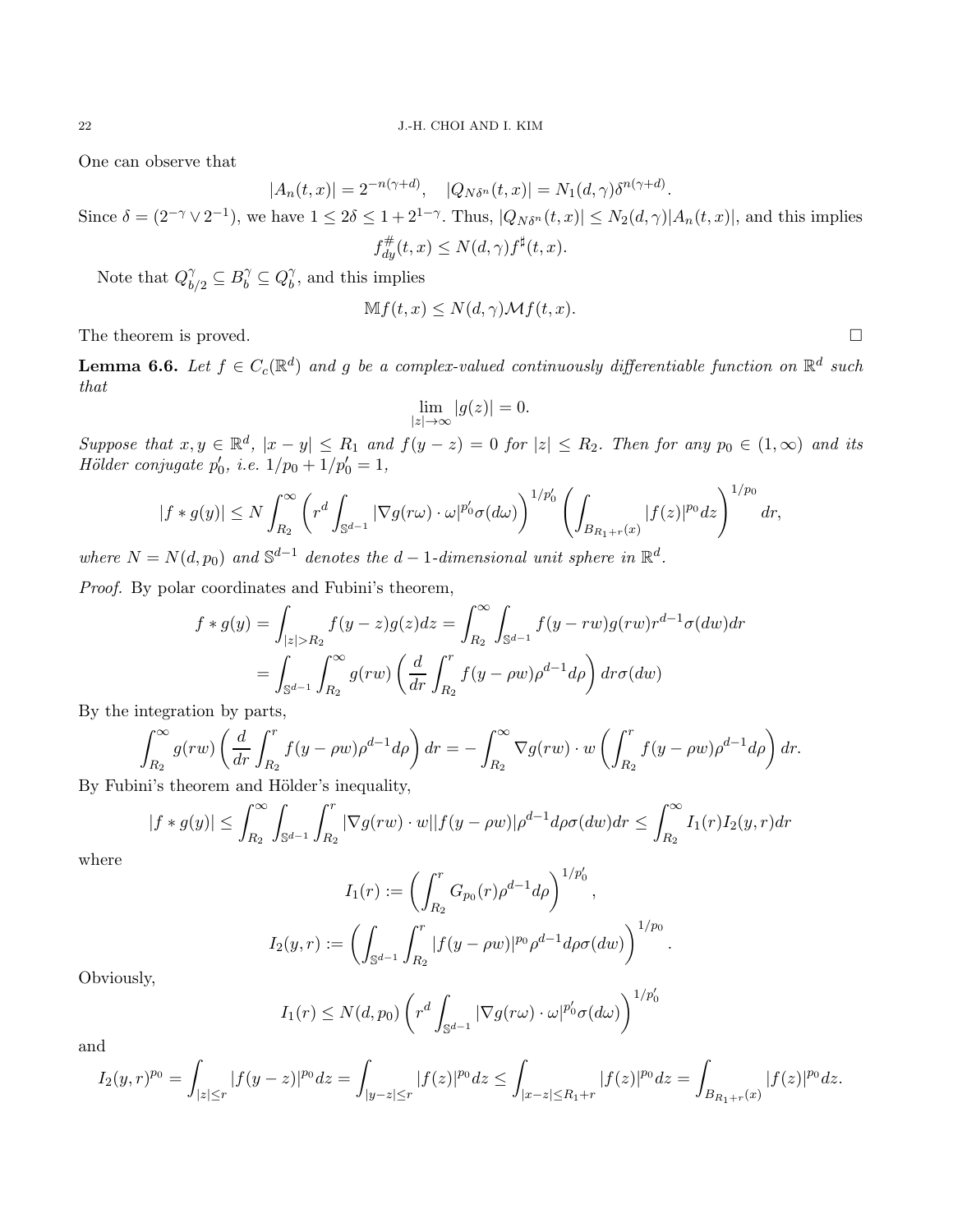One can observe that

$$|A_n(t,x)| = 2^{-n(\gamma+d)}, \quad |Q_{N\delta^n}(t,x)| = N_1(d,\gamma)\delta^{n(\gamma+d)}.$$

Since $\delta = (2^{-\gamma} \vee 2^{-1})$, we have $1 \leq 2\delta \leq 1 + 2^{1-\gamma}$. Thus, $|Q_{N\delta^n}(t,x)| \leq N_2(d,\gamma)|A_n(t,x)|$, and this implies

$$f^{\#}_{dy}(t,x) \leq N(d,\gamma) f^{\sharp}(t,x).$$

Note that $Q^{\gamma}_{b/2} \subseteq B^{\gamma}_b \subseteq Q^{\gamma}_b$, and this implies

$$\mathbb{M}f(t,x) \leq N(d,\gamma)\mathcal{M}f(t,x).$$

The theorem is proved. □

**Lemma 6.6.** *Let $f \in C_c(\mathbb{R}^d)$ and $g$ be a complex-valued continuously differentiable function on $\mathbb{R}^d$ such that*

$$\lim_{|z|\to\infty} |g(z)| = 0.$$

*Suppose that $x, y \in \mathbb{R}^d$, $|x-y| \leq R_1$ and $f(y-z) = 0$ for $|z| \leq R_2$. Then for any $p_0 \in (1,\infty)$ and its Hölder conjugate $p_0'$, i.e. $1/p_0 + 1/p_0' = 1$,*

$$|f * g(y)| \leq N \int_{R_2}^{\infty} \left( r^d \int_{\mathbb{S}^{d-1}} |\nabla g(r\omega)\cdot\omega|^{p_0'} \sigma(d\omega) \right)^{1/p_0'} \left( \int_{B_{R_1+r}(x)} |f(z)|^{p_0} dz \right)^{1/p_0} dr,$$

*where $N = N(d,p_0)$ and $\mathbb{S}^{d-1}$ denotes the $d-1$-dimensional unit sphere in $\mathbb{R}^d$.*

*Proof.* By polar coordinates and Fubini's theorem,

$$\begin{aligned} f * g(y) &= \int_{|z|>R_2} f(y-z)g(z)dz = \int_{R_2}^{\infty} \int_{\mathbb{S}^{d-1}} f(y-rw)g(rw)r^{d-1}\sigma(dw)dr \\ &= \int_{\mathbb{S}^{d-1}} \int_{R_2}^{\infty} g(rw) \left( \frac{d}{dr} \int_{R_2}^{r} f(y-\rho w)\rho^{d-1}d\rho \right) dr\sigma(dw) \end{aligned}$$

By the integration by parts,

$$\int_{R_2}^{\infty} g(rw) \left( \frac{d}{dr} \int_{R_2}^{r} f(y-\rho w)\rho^{d-1}d\rho \right) dr = -\int_{R_2}^{\infty} \nabla g(rw)\cdot w \left( \int_{R_2}^{r} f(y-\rho w)\rho^{d-1}d\rho \right) dr.$$

By Fubini's theorem and Hölder's inequality,

$$|f * g(y)| \leq \int_{R_2}^{\infty} \int_{\mathbb{S}^{d-1}} \int_{R_2}^{r} |\nabla g(rw)\cdot w||f(y-\rho w)|\rho^{d-1}d\rho\sigma(dw)dr \leq \int_{R_2}^{\infty} I_1(r)I_2(y,r)dr$$

where

$$I_1(r) := \left( \int_{R_2}^{r} G_{p_0}(r)\rho^{d-1}d\rho \right)^{1/p_0'},$$

$$I_2(y,r) := \left( \int_{\mathbb{S}^{d-1}} \int_{R_2}^{r} |f(y-\rho w)|^{p_0}\rho^{d-1}d\rho\sigma(dw) \right)^{1/p_0}.$$

Obviously,

$$I_1(r) \leq N(d,p_0) \left( r^d \int_{\mathbb{S}^{d-1}} |\nabla g(r\omega)\cdot\omega|^{p_0'}\sigma(d\omega) \right)^{1/p_0'}$$

and

$$I_2(y,r)^{p_0} = \int_{|z|\leq r} |f(y-z)|^{p_0}dz = \int_{|y-z|\leq r} |f(z)|^{p_0}dz \leq \int_{|x-z|\leq R_1+r} |f(z)|^{p_0}dz = \int_{B_{R_1+r}(x)} |f(z)|^{p_0}dz.$$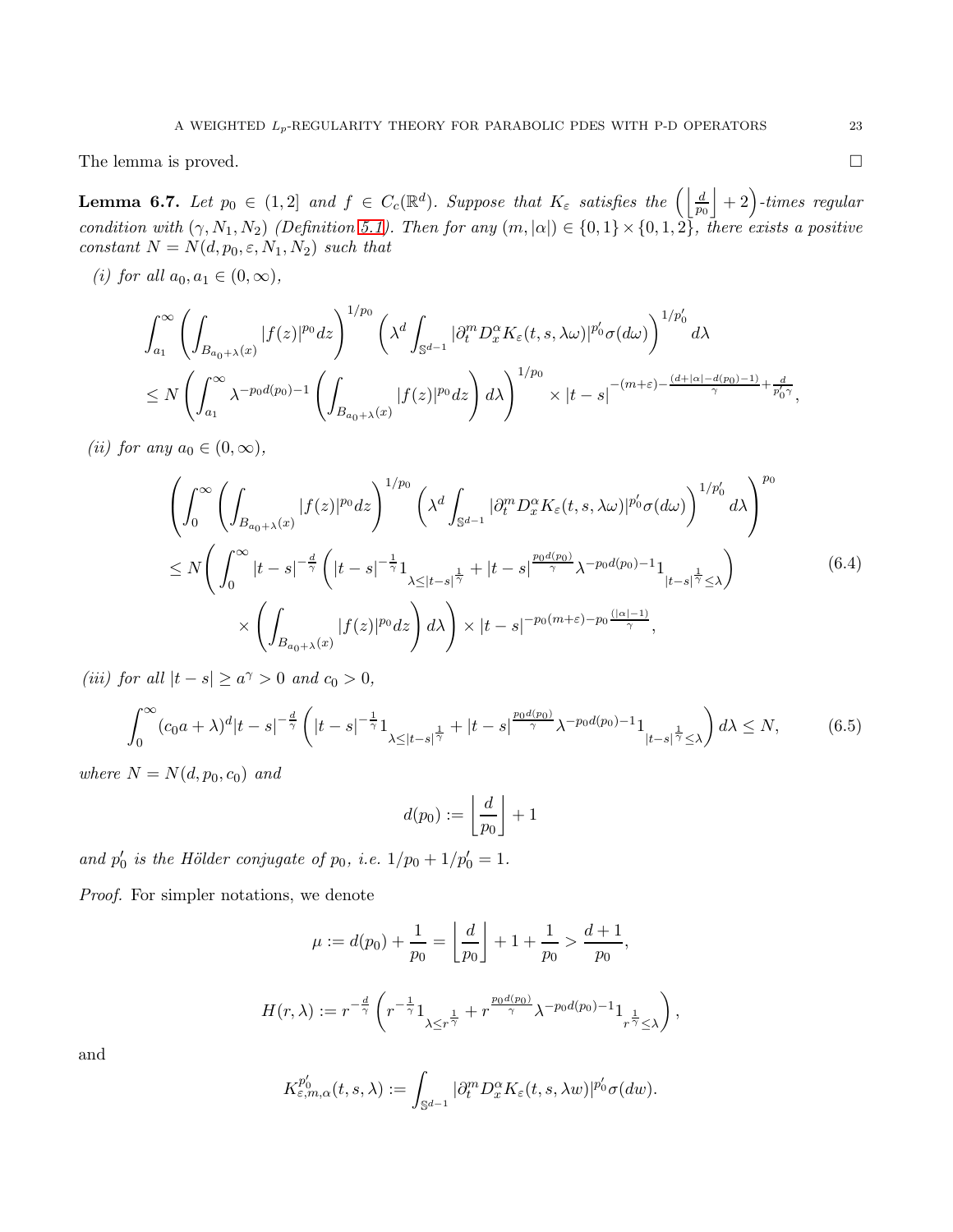The lemma is proved. $\square$

**Lemma 6.7.** *Let $p_0 \in (1,2]$ and $f \in C_c(\mathbb{R}^d)$. Suppose that $K_\varepsilon$ satisfies the $\left(\left\lfloor \frac{d}{p_0} \right\rfloor + 2\right)$-times regular condition with $(\gamma, N_1, N_2)$ (Definition 5.1). Then for any $(m, |\alpha|) \in \{0,1\} \times \{0,1,2\}$, there exists a positive constant $N = N(d, p_0, \varepsilon, N_1, N_2)$ such that*

*(i) for all $a_0, a_1 \in (0,\infty)$,*

$$
\begin{aligned}
&\int_{a_1}^{\infty} \left( \int_{B_{a_0+\lambda}(x)} |f(z)|^{p_0} dz \right)^{1/p_0} \left( \lambda^d \int_{\mathbb{S}^{d-1}} |\partial_t^m D_x^\alpha K_\varepsilon(t,s,\lambda\omega)|^{p_0'} \sigma(d\omega) \right)^{1/p_0'} d\lambda \\
&\leq N \left( \int_{a_1}^{\infty} \lambda^{-p_0 d(p_0)-1} \left( \int_{B_{a_0+\lambda}(x)} |f(z)|^{p_0} dz \right) d\lambda \right)^{1/p_0} \times |t-s|^{-(m+\varepsilon) - \frac{(d+|\alpha|-d(p_0)-1)}{\gamma} + \frac{d}{p_0'\gamma}},
\end{aligned}
$$

*(ii) for any $a_0 \in (0,\infty)$,*

$$
\begin{aligned}
&\left( \int_0^{\infty} \left( \int_{B_{a_0+\lambda}(x)} |f(z)|^{p_0} dz \right)^{1/p_0} \left( \lambda^d \int_{\mathbb{S}^{d-1}} |\partial_t^m D_x^\alpha K_\varepsilon(t,s,\lambda\omega)|^{p_0'} \sigma(d\omega) \right)^{1/p_0'} d\lambda \right)^{p_0} \\
&\leq N \Bigg( \int_0^{\infty} |t-s|^{-\frac{d}{\gamma}} \left( |t-s|^{-\frac{1}{\gamma}} 1_{\lambda \leq |t-s|^{\frac{1}{\gamma}}} + |t-s|^{\frac{p_0 d(p_0)}{\gamma}} \lambda^{-p_0 d(p_0)-1} 1_{|t-s|^{\frac{1}{\gamma}} \leq \lambda} \right) \\
&\qquad \times \left( \int_{B_{a_0+\lambda}(x)} |f(z)|^{p_0} dz \right) d\lambda \Bigg) \times |t-s|^{-p_0(m+\varepsilon) - p_0\frac{(|\alpha|-1)}{\gamma}},
\end{aligned}
\tag{6.4}
$$

*(iii) for all $|t-s| \geq a^\gamma > 0$ and $c_0 > 0$,*

$$
\int_0^{\infty} (c_0 a + \lambda)^d |t-s|^{-\frac{d}{\gamma}} \left( |t-s|^{-\frac{1}{\gamma}} 1_{\lambda \leq |t-s|^{\frac{1}{\gamma}}} + |t-s|^{\frac{p_0 d(p_0)}{\gamma}} \lambda^{-p_0 d(p_0)-1} 1_{|t-s|^{\frac{1}{\gamma}} \leq \lambda} \right) d\lambda \leq N, \tag{6.5}
$$

*where $N = N(d, p_0, c_0)$ and*

$$
d(p_0) := \left\lfloor \frac{d}{p_0} \right\rfloor + 1
$$

*and $p_0'$ is the Hölder conjugate of $p_0$, i.e. $1/p_0 + 1/p_0' = 1$.*

*Proof.* For simpler notations, we denote

$$
\mu := d(p_0) + \frac{1}{p_0} = \left\lfloor \frac{d}{p_0} \right\rfloor + 1 + \frac{1}{p_0} > \frac{d+1}{p_0},
$$

$$
H(r,\lambda) := r^{-\frac{d}{\gamma}} \left( r^{-\frac{1}{\gamma}} 1_{\lambda \leq r^{\frac{1}{\gamma}}} + r^{\frac{p_0 d(p_0)}{\gamma}} \lambda^{-p_0 d(p_0)-1} 1_{r^{\frac{1}{\gamma}} \leq \lambda} \right),
$$

and

$$
K^{p_0'}_{\varepsilon,m,\alpha}(t,s,\lambda) := \int_{\mathbb{S}^{d-1}} |\partial_t^m D_x^\alpha K_\varepsilon(t,s,\lambda w)|^{p_0'} \sigma(dw).
$$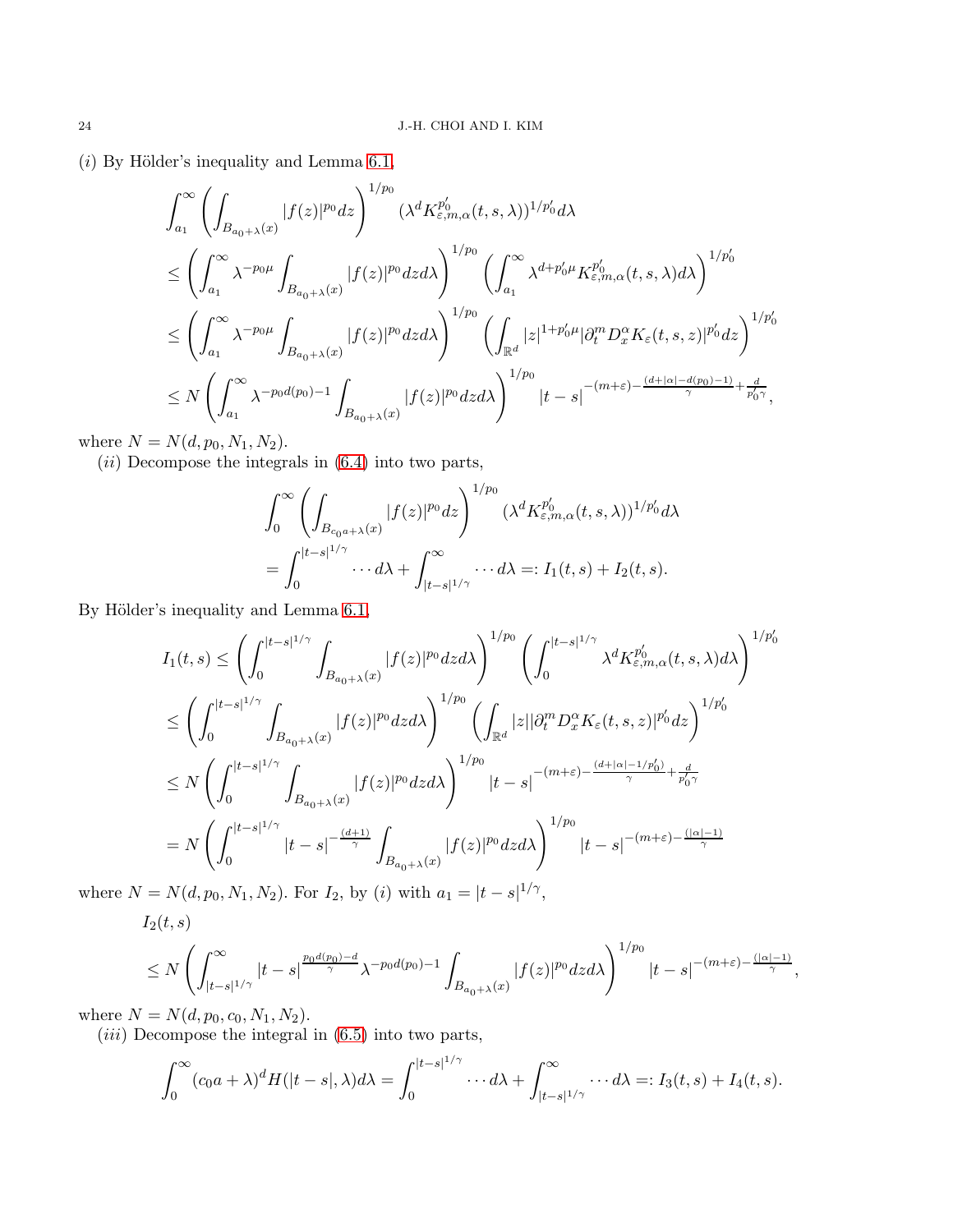$(i)$ By Hölder's inequality and Lemma 6.1,

$$
\begin{aligned}
&\int_{a_1}^{\infty}\left(\int_{B_{a_0+\lambda}(x)}|f(z)|^{p_0}dz\right)^{1/p_0}(\lambda^d K^{p_0'}_{\varepsilon,m,\alpha}(t,s,\lambda))^{1/p_0'}d\lambda\\
&\leq \left(\int_{a_1}^{\infty}\lambda^{-p_0\mu}\int_{B_{a_0+\lambda}(x)}|f(z)|^{p_0}dzd\lambda\right)^{1/p_0}\left(\int_{a_1}^{\infty}\lambda^{d+p_0'\mu}K^{p_0'}_{\varepsilon,m,\alpha}(t,s,\lambda)d\lambda\right)^{1/p_0'}\\
&\leq \left(\int_{a_1}^{\infty}\lambda^{-p_0\mu}\int_{B_{a_0+\lambda}(x)}|f(z)|^{p_0}dzd\lambda\right)^{1/p_0}\left(\int_{\mathbb{R}^d}|z|^{1+p_0'\mu}|\partial_t^m D_x^\alpha K_\varepsilon(t,s,z)|^{p_0'}dz\right)^{1/p_0'}\\
&\leq N\left(\int_{a_1}^{\infty}\lambda^{-p_0d(p_0)-1}\int_{B_{a_0+\lambda}(x)}|f(z)|^{p_0}dzd\lambda\right)^{1/p_0}|t-s|^{-(m+\varepsilon)-\frac{(d+|\alpha|-d(p_0)-1)}{\gamma}+\frac{d}{p_0'\gamma}},
\end{aligned}
$$

where $N=N(d,p_0,N_1,N_2)$.

$(ii)$ Decompose the integrals in (6.4) into two parts,

$$
\begin{aligned}
&\int_0^{\infty}\left(\int_{B_{c_0a+\lambda}(x)}|f(z)|^{p_0}dz\right)^{1/p_0}(\lambda^d K^{p_0'}_{\varepsilon,m,\alpha}(t,s,\lambda))^{1/p_0'}d\lambda\\
&=\int_0^{|t-s|^{1/\gamma}}\cdots d\lambda+\int_{|t-s|^{1/\gamma}}^{\infty}\cdots d\lambda=:I_1(t,s)+I_2(t,s).
\end{aligned}
$$

By Hölder's inequality and Lemma 6.1,

$$
\begin{aligned}
I_1(t,s)&\leq\left(\int_0^{|t-s|^{1/\gamma}}\int_{B_{a_0+\lambda}(x)}|f(z)|^{p_0}dzd\lambda\right)^{1/p_0}\left(\int_0^{|t-s|^{1/\gamma}}\lambda^d K^{p_0'}_{\varepsilon,m,\alpha}(t,s,\lambda)d\lambda\right)^{1/p_0'}\\
&\leq\left(\int_0^{|t-s|^{1/\gamma}}\int_{B_{a_0+\lambda}(x)}|f(z)|^{p_0}dzd\lambda\right)^{1/p_0}\left(\int_{\mathbb{R}^d}|z||\partial_t^m D_x^\alpha K_\varepsilon(t,s,z)|^{p_0'}dz\right)^{1/p_0'}\\
&\leq N\left(\int_0^{|t-s|^{1/\gamma}}\int_{B_{a_0+\lambda}(x)}|f(z)|^{p_0}dzd\lambda\right)^{1/p_0}|t-s|^{-(m+\varepsilon)-\frac{(d+|\alpha|-1/p_0')}{\gamma}+\frac{d}{p_0'\gamma}}\\
&=N\left(\int_0^{|t-s|^{1/\gamma}}|t-s|^{-\frac{(d+1)}{\gamma}}\int_{B_{a_0+\lambda}(x)}|f(z)|^{p_0}dzd\lambda\right)^{1/p_0}|t-s|^{-(m+\varepsilon)-\frac{(|\alpha|-1)}{\gamma}}
\end{aligned}
$$

where $N=N(d,p_0,N_1,N_2)$. For $I_2$, by $(i)$ with $a_1=|t-s|^{1/\gamma}$,

$$
\begin{aligned}
&I_2(t,s)\\
&\leq N\left(\int_{|t-s|^{1/\gamma}}^{\infty}|t-s|^{\frac{p_0d(p_0)-d}{\gamma}}\lambda^{-p_0d(p_0)-1}\int_{B_{a_0+\lambda}(x)}|f(z)|^{p_0}dzd\lambda\right)^{1/p_0}|t-s|^{-(m+\varepsilon)-\frac{(|\alpha|-1)}{\gamma}},
\end{aligned}
$$

where $N=N(d,p_0,c_0,N_1,N_2)$.

$(iii)$ Decompose the integral in (6.5) into two parts,

$$
\int_0^{\infty}(c_0a+\lambda)^d H(|t-s|,\lambda)d\lambda=\int_0^{|t-s|^{1/\gamma}}\cdots d\lambda+\int_{|t-s|^{1/\gamma}}^{\infty}\cdots d\lambda=:I_3(t,s)+I_4(t,s).
$$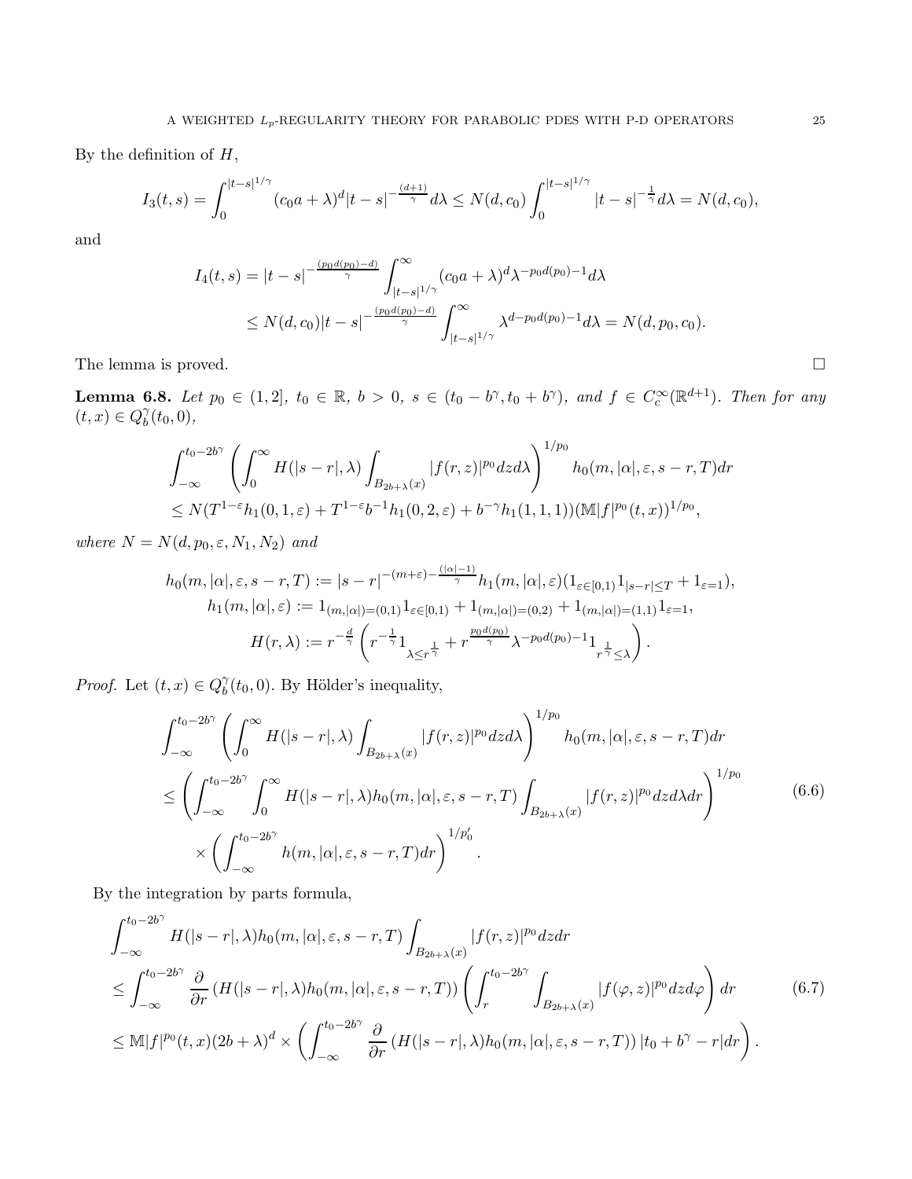By the definition of $H$,

$$I_3(t,s) = \int_0^{|t-s|^{1/\gamma}} (c_0 a + \lambda)^d |t-s|^{-\frac{(d+1)}{\gamma}} d\lambda \leq N(d,c_0) \int_0^{|t-s|^{1/\gamma}} |t-s|^{-\frac{1}{\gamma}} d\lambda = N(d,c_0),$$

and

$$\begin{aligned} I_4(t,s) &= |t-s|^{-\frac{(p_0 d(p_0)-d)}{\gamma}} \int_{|t-s|^{1/\gamma}}^\infty (c_0 a + \lambda)^d \lambda^{-p_0 d(p_0)-1} d\lambda \\ &\leq N(d,c_0)|t-s|^{-\frac{(p_0 d(p_0)-d)}{\gamma}} \int_{|t-s|^{1/\gamma}}^\infty \lambda^{d-p_0 d(p_0)-1} d\lambda = N(d,p_0,c_0). \end{aligned}$$

The lemma is proved. $\square$

**Lemma 6.8.** *Let $p_0 \in (1,2]$, $t_0 \in \mathbb{R}$, $b > 0$, $s \in (t_0 - b^\gamma, t_0 + b^\gamma)$, and $f \in C_c^\infty(\mathbb{R}^{d+1})$. Then for any $(t,x) \in Q_b^\gamma(t_0,0)$,*

$$\begin{aligned} &\int_{-\infty}^{t_0-2b^\gamma} \left( \int_0^\infty H(|s-r|,\lambda) \int_{B_{2b+\lambda}(x)} |f(r,z)|^{p_0} dz d\lambda \right)^{1/p_0} h_0(m,|\alpha|,\varepsilon,s-r,T) dr \\ &\leq N(T^{1-\varepsilon} h_1(0,1,\varepsilon) + T^{1-\varepsilon} b^{-1} h_1(0,2,\varepsilon) + b^{-\gamma} h_1(1,1,1)) (\mathbb{M}|f|^{p_0}(t,x))^{1/p_0}, \end{aligned}$$

*where $N = N(d,p_0,\varepsilon,N_1,N_2)$ and*

$$\begin{gathered} h_0(m,|\alpha|,\varepsilon,s-r,T) := |s-r|^{-(m+\varepsilon)-\frac{(|\alpha|-1)}{\gamma}} h_1(m,|\alpha|,\varepsilon)(1_{\varepsilon\in[0,1)} 1_{|s-r|\leq T} + 1_{\varepsilon=1}), \\ h_1(m,|\alpha|,\varepsilon) := 1_{(m,|\alpha|)=(0,1)} 1_{\varepsilon\in[0,1)} + 1_{(m,|\alpha|)=(0,2)} + 1_{(m,|\alpha|)=(1,1)} 1_{\varepsilon=1}, \\ H(r,\lambda) := r^{-\frac{d}{\gamma}} \left( r^{-\frac{1}{\gamma}} 1_{\lambda \leq r^{\frac{1}{\gamma}}} + r^{\frac{p_0 d(p_0)}{\gamma}} \lambda^{-p_0 d(p_0)-1} 1_{r^{\frac{1}{\gamma}} \leq \lambda} \right). \end{gathered}$$

*Proof.* Let $(t,x) \in Q_b^\gamma(t_0,0)$. By Hölder's inequality,

$$\begin{aligned} &\int_{-\infty}^{t_0-2b^\gamma} \left( \int_0^\infty H(|s-r|,\lambda) \int_{B_{2b+\lambda}(x)} |f(r,z)|^{p_0} dz d\lambda \right)^{1/p_0} h_0(m,|\alpha|,\varepsilon,s-r,T) dr \\ &\leq \left( \int_{-\infty}^{t_0-2b^\gamma} \int_0^\infty H(|s-r|,\lambda) h_0(m,|\alpha|,\varepsilon,s-r,T) \int_{B_{2b+\lambda}(x)} |f(r,z)|^{p_0} dz d\lambda dr \right)^{1/p_0} \\ &\quad \times \left( \int_{-\infty}^{t_0-2b^\gamma} h(m,|\alpha|,\varepsilon,s-r,T) dr \right)^{1/p_0'}. \end{aligned} \tag{6.6}$$

By the integration by parts formula,

$$\begin{aligned} &\int_{-\infty}^{t_0-2b^\gamma} H(|s-r|,\lambda) h_0(m,|\alpha|,\varepsilon,s-r,T) \int_{B_{2b+\lambda}(x)} |f(r,z)|^{p_0} dz dr \\ &\leq \int_{-\infty}^{t_0-2b^\gamma} \frac{\partial}{\partial r} \left( H(|s-r|,\lambda) h_0(m,|\alpha|,\varepsilon,s-r,T) \right) \left( \int_r^{t_0-2b^\gamma} \int_{B_{2b+\lambda}(x)} |f(\varphi,z)|^{p_0} dz d\varphi \right) dr \\ &\leq \mathbb{M}|f|^{p_0}(t,x)(2b+\lambda)^d \times \left( \int_{-\infty}^{t_0-2b^\gamma} \frac{\partial}{\partial r} \left( H(|s-r|,\lambda) h_0(m,|\alpha|,\varepsilon,s-r,T) \right) |t_0 + b^\gamma - r| dr \right). \end{aligned} \tag{6.7}$$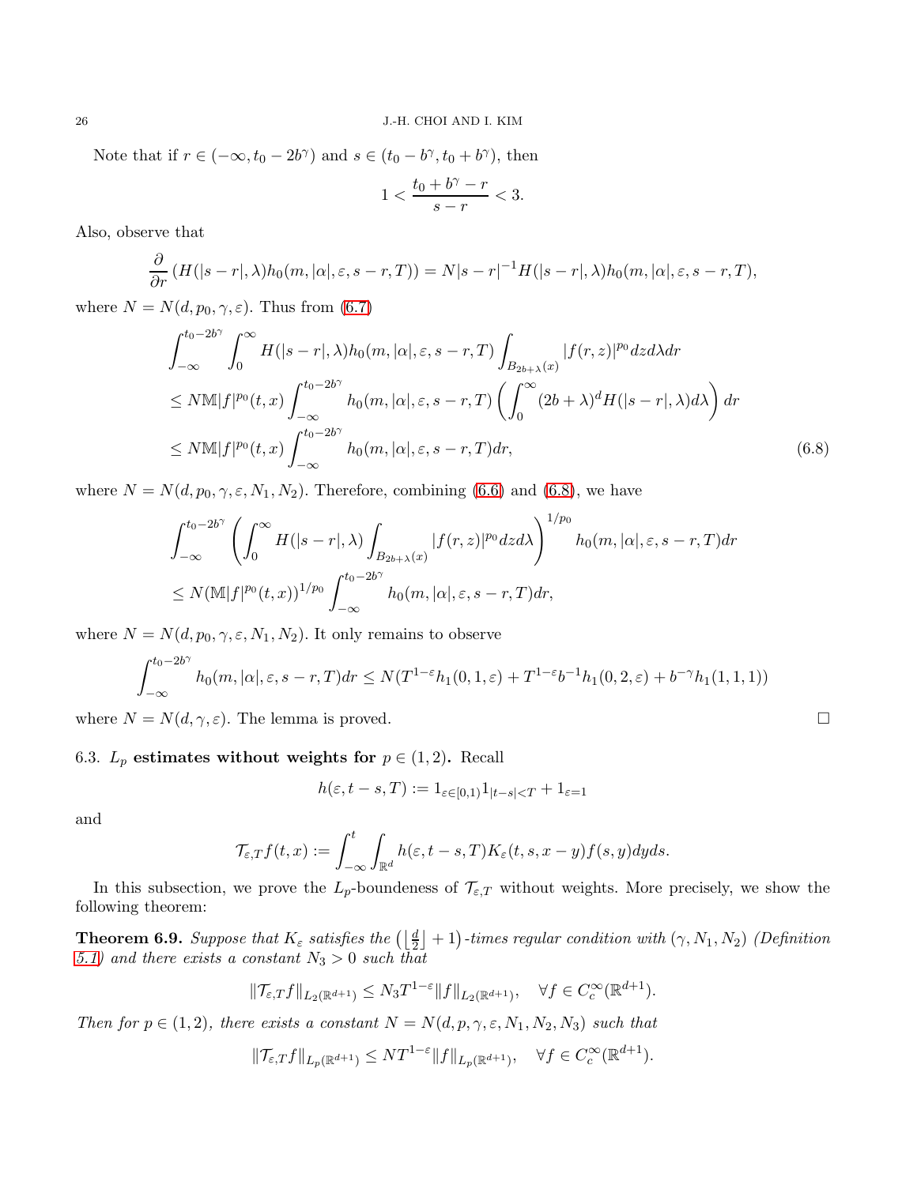Note that if $r \in (-\infty, t_0 - 2b^\gamma)$ and $s \in (t_0 - b^\gamma, t_0 + b^\gamma)$, then

$$1 < \frac{t_0 + b^\gamma - r}{s - r} < 3.$$

Also, observe that

$$\frac{\partial}{\partial r}\left(H(|s-r|,\lambda)h_0(m,|\alpha|,\varepsilon,s-r,T)\right) = N|s-r|^{-1}H(|s-r|,\lambda)h_0(m,|\alpha|,\varepsilon,s-r,T),$$

where $N = N(d, p_0, \gamma, \varepsilon)$. Thus from (6.7)

$$\begin{aligned}
&\int_{-\infty}^{t_0-2b^\gamma}\int_0^\infty H(|s-r|,\lambda)h_0(m,|\alpha|,\varepsilon,s-r,T)\int_{B_{2b+\lambda}(x)}|f(r,z)|^{p_0}dzd\lambda dr \\
&\leq N\mathbb{M}|f|^{p_0}(t,x)\int_{-\infty}^{t_0-2b^\gamma}h_0(m,|\alpha|,\varepsilon,s-r,T)\left(\int_0^\infty(2b+\lambda)^d H(|s-r|,\lambda)d\lambda\right)dr \\
&\leq N\mathbb{M}|f|^{p_0}(t,x)\int_{-\infty}^{t_0-2b^\gamma}h_0(m,|\alpha|,\varepsilon,s-r,T)dr,
\end{aligned} \tag{6.8}$$

where $N = N(d, p_0, \gamma, \varepsilon, N_1, N_2)$. Therefore, combining (6.6) and (6.8), we have

$$\begin{aligned}
&\int_{-\infty}^{t_0-2b^\gamma}\left(\int_0^\infty H(|s-r|,\lambda)\int_{B_{2b+\lambda}(x)}|f(r,z)|^{p_0}dzd\lambda\right)^{1/p_0}h_0(m,|\alpha|,\varepsilon,s-r,T)dr \\
&\leq N(\mathbb{M}|f|^{p_0}(t,x))^{1/p_0}\int_{-\infty}^{t_0-2b^\gamma}h_0(m,|\alpha|,\varepsilon,s-r,T)dr,
\end{aligned}$$

where $N = N(d, p_0, \gamma, \varepsilon, N_1, N_2)$. It only remains to observe

$$\int_{-\infty}^{t_0-2b^\gamma}h_0(m,|\alpha|,\varepsilon,s-r,T)dr \leq N(T^{1-\varepsilon}h_1(0,1,\varepsilon) + T^{1-\varepsilon}b^{-1}h_1(0,2,\varepsilon) + b^{-\gamma}h_1(1,1,1))$$

where $N = N(d, \gamma, \varepsilon)$. The lemma is proved. □

### 6.3. $L_p$ estimates without weights for $p \in (1,2)$.

Recall

$$h(\varepsilon, t-s, T) := 1_{\varepsilon\in[0,1)}1_{|t-s|<T} + 1_{\varepsilon=1}$$

and

$$\mathcal{T}_{\varepsilon,T}f(t,x) := \int_{-\infty}^t\int_{\mathbb{R}^d}h(\varepsilon,t-s,T)K_\varepsilon(t,s,x-y)f(s,y)dyds.$$

In this subsection, we prove the $L_p$-boundeness of $\mathcal{T}_{\varepsilon,T}$ without weights. More precisely, we show the following theorem:

**Theorem 6.9.** *Suppose that $K_\varepsilon$ satisfies the $\left(\left\lfloor\frac{d}{2}\right\rfloor+1\right)$-times regular condition with $(\gamma, N_1, N_2)$ (Definition 5.1) and there exists a constant $N_3 > 0$ such that*

$$\|\mathcal{T}_{\varepsilon,T}f\|_{L_2(\mathbb{R}^{d+1})} \leq N_3T^{1-\varepsilon}\|f\|_{L_2(\mathbb{R}^{d+1})}, \quad \forall f \in C_c^\infty(\mathbb{R}^{d+1}).$$

*Then for $p \in (1,2)$, there exists a constant $N = N(d, p, \gamma, \varepsilon, N_1, N_2, N_3)$ such that*

$$\|\mathcal{T}_{\varepsilon,T}f\|_{L_p(\mathbb{R}^{d+1})} \leq NT^{1-\varepsilon}\|f\|_{L_p(\mathbb{R}^{d+1})}, \quad \forall f \in C_c^\infty(\mathbb{R}^{d+1}).$$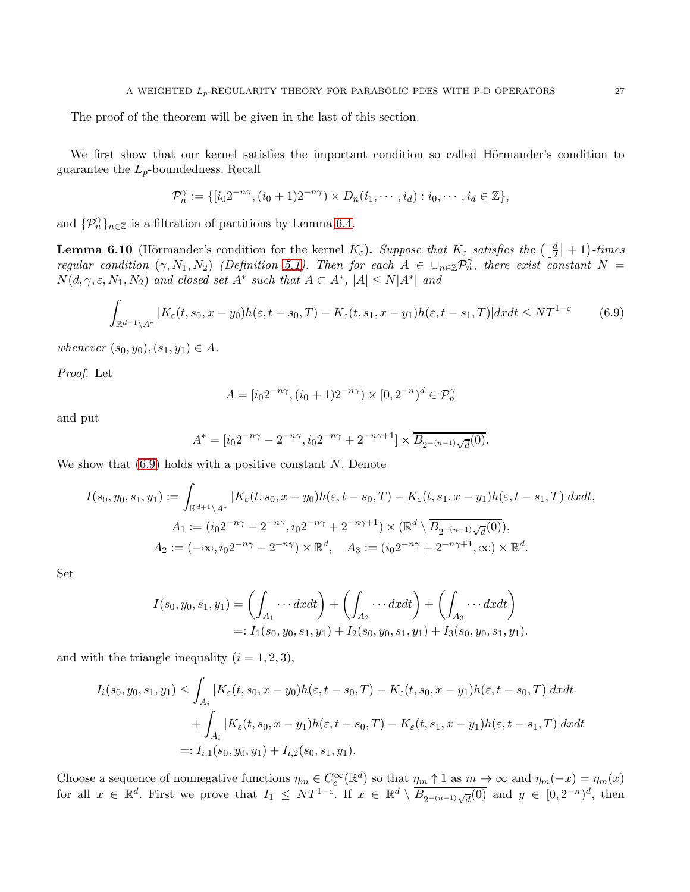The proof of the theorem will be given in the last of this section.

We first show that our kernel satisfies the important condition so called Hörmander's condition to guarantee the $L_p$-boundedness. Recall

$$\mathcal{P}_n^\gamma := \{[i_0 2^{-n\gamma}, (i_0+1)2^{-n\gamma}) \times D_n(i_1, \cdots, i_d) : i_0, \cdots, i_d \in \mathbb{Z}\},$$

and $\{\mathcal{P}_n^\gamma\}_{n\in\mathbb{Z}}$ is a filtration of partitions by Lemma 6.4.

**Lemma 6.10** (Hörmander's condition for the kernel $K_\varepsilon$)**.** *Suppose that $K_\varepsilon$ satisfies the $\left(\left\lfloor \frac{d}{2} \right\rfloor + 1\right)$-times regular condition $(\gamma, N_1, N_2)$ (Definition 5.1). Then for each $A \in \cup_{n\in\mathbb{Z}} \mathcal{P}_n^\gamma$, there exist constant $N = N(d, \gamma, \varepsilon, N_1, N_2)$ and closed set $A^*$ such that $\overline{A} \subset A^*$, $|A| \leq N|A^*|$ and*

$$\int_{\mathbb{R}^{d+1}\setminus A^*} |K_\varepsilon(t, s_0, x-y_0)h(\varepsilon, t-s_0, T) - K_\varepsilon(t, s_1, x-y_1)h(\varepsilon, t-s_1, T)| dxdt \leq NT^{1-\varepsilon} \tag{6.9}$$

*whenever $(s_0, y_0), (s_1, y_1) \in A$.*

*Proof.* Let

$$A = [i_0 2^{-n\gamma}, (i_0+1)2^{-n\gamma}) \times [0, 2^{-n})^d \in \mathcal{P}_n^\gamma$$

and put

$$A^* = [i_0 2^{-n\gamma} - 2^{-n\gamma}, i_0 2^{-n\gamma} + 2^{-n\gamma+1}] \times \overline{B_{2^{-(n-1)}\sqrt{d}}(0)}.$$

We show that (6.9) holds with a positive constant $N$. Denote

$$\begin{gathered}
I(s_0, y_0, s_1, y_1) := \int_{\mathbb{R}^{d+1}\setminus A^*} |K_\varepsilon(t, s_0, x-y_0)h(\varepsilon, t-s_0, T) - K_\varepsilon(t, s_1, x-y_1)h(\varepsilon, t-s_1, T)| dxdt, \\
A_1 := (i_0 2^{-n\gamma} - 2^{-n\gamma}, i_0 2^{-n\gamma} + 2^{-n\gamma+1}) \times (\mathbb{R}^d \setminus \overline{B_{2^{-(n-1)}\sqrt{d}}(0)}), \\
A_2 := (-\infty, i_0 2^{-n\gamma} - 2^{-n\gamma}) \times \mathbb{R}^d, \quad A_3 := (i_0 2^{-n\gamma} + 2^{-n\gamma+1}, \infty) \times \mathbb{R}^d.
\end{gathered}$$

Set

$$\begin{aligned}
I(s_0, y_0, s_1, y_1) &= \left( \int_{A_1} \cdots dxdt \right) + \left( \int_{A_2} \cdots dxdt \right) + \left( \int_{A_3} \cdots dxdt \right) \\
&=: I_1(s_0, y_0, s_1, y_1) + I_2(s_0, y_0, s_1, y_1) + I_3(s_0, y_0, s_1, y_1).
\end{aligned}$$

and with the triangle inequality $(i = 1, 2, 3)$,

$$\begin{aligned}
I_i(s_0, y_0, s_1, y_1) &\leq \int_{A_i} |K_\varepsilon(t, s_0, x-y_0)h(\varepsilon, t-s_0, T) - K_\varepsilon(t, s_0, x-y_1)h(\varepsilon, t-s_0, T)| dxdt \\
&\quad + \int_{A_i} |K_\varepsilon(t, s_0, x-y_1)h(\varepsilon, t-s_0, T) - K_\varepsilon(t, s_1, x-y_1)h(\varepsilon, t-s_1, T)| dxdt \\
&=: I_{i,1}(s_0, y_0, y_1) + I_{i,2}(s_0, s_1, y_1).
\end{aligned}$$

Choose a sequence of nonnegative functions $\eta_m \in C_c^\infty(\mathbb{R}^d)$ so that $\eta_m \uparrow 1$ as $m \to \infty$ and $\eta_m(-x) = \eta_m(x)$ for all $x \in \mathbb{R}^d$. First we prove that $I_1 \leq NT^{1-\varepsilon}$. If $x \in \mathbb{R}^d \setminus \overline{B_{2^{-(n-1)}\sqrt{d}}(0)}$ and $y \in [0, 2^{-n})^d$, then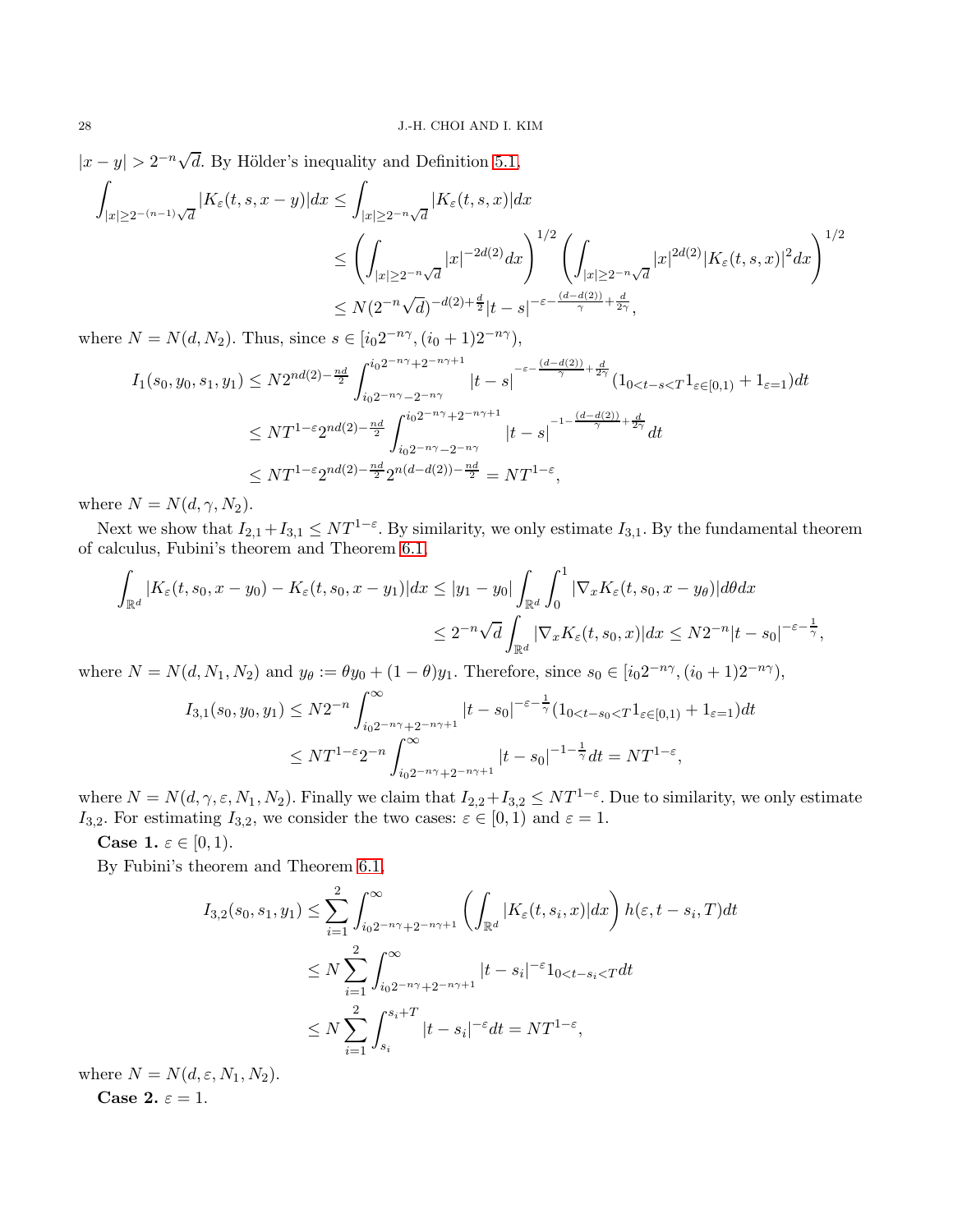$|x-y| > 2^{-n}\sqrt{d}$. By Hölder's inequality and Definition 5.1,

$$
\begin{aligned}
\int_{|x|\geq 2^{-(n-1)}\sqrt{d}} |K_\varepsilon(t,s,x-y)|dx &\leq \int_{|x|\geq 2^{-n}\sqrt{d}} |K_\varepsilon(t,s,x)|dx \\
&\leq \left(\int_{|x|\geq 2^{-n}\sqrt{d}} |x|^{-2d(2)}dx\right)^{1/2} \left(\int_{|x|\geq 2^{-n}\sqrt{d}} |x|^{2d(2)}|K_\varepsilon(t,s,x)|^2 dx\right)^{1/2} \\
&\leq N(2^{-n}\sqrt{d})^{-d(2)+\frac{d}{2}}|t-s|^{-\varepsilon-\frac{(d-d(2))}{\gamma}+\frac{d}{2\gamma}},
\end{aligned}
$$

where $N = N(d, N_2)$. Thus, since $s \in [i_0 2^{-n\gamma}, (i_0+1)2^{-n\gamma})$,

$$
\begin{aligned}
I_1(s_0,y_0,s_1,y_1) &\leq N 2^{nd(2)-\frac{nd}{2}} \int_{i_0 2^{-n\gamma}-2^{-n\gamma}}^{i_0 2^{-n\gamma}+2^{-n\gamma+1}} |t-s|^{-\varepsilon-\frac{(d-d(2))}{\gamma}+\frac{d}{2\gamma}} (1_{0<t-s<T}1_{\varepsilon\in[0,1)} + 1_{\varepsilon=1})dt \\
&\leq NT^{1-\varepsilon} 2^{nd(2)-\frac{nd}{2}} \int_{i_0 2^{-n\gamma}-2^{-n\gamma}}^{i_0 2^{-n\gamma}+2^{-n\gamma+1}} |t-s|^{-1-\frac{(d-d(2))}{\gamma}+\frac{d}{2\gamma}}dt \\
&\leq NT^{1-\varepsilon} 2^{nd(2)-\frac{nd}{2}} 2^{n(d-d(2))-\frac{nd}{2}} = NT^{1-\varepsilon},
\end{aligned}
$$

where $N = N(d, \gamma, N_2)$.

Next we show that $I_{2,1}+I_{3,1} \leq NT^{1-\varepsilon}$. By similarity, we only estimate $I_{3,1}$. By the fundamental theorem of calculus, Fubini's theorem and Theorem 6.1,

$$
\begin{aligned}
\int_{\mathbb{R}^d} |K_\varepsilon(t,s_0,x-y_0) - K_\varepsilon(t,s_0,x-y_1)|dx &\leq |y_1-y_0| \int_{\mathbb{R}^d}\int_0^1 |\nabla_x K_\varepsilon(t,s_0,x-y_\theta)|d\theta dx \\
&\leq 2^{-n}\sqrt{d}\int_{\mathbb{R}^d} |\nabla_x K_\varepsilon(t,s_0,x)|dx \leq N2^{-n}|t-s_0|^{-\varepsilon-\frac{1}{\gamma}},
\end{aligned}
$$

where $N = N(d, N_1, N_2)$ and $y_\theta := \theta y_0 + (1-\theta)y_1$. Therefore, since $s_0 \in [i_0 2^{-n\gamma}, (i_0+1)2^{-n\gamma})$,

$$
\begin{aligned}
I_{3,1}(s_0,y_0,y_1) &\leq N2^{-n}\int_{i_0 2^{-n\gamma}+2^{-n\gamma+1}}^{\infty} |t-s_0|^{-\varepsilon-\frac{1}{\gamma}}(1_{0<t-s_0<T}1_{\varepsilon\in[0,1)} + 1_{\varepsilon=1})dt \\
&\leq NT^{1-\varepsilon}2^{-n}\int_{i_0 2^{-n\gamma}+2^{-n\gamma+1}}^{\infty} |t-s_0|^{-1-\frac{1}{\gamma}}dt = NT^{1-\varepsilon},
\end{aligned}
$$

where $N = N(d, \gamma, \varepsilon, N_1, N_2)$. Finally we claim that $I_{2,2}+I_{3,2} \leq NT^{1-\varepsilon}$. Due to similarity, we only estimate $I_{3,2}$. For estimating $I_{3,2}$, we consider the two cases: $\varepsilon \in [0,1)$ and $\varepsilon = 1$.

**Case 1.** $\varepsilon \in [0,1)$.

By Fubini's theorem and Theorem 6.1,

$$
\begin{aligned}
I_{3,2}(s_0,s_1,y_1) &\leq \sum_{i=1}^{2}\int_{i_0 2^{-n\gamma}+2^{-n\gamma+1}}^{\infty}\left(\int_{\mathbb{R}^d}|K_\varepsilon(t,s_i,x)|dx\right)h(\varepsilon,t-s_i,T)dt \\
&\leq N\sum_{i=1}^{2}\int_{i_0 2^{-n\gamma}+2^{-n\gamma+1}}^{\infty}|t-s_i|^{-\varepsilon}1_{0<t-s_i<T}dt \\
&\leq N\sum_{i=1}^{2}\int_{s_i}^{s_i+T}|t-s_i|^{-\varepsilon}dt = NT^{1-\varepsilon},
\end{aligned}
$$

where $N = N(d, \varepsilon, N_1, N_2)$.

**Case 2.** $\varepsilon = 1$.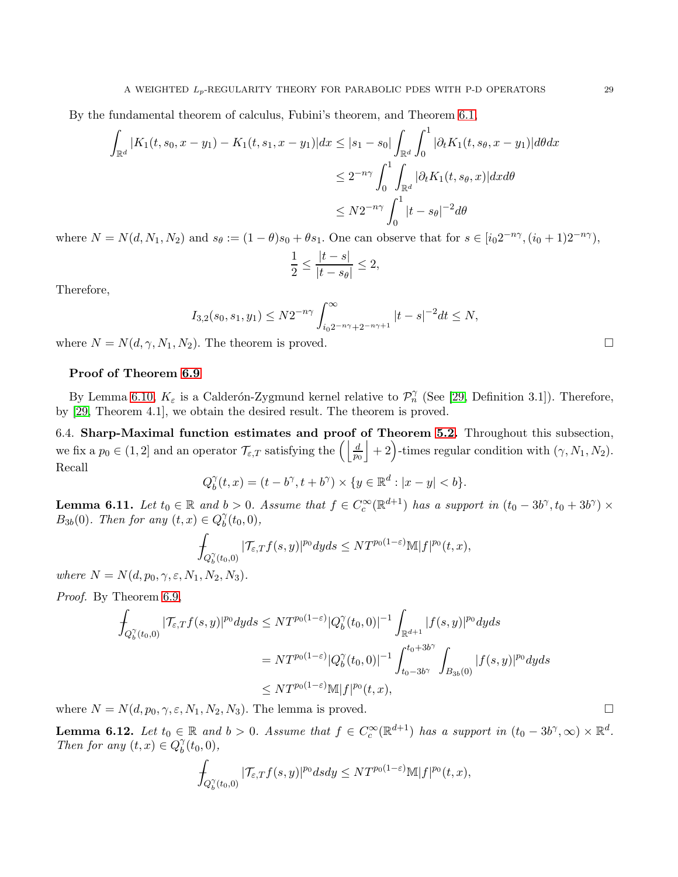By the fundamental theorem of calculus, Fubini's theorem, and Theorem 6.1,

$$
\begin{aligned}
\int_{\mathbb{R}^d} |K_1(t,s_0,x-y_1) - K_1(t,s_1,x-y_1)|dx &\leq |s_1 - s_0| \int_{\mathbb{R}^d} \int_0^1 |\partial_t K_1(t,s_\theta,x-y_1)| d\theta dx \\
&\leq 2^{-n\gamma} \int_0^1 \int_{\mathbb{R}^d} |\partial_t K_1(t,s_\theta,x)| dx d\theta \\
&\leq N 2^{-n\gamma} \int_0^1 |t-s_\theta|^{-2} d\theta
\end{aligned}
$$

where $N = N(d, N_1, N_2)$ and $s_\theta := (1-\theta)s_0 + \theta s_1$. One can observe that for $s \in [i_0 2^{-n\gamma}, (i_0+1)2^{-n\gamma})$,

$$
\frac{1}{2} \leq \frac{|t-s|}{|t-s_\theta|} \leq 2,
$$

Therefore,

$$
I_{3,2}(s_0,s_1,y_1) \leq N 2^{-n\gamma} \int_{i_0 2^{-n\gamma} + 2^{-n\gamma+1}}^{\infty} |t-s|^{-2} dt \leq N,
$$

where $N = N(d, \gamma, N_1, N_2)$. The theorem is proved. $\square$

**Proof of Theorem 6.9**

By Lemma 6.10, $K_\varepsilon$ is a Calderón-Zygmund kernel relative to $\mathcal{P}_n^\gamma$ (See [29, Definition 3.1]). Therefore, by [29, Theorem 4.1], we obtain the desired result. The theorem is proved.

6.4. **Sharp-Maximal function estimates and proof of Theorem 5.2.** Throughout this subsection, we fix a $p_0 \in (1,2]$ and an operator $\mathcal{T}_{\varepsilon,T}$ satisfying the $\left(\left\lfloor \frac{d}{p_0} \right\rfloor + 2\right)$-times regular condition with $(\gamma, N_1, N_2)$. Recall

$$
Q_b^\gamma(t,x) = (t - b^\gamma, t + b^\gamma) \times \{y \in \mathbb{R}^d : |x-y| < b\}.
$$

**Lemma 6.11.** *Let $t_0 \in \mathbb{R}$ and $b > 0$. Assume that $f \in C_c^\infty(\mathbb{R}^{d+1})$ has a support in $(t_0 - 3b^\gamma, t_0 + 3b^\gamma) \times B_{3b}(0)$. Then for any $(t,x) \in Q_b^\gamma(t_0,0)$,*

$$
⨍_{Q_b^\gamma(t_0,0)} |\mathcal{T}_{\varepsilon,T} f(s,y)|^{p_0} dyds \leq N T^{p_0(1-\varepsilon)} \mathbb{M}|f|^{p_0}(t,x),
$$

*where $N = N(d, p_0, \gamma, \varepsilon, N_1, N_2, N_3)$.*

*Proof.* By Theorem 6.9,

$$
\begin{aligned}
⨍_{Q_b^\gamma(t_0,0)} |\mathcal{T}_{\varepsilon,T} f(s,y)|^{p_0} dyds &\leq N T^{p_0(1-\varepsilon)} |Q_b^\gamma(t_0,0)|^{-1} \int_{\mathbb{R}^{d+1}} |f(s,y)|^{p_0} dyds \\
&= N T^{p_0(1-\varepsilon)} |Q_b^\gamma(t_0,0)|^{-1} \int_{t_0 - 3b^\gamma}^{t_0 + 3b^\gamma} \int_{B_{3b}(0)} |f(s,y)|^{p_0} dyds \\
&\leq N T^{p_0(1-\varepsilon)} \mathbb{M}|f|^{p_0}(t,x),
\end{aligned}
$$

where $N = N(d, p_0, \gamma, \varepsilon, N_1, N_2, N_3)$. The lemma is proved. $\square$

**Lemma 6.12.** *Let $t_0 \in \mathbb{R}$ and $b > 0$. Assume that $f \in C_c^\infty(\mathbb{R}^{d+1})$ has a support in $(t_0 - 3b^\gamma, \infty) \times \mathbb{R}^d$. Then for any $(t,x) \in Q_b^\gamma(t_0,0)$,*

$$
⨍_{Q_b^\gamma(t_0,0)} |\mathcal{T}_{\varepsilon,T} f(s,y)|^{p_0} dsdy \leq N T^{p_0(1-\varepsilon)} \mathbb{M}|f|^{p_0}(t,x),
$$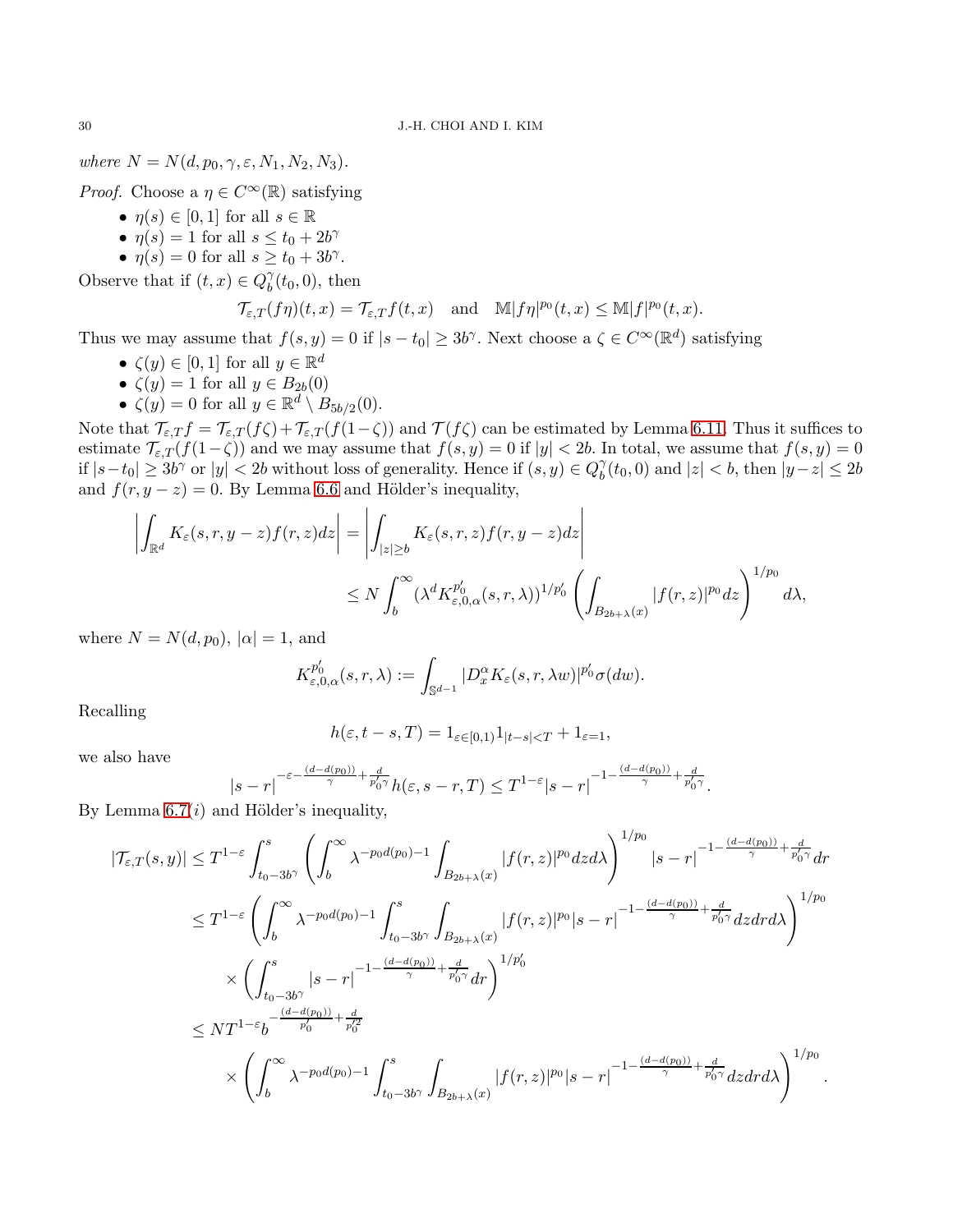where $N = N(d, p_0, \gamma, \varepsilon, N_1, N_2, N_3)$.

*Proof.* Choose a $\eta \in C^\infty(\mathbb{R})$ satisfying

- $\eta(s) \in [0,1]$ for all $s \in \mathbb{R}$
- $\eta(s) = 1$ for all $s \le t_0 + 2b^\gamma$
- $\eta(s) = 0$ for all $s \ge t_0 + 3b^\gamma$.

Observe that if $(t,x) \in Q_b^\gamma(t_0, 0)$, then

$$\mathcal{T}_{\varepsilon,T}(f\eta)(t,x) = \mathcal{T}_{\varepsilon,T}f(t,x) \quad \text{and} \quad \mathbb{M}|f\eta|^{p_0}(t,x) \le \mathbb{M}|f|^{p_0}(t,x).$$

Thus we may assume that $f(s,y) = 0$ if $|s - t_0| \ge 3b^\gamma$. Next choose a $\zeta \in C^\infty(\mathbb{R}^d)$ satisfying

- $\zeta(y) \in [0,1]$ for all $y \in \mathbb{R}^d$
- $\zeta(y) = 1$ for all $y \in B_{2b}(0)$
- $\zeta(y) = 0$ for all $y \in \mathbb{R}^d \setminus B_{5b/2}(0)$.

Note that $\mathcal{T}_{\varepsilon,T}f = \mathcal{T}_{\varepsilon,T}(f\zeta) + \mathcal{T}_{\varepsilon,T}(f(1-\zeta))$ and $\mathcal{T}(f\zeta)$ can be estimated by Lemma 6.11. Thus it suffices to estimate $\mathcal{T}_{\varepsilon,T}(f(1-\zeta))$ and we may assume that $f(s,y) = 0$ if $|y| < 2b$. In total, we assume that $f(s,y) = 0$ if $|s - t_0| \ge 3b^\gamma$ or $|y| < 2b$ without loss of generality. Hence if $(s,y) \in Q_b^\gamma(t_0,0)$ and $|z| < b$, then $|y - z| \le 2b$ and $f(r, y-z) = 0$. By Lemma 6.6 and Hölder's inequality,

$$\begin{aligned}
\left| \int_{\mathbb{R}^d} K_\varepsilon(s,r,y-z) f(r,z) dz \right| &= \left| \int_{|z| \ge b} K_\varepsilon(s,r,z) f(r,y-z) dz \right| \\
&\le N \int_b^\infty (\lambda^d K_{\varepsilon,0,\alpha}^{p_0'}(s,r,\lambda))^{1/p_0'} \left( \int_{B_{2b+\lambda}(x)} |f(r,z)|^{p_0} dz \right)^{1/p_0} d\lambda,
\end{aligned}$$

where $N = N(d, p_0)$, $|\alpha| = 1$, and

$$K_{\varepsilon,0,\alpha}^{p_0'}(s,r,\lambda) := \int_{\mathbb{S}^{d-1}} |D_x^\alpha K_\varepsilon(s,r,\lambda w)|^{p_0'} \sigma(dw).$$

Recalling

$$h(\varepsilon, t-s, T) = 1_{\varepsilon \in [0,1)} 1_{|t-s| < T} + 1_{\varepsilon = 1},$$

we also have

$$|s-r|^{-\varepsilon - \frac{(d - d(p_0))}{\gamma} + \frac{d}{p_0'\gamma}} h(\varepsilon, s-r, T) \le T^{1-\varepsilon} |s-r|^{-1 - \frac{(d-d(p_0))}{\gamma} + \frac{d}{p_0'\gamma}}.$$

By Lemma 6.7$(i)$ and Hölder's inequality,

$$\begin{aligned}
|\mathcal{T}_{\varepsilon,T}(s,y)| &\le T^{1-\varepsilon} \int_{t_0 - 3b^\gamma}^s \left( \int_b^\infty \lambda^{-p_0 d(p_0) - 1} \int_{B_{2b+\lambda}(x)} |f(r,z)|^{p_0} dz d\lambda \right)^{1/p_0} |s-r|^{-1 - \frac{(d-d(p_0))}{\gamma} + \frac{d}{p_0'\gamma}} dr \\
&\le T^{1-\varepsilon} \left( \int_b^\infty \lambda^{-p_0 d(p_0) - 1} \int_{t_0 - 3b^\gamma}^s \int_{B_{2b+\lambda}(x)} |f(r,z)|^{p_0} |s-r|^{-1 - \frac{(d-d(p_0))}{\gamma} + \frac{d}{p_0'\gamma}} dz dr d\lambda \right)^{1/p_0} \\
&\quad \times \left( \int_{t_0 - 3b^\gamma}^s |s-r|^{-1 - \frac{(d-d(p_0))}{\gamma} + \frac{d}{p_0'\gamma}} dr \right)^{1/p_0'} \\
&\le N T^{1-\varepsilon} b^{-\frac{(d-d(p_0))}{p_0'} + \frac{d}{p_0'^2}} \\
&\quad \times \left( \int_b^\infty \lambda^{-p_0 d(p_0) - 1} \int_{t_0 - 3b^\gamma}^s \int_{B_{2b+\lambda}(x)} |f(r,z)|^{p_0} |s-r|^{-1 - \frac{(d-d(p_0))}{\gamma} + \frac{d}{p_0'\gamma}} dz dr d\lambda \right)^{1/p_0}.
\end{aligned}$$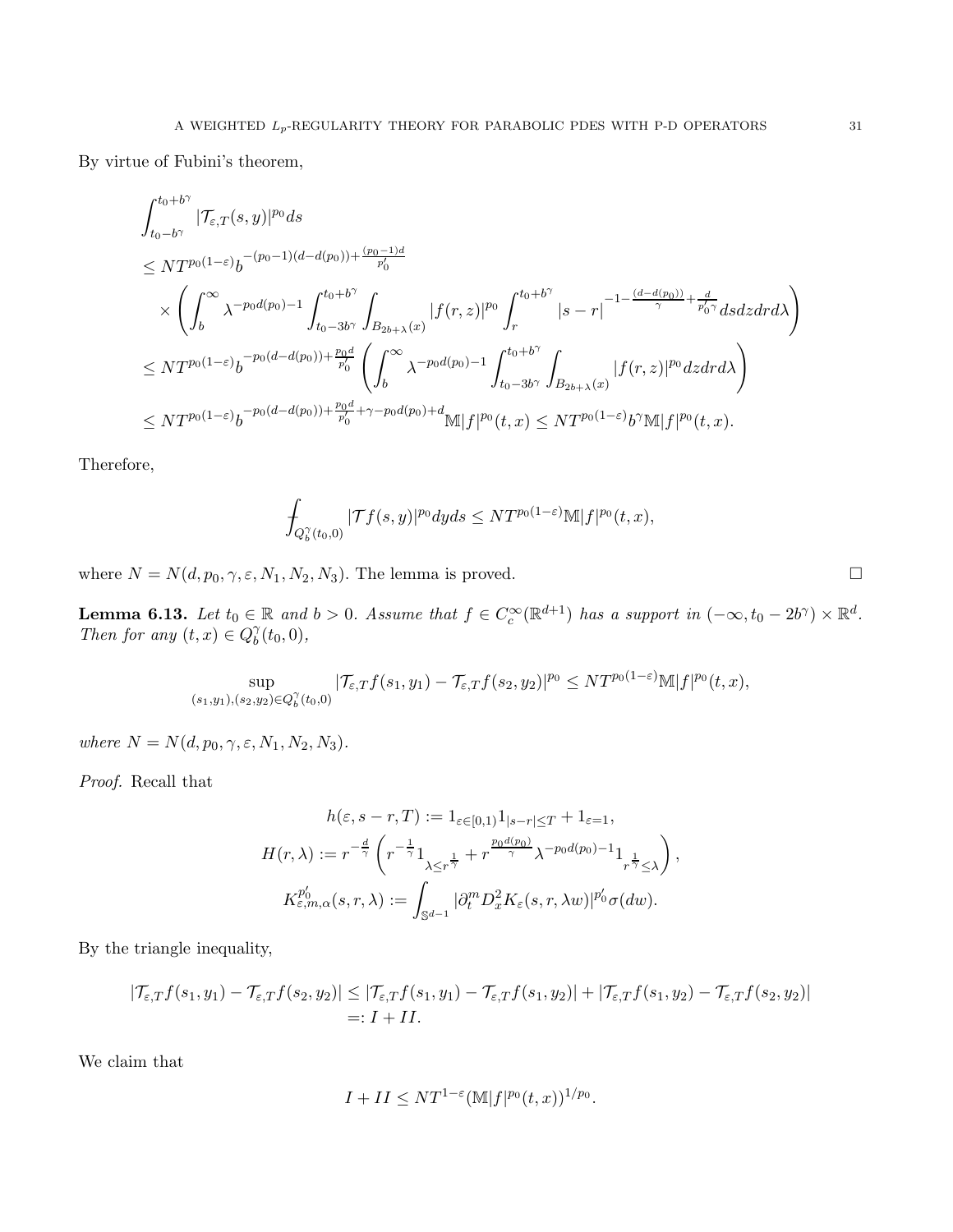By virtue of Fubini's theorem,

$$
\begin{aligned}
&\int_{t_0-b^\gamma}^{t_0+b^\gamma} |\mathcal{T}_{\varepsilon,T}(s,y)|^{p_0} ds \\
&\leq N T^{p_0(1-\varepsilon)} b^{-(p_0-1)(d-d(p_0))+\frac{(p_0-1)d}{p_0'}} \\
&\quad\times \left( \int_b^\infty \lambda^{-p_0 d(p_0)-1} \int_{t_0-3b^\gamma}^{t_0+b^\gamma} \int_{B_{2b+\lambda}(x)} |f(r,z)|^{p_0} \int_r^{t_0+b^\gamma} |s-r|^{-1-\frac{(d-d(p_0))}{\gamma}+\frac{d}{p_0'\gamma}} ds dz dr d\lambda \right) \\
&\leq N T^{p_0(1-\varepsilon)} b^{-p_0(d-d(p_0))+\frac{p_0 d}{p_0'}} \left( \int_b^\infty \lambda^{-p_0 d(p_0)-1} \int_{t_0-3b^\gamma}^{t_0+b^\gamma} \int_{B_{2b+\lambda}(x)} |f(r,z)|^{p_0} dz dr d\lambda \right) \\
&\leq N T^{p_0(1-\varepsilon)} b^{-p_0(d-d(p_0))+\frac{p_0 d}{p_0'}+\gamma-p_0 d(p_0)+d} \mathbb{M}|f|^{p_0}(t,x) \leq N T^{p_0(1-\varepsilon)} b^\gamma \mathbb{M}|f|^{p_0}(t,x).
\end{aligned}
$$

Therefore,

$$
\fint_{Q_b^\gamma(t_0,0)} |\mathcal{T} f(s,y)|^{p_0} dy ds \leq N T^{p_0(1-\varepsilon)} \mathbb{M}|f|^{p_0}(t,x),
$$

where $N = N(d, p_0, \gamma, \varepsilon, N_1, N_2, N_3)$. The lemma is proved. □

**Lemma 6.13.** *Let $t_0 \in \mathbb{R}$ and $b > 0$. Assume that $f \in C_c^\infty(\mathbb{R}^{d+1})$ has a support in $(-\infty, t_0 - 2b^\gamma) \times \mathbb{R}^d$. Then for any $(t,x) \in Q_b^\gamma(t_0, 0)$,*

$$
\sup_{(s_1,y_1),(s_2,y_2)\in Q_b^\gamma(t_0,0)} |\mathcal{T}_{\varepsilon,T} f(s_1,y_1) - \mathcal{T}_{\varepsilon,T} f(s_2,y_2)|^{p_0} \leq N T^{p_0(1-\varepsilon)} \mathbb{M}|f|^{p_0}(t,x),
$$

*where $N = N(d, p_0, \gamma, \varepsilon, N_1, N_2, N_3)$.*

*Proof.* Recall that

$$
\begin{aligned}
h(\varepsilon, s-r, T) &:= 1_{\varepsilon\in[0,1)} 1_{|s-r|\leq T} + 1_{\varepsilon=1}, \\
H(r,\lambda) &:= r^{-\frac{d}{\gamma}} \left( r^{-\frac{1}{\gamma}} 1_{\lambda \leq r^{\frac{1}{\gamma}}} + r^{\frac{p_0 d(p_0)}{\gamma}} \lambda^{-p_0 d(p_0)-1} 1_{r^{\frac{1}{\gamma}} \leq \lambda} \right), \\
K_{\varepsilon,m,\alpha}^{p_0'}(s,r,\lambda) &:= \int_{\mathbb{S}^{d-1}} |\partial_t^m D_x^2 K_\varepsilon(s,r,\lambda w)|^{p_0'} \sigma(dw).
\end{aligned}
$$

By the triangle inequality,

$$
\begin{aligned}
|\mathcal{T}_{\varepsilon,T} f(s_1,y_1) - \mathcal{T}_{\varepsilon,T} f(s_2,y_2)| &\leq |\mathcal{T}_{\varepsilon,T} f(s_1,y_1) - \mathcal{T}_{\varepsilon,T} f(s_1,y_2)| + |\mathcal{T}_{\varepsilon,T} f(s_1,y_2) - \mathcal{T}_{\varepsilon,T} f(s_2,y_2)| \\
&=: I + II.
\end{aligned}
$$

We claim that

$$
I + II \leq N T^{1-\varepsilon} (\mathbb{M}|f|^{p_0}(t,x))^{1/p_0}.
$$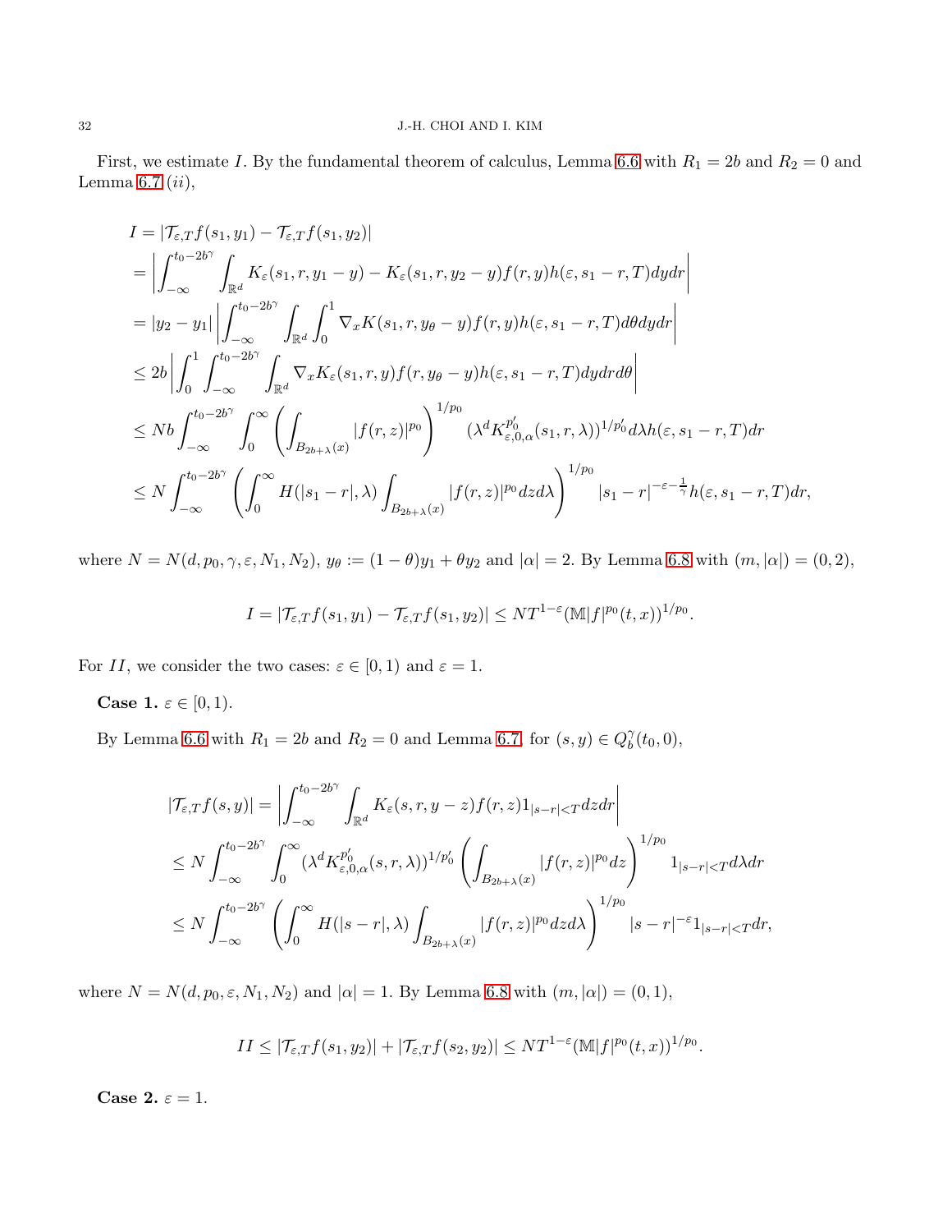First, we estimate $I$. By the fundamental theorem of calculus, Lemma 6.6 with $R_1 = 2b$ and $R_2 = 0$ and Lemma 6.7 $(ii)$,

$$
\begin{aligned}
I &= |\mathcal{T}_{\varepsilon,T}f(s_1,y_1) - \mathcal{T}_{\varepsilon,T}f(s_1,y_2)| \\
&= \left| \int_{-\infty}^{t_0-2b^\gamma} \int_{\mathbb{R}^d} K_\varepsilon(s_1,r,y_1-y) - K_\varepsilon(s_1,r,y_2-y) f(r,y) h(\varepsilon, s_1-r,T) dy dr \right| \\
&= |y_2-y_1| \left| \int_{-\infty}^{t_0-2b^\gamma} \int_{\mathbb{R}^d} \int_0^1 \nabla_x K(s_1,r,y_\theta-y) f(r,y) h(\varepsilon,s_1-r,T) d\theta dy dr \right| \\
&\leq 2b \left| \int_0^1 \int_{-\infty}^{t_0-2b^\gamma} \int_{\mathbb{R}^d} \nabla_x K_\varepsilon(s_1,r,y) f(r,y_\theta-y) h(\varepsilon,s_1-r,T) dy dr d\theta \right| \\
&\leq Nb \int_{-\infty}^{t_0-2b^\gamma} \int_0^\infty \left( \int_{B_{2b+\lambda}(x)} |f(r,z)|^{p_0} \right)^{1/p_0} (\lambda^d K_{\varepsilon,0,\alpha}^{p_0'}(s_1,r,\lambda))^{1/p_0'} d\lambda h(\varepsilon,s_1-r,T) dr \\
&\leq N \int_{-\infty}^{t_0-2b^\gamma} \left( \int_0^\infty H(|s_1-r|,\lambda) \int_{B_{2b+\lambda}(x)} |f(r,z)|^{p_0} dz d\lambda \right)^{1/p_0} |s_1-r|^{-\varepsilon-\frac{1}{\gamma}} h(\varepsilon,s_1-r,T) dr,
\end{aligned}
$$

where $N = N(d,p_0,\gamma,\varepsilon,N_1,N_2)$, $y_\theta := (1-\theta)y_1 + \theta y_2$ and $|\alpha| = 2$. By Lemma 6.8 with $(m,|\alpha|) = (0,2)$,

$$
I = |\mathcal{T}_{\varepsilon,T}f(s_1,y_1) - \mathcal{T}_{\varepsilon,T}f(s_1,y_2)| \leq NT^{1-\varepsilon}(\mathbb{M}|f|^{p_0}(t,x))^{1/p_0}.
$$

For $II$, we consider the two cases: $\varepsilon \in [0,1)$ and $\varepsilon = 1$.

**Case 1.** $\varepsilon \in [0,1)$.

By Lemma 6.6 with $R_1 = 2b$ and $R_2 = 0$ and Lemma 6.7, for $(s,y) \in Q_b^\gamma(t_0,0)$,

$$
\begin{aligned}
|\mathcal{T}_{\varepsilon,T}f(s,y)| &= \left| \int_{-\infty}^{t_0-2b^\gamma} \int_{\mathbb{R}^d} K_\varepsilon(s,r,y-z) f(r,z) 1_{|s-r|<T} dz dr \right| \\
&\leq N \int_{-\infty}^{t_0-2b^\gamma} \int_0^\infty (\lambda^d K_{\varepsilon,0,\alpha}^{p_0'}(s,r,\lambda))^{1/p_0'} \left( \int_{B_{2b+\lambda}(x)} |f(r,z)|^{p_0} dz \right)^{1/p_0} 1_{|s-r|<T} d\lambda dr \\
&\leq N \int_{-\infty}^{t_0-2b^\gamma} \left( \int_0^\infty H(|s-r|,\lambda) \int_{B_{2b+\lambda}(x)} |f(r,z)|^{p_0} dz d\lambda \right)^{1/p_0} |s-r|^{-\varepsilon} 1_{|s-r|<T} dr,
\end{aligned}
$$

where $N = N(d,p_0,\varepsilon,N_1,N_2)$ and $|\alpha| = 1$. By Lemma 6.8 with $(m,|\alpha|) = (0,1)$,

$$
II \leq |\mathcal{T}_{\varepsilon,T}f(s_1,y_2)| + |\mathcal{T}_{\varepsilon,T}f(s_2,y_2)| \leq NT^{1-\varepsilon}(\mathbb{M}|f|^{p_0}(t,x))^{1/p_0}.
$$

**Case 2.** $\varepsilon = 1$.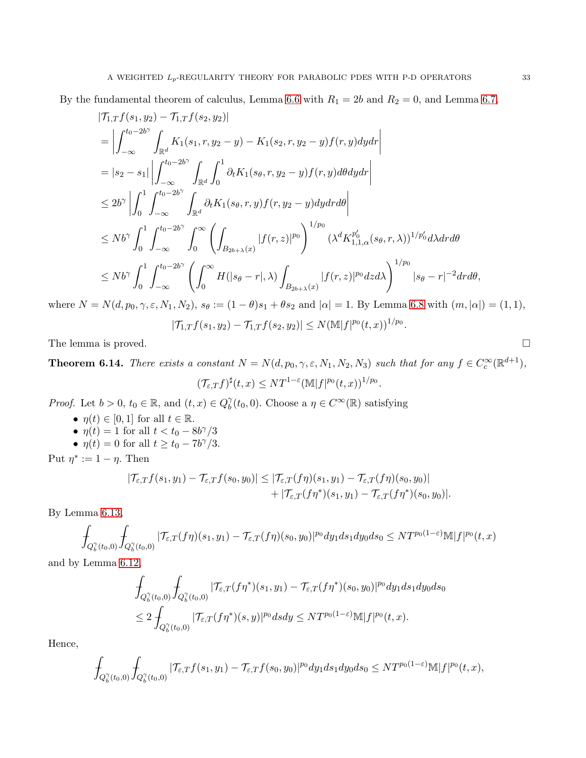By the fundamental theorem of calculus, Lemma 6.6 with $R_1 = 2b$ and $R_2 = 0$, and Lemma 6.7,

$$
\begin{aligned}
&|\mathcal{T}_{1,T} f(s_1, y_2) - \mathcal{T}_{1,T} f(s_2, y_2)| \\
&= \left| \int_{-\infty}^{t_0 - 2b^\gamma} \int_{\mathbb{R}^d} K_1(s_1, r, y_2 - y) - K_1(s_2, r, y_2 - y) f(r, y) dy dr \right| \\
&= |s_2 - s_1| \left| \int_{-\infty}^{t_0 - 2b^\gamma} \int_{\mathbb{R}^d} \int_0^1 \partial_t K_1(s_\theta, r, y_2 - y) f(r, y) d\theta dy dr \right| \\
&\leq 2b^\gamma \left| \int_0^1 \int_{-\infty}^{t_0 - 2b^\gamma} \int_{\mathbb{R}^d} \partial_t K_1(s_\theta, r, y) f(r, y_2 - y) dy dr d\theta \right| \\
&\leq N b^\gamma \int_0^1 \int_{-\infty}^{t_0 - 2b^\gamma} \int_0^\infty \left( \int_{B_{2b+\lambda}(x)} |f(r,z)|^{p_0} \right)^{1/p_0} (\lambda^d K_{1,1,\alpha}^{p_0'}(s_\theta, r, \lambda))^{1/p_0'} d\lambda dr d\theta \\
&\leq N b^\gamma \int_0^1 \int_{-\infty}^{t_0 - 2b^\gamma} \left( \int_0^\infty H(|s_\theta - r|, \lambda) \int_{B_{2b+\lambda}(x)} |f(r,z)|^{p_0} dz d\lambda \right)^{1/p_0} |s_\theta - r|^{-2} dr d\theta,
\end{aligned}
$$

where $N = N(d, p_0, \gamma, \varepsilon, N_1, N_2)$, $s_\theta := (1-\theta)s_1 + \theta s_2$ and $|\alpha| = 1$. By Lemma 6.8 with $(m, |\alpha|) = (1, 1)$,

$$
|\mathcal{T}_{1,T} f(s_1, y_2) - \mathcal{T}_{1,T} f(s_2, y_2)| \leq N(\mathbb{M}|f|^{p_0}(t,x))^{1/p_0}.
$$

The lemma is proved. $\square$

**Theorem 6.14.** *There exists a constant $N = N(d, p_0, \gamma, \varepsilon, N_1, N_2, N_3)$ such that for any $f \in C_c^\infty(\mathbb{R}^{d+1})$,*

$$
(\mathcal{T}_{\varepsilon,T} f)^\sharp(t,x) \leq N T^{1-\varepsilon} (\mathbb{M}|f|^{p_0}(t,x))^{1/p_0}.
$$

*Proof.* Let $b > 0$, $t_0 \in \mathbb{R}$, and $(t,x) \in Q_b^\gamma(t_0, 0)$. Choose a $\eta \in C^\infty(\mathbb{R})$ satisfying

- $\eta(t) \in [0,1]$ for all $t \in \mathbb{R}$.
- $\eta(t) = 1$ for all $t < t_0 - 8b^\gamma/3$
- $\eta(t) = 0$ for all $t \geq t_0 - 7b^\gamma/3$.

Put $\eta^* := 1 - \eta$. Then

$$
\begin{aligned}
|\mathcal{T}_{\varepsilon,T} f(s_1, y_1) - \mathcal{T}_{\varepsilon,T} f(s_0, y_0)| &\leq |\mathcal{T}_{\varepsilon,T}(f\eta)(s_1, y_1) - \mathcal{T}_{\varepsilon,T}(f\eta)(s_0, y_0)| \\
&\quad + |\mathcal{T}_{\varepsilon,T}(f\eta^*)(s_1, y_1) - \mathcal{T}_{\varepsilon,T}(f\eta^*)(s_0, y_0)|.
\end{aligned}
$$

By Lemma 6.13,

$$
⨍_{Q_b^\gamma(t_0,0)} ⨍_{Q_b^\gamma(t_0,0)} |\mathcal{T}_{\varepsilon,T}(f\eta)(s_1, y_1) - \mathcal{T}_{\varepsilon,T}(f\eta)(s_0, y_0)|^{p_0} dy_1 ds_1 dy_0 ds_0 \leq N T^{p_0(1-\varepsilon)} \mathbb{M}|f|^{p_0}(t,x)
$$

and by Lemma 6.12,

$$
\begin{aligned}
&⨍_{Q_b^\gamma(t_0,0)} ⨍_{Q_b^\gamma(t_0,0)} |\mathcal{T}_{\varepsilon,T}(f\eta^*)(s_1, y_1) - \mathcal{T}_{\varepsilon,T}(f\eta^*)(s_0, y_0)|^{p_0} dy_1 ds_1 dy_0 ds_0 \\
&\leq 2 ⨍_{Q_b^\gamma(t_0,0)} |\mathcal{T}_{\varepsilon,T}(f\eta^*)(s,y)|^{p_0} ds dy \leq N T^{p_0(1-\varepsilon)} \mathbb{M}|f|^{p_0}(t,x).
\end{aligned}
$$

Hence,

$$
⨍_{Q_b^\gamma(t_0,0)} ⨍_{Q_b^\gamma(t_0,0)} |\mathcal{T}_{\varepsilon,T} f(s_1, y_1) - \mathcal{T}_{\varepsilon,T} f(s_0, y_0)|^{p_0} dy_1 ds_1 dy_0 ds_0 \leq N T^{p_0(1-\varepsilon)} \mathbb{M}|f|^{p_0}(t,x),
$$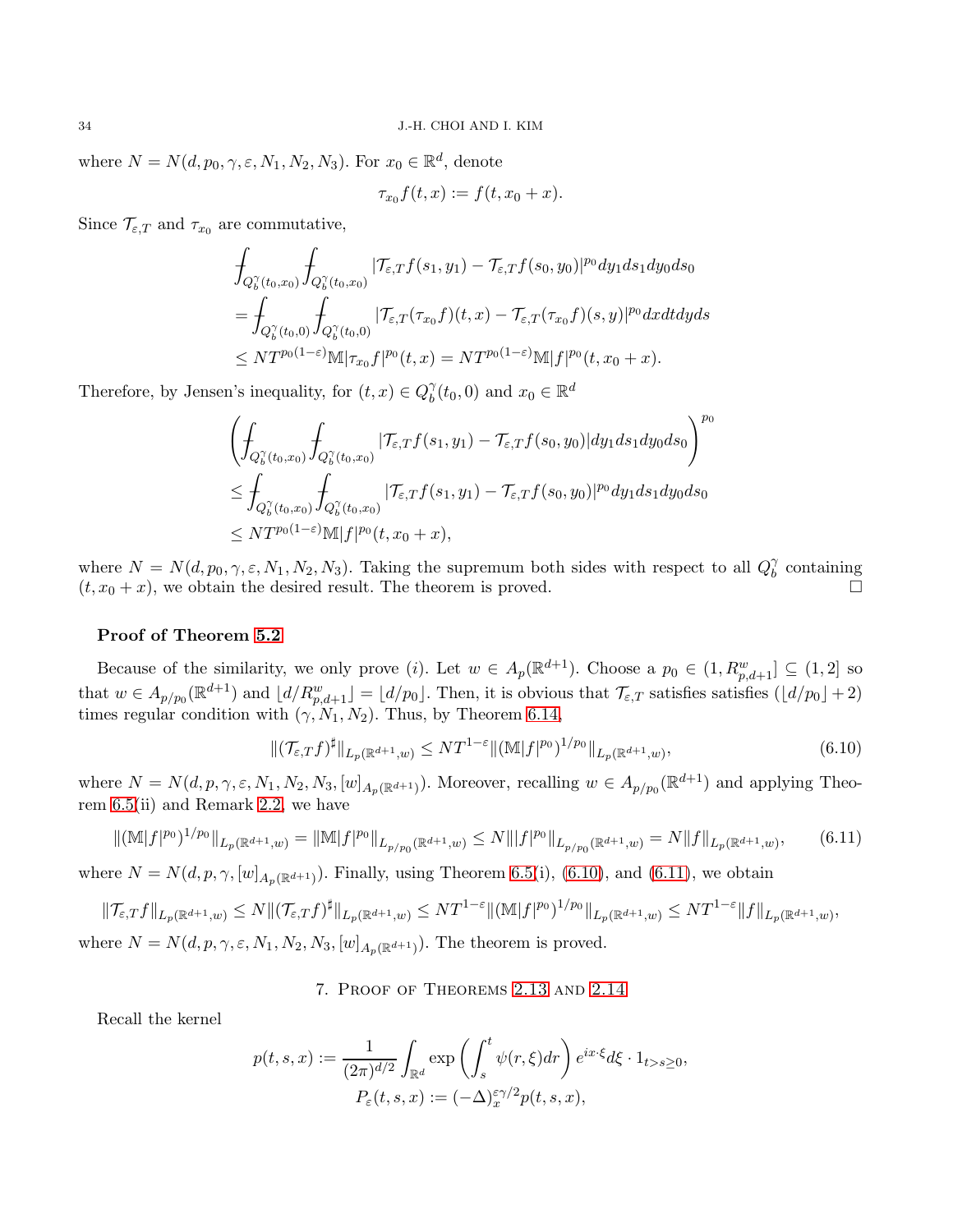where $N = N(d, p_0, \gamma, \varepsilon, N_1, N_2, N_3)$. For $x_0 \in \mathbb{R}^d$, denote

$$\tau_{x_0} f(t,x) := f(t, x_0 + x).$$

Since $\mathcal{T}_{\varepsilon,T}$ and $\tau_{x_0}$ are commutative,

$$\begin{aligned}
&\fint_{Q_b^\gamma(t_0,x_0)} \fint_{Q_b^\gamma(t_0,x_0)} |\mathcal{T}_{\varepsilon,T} f(s_1,y_1) - \mathcal{T}_{\varepsilon,T} f(s_0,y_0)|^{p_0} dy_1 ds_1 dy_0 ds_0 \\
&= \fint_{Q_b^\gamma(t_0,0)} \fint_{Q_b^\gamma(t_0,0)} |\mathcal{T}_{\varepsilon,T}(\tau_{x_0} f)(t,x) - \mathcal{T}_{\varepsilon,T}(\tau_{x_0} f)(s,y)|^{p_0} dx dt dy ds \\
&\leq N T^{p_0(1-\varepsilon)} \mathbb{M}|\tau_{x_0} f|^{p_0}(t,x) = N T^{p_0(1-\varepsilon)} \mathbb{M}|f|^{p_0}(t, x_0 + x).
\end{aligned}$$

Therefore, by Jensen's inequality, for $(t,x) \in Q_b^\gamma(t_0,0)$ and $x_0 \in \mathbb{R}^d$

$$\begin{aligned}
&\left( \fint_{Q_b^\gamma(t_0,x_0)} \fint_{Q_b^\gamma(t_0,x_0)} |\mathcal{T}_{\varepsilon,T} f(s_1,y_1) - \mathcal{T}_{\varepsilon,T} f(s_0,y_0)| dy_1 ds_1 dy_0 ds_0 \right)^{p_0} \\
&\leq \fint_{Q_b^\gamma(t_0,x_0)} \fint_{Q_b^\gamma(t_0,x_0)} |\mathcal{T}_{\varepsilon,T} f(s_1,y_1) - \mathcal{T}_{\varepsilon,T} f(s_0,y_0)|^{p_0} dy_1 ds_1 dy_0 ds_0 \\
&\leq N T^{p_0(1-\varepsilon)} \mathbb{M}|f|^{p_0}(t, x_0 + x),
\end{aligned}$$

where $N = N(d, p_0, \gamma, \varepsilon, N_1, N_2, N_3)$. Taking the supremum both sides with respect to all $Q_b^\gamma$ containing $(t, x_0 + x)$, we obtain the desired result. The theorem is proved. □

**Proof of Theorem 5.2**

Because of the similarity, we only prove $(i)$. Let $w \in A_p(\mathbb{R}^{d+1})$. Choose a $p_0 \in (1, R^w_{p,d+1}] \subseteq (1,2]$ so that $w \in A_{p/p_0}(\mathbb{R}^{d+1})$ and $\lfloor d/R^w_{p,d+1} \rfloor = \lfloor d/p_0 \rfloor$. Then, it is obvious that $\mathcal{T}_{\varepsilon,T}$ satisfies satisfies $(\lfloor d/p_0 \rfloor + 2)$ times regular condition with $(\gamma, N_1, N_2)$. Thus, by Theorem 6.14,

$$\|(\mathcal{T}_{\varepsilon,T} f)^\sharp\|_{L_p(\mathbb{R}^{d+1},w)} \leq N T^{1-\varepsilon} \|(\mathbb{M}|f|^{p_0})^{1/p_0}\|_{L_p(\mathbb{R}^{d+1},w)}, \tag{6.10}$$

where $N = N(d, p, \gamma, \varepsilon, N_1, N_2, N_3, [w]_{A_p(\mathbb{R}^{d+1})})$. Moreover, recalling $w \in A_{p/p_0}(\mathbb{R}^{d+1})$ and applying Theorem 6.5(ii) and Remark 2.2, we have

$$\|(\mathbb{M}|f|^{p_0})^{1/p_0}\|_{L_p(\mathbb{R}^{d+1},w)} = \|\mathbb{M}|f|^{p_0}\|_{L_{p/p_0}(\mathbb{R}^{d+1},w)} \leq N \||f|^{p_0}\|_{L_{p/p_0}(\mathbb{R}^{d+1},w)} = N\|f\|_{L_p(\mathbb{R}^{d+1},w)}, \tag{6.11}$$

where $N = N(d, p, \gamma, [w]_{A_p(\mathbb{R}^{d+1})})$. Finally, using Theorem 6.5(i), (6.10), and (6.11), we obtain

$$\|\mathcal{T}_{\varepsilon,T} f\|_{L_p(\mathbb{R}^{d+1},w)} \leq N \|(\mathcal{T}_{\varepsilon,T} f)^\sharp\|_{L_p(\mathbb{R}^{d+1},w)} \leq N T^{1-\varepsilon} \|(\mathbb{M}|f|^{p_0})^{1/p_0}\|_{L_p(\mathbb{R}^{d+1},w)} \leq N T^{1-\varepsilon} \|f\|_{L_p(\mathbb{R}^{d+1},w)},$$

where $N = N(d, p, \gamma, \varepsilon, N_1, N_2, N_3, [w]_{A_p(\mathbb{R}^{d+1})})$. The theorem is proved.

## 7. Proof of Theorems 2.13 and 2.14

Recall the kernel

$$\begin{aligned}
p(t,s,x) &:= \frac{1}{(2\pi)^{d/2}} \int_{\mathbb{R}^d} \exp\left( \int_s^t \psi(r,\xi) dr \right) e^{ix\cdot\xi} d\xi \cdot 1_{t>s\geq 0}, \\
P_\varepsilon(t,s,x) &:= (-\Delta)_x^{\varepsilon\gamma/2} p(t,s,x),
\end{aligned}$$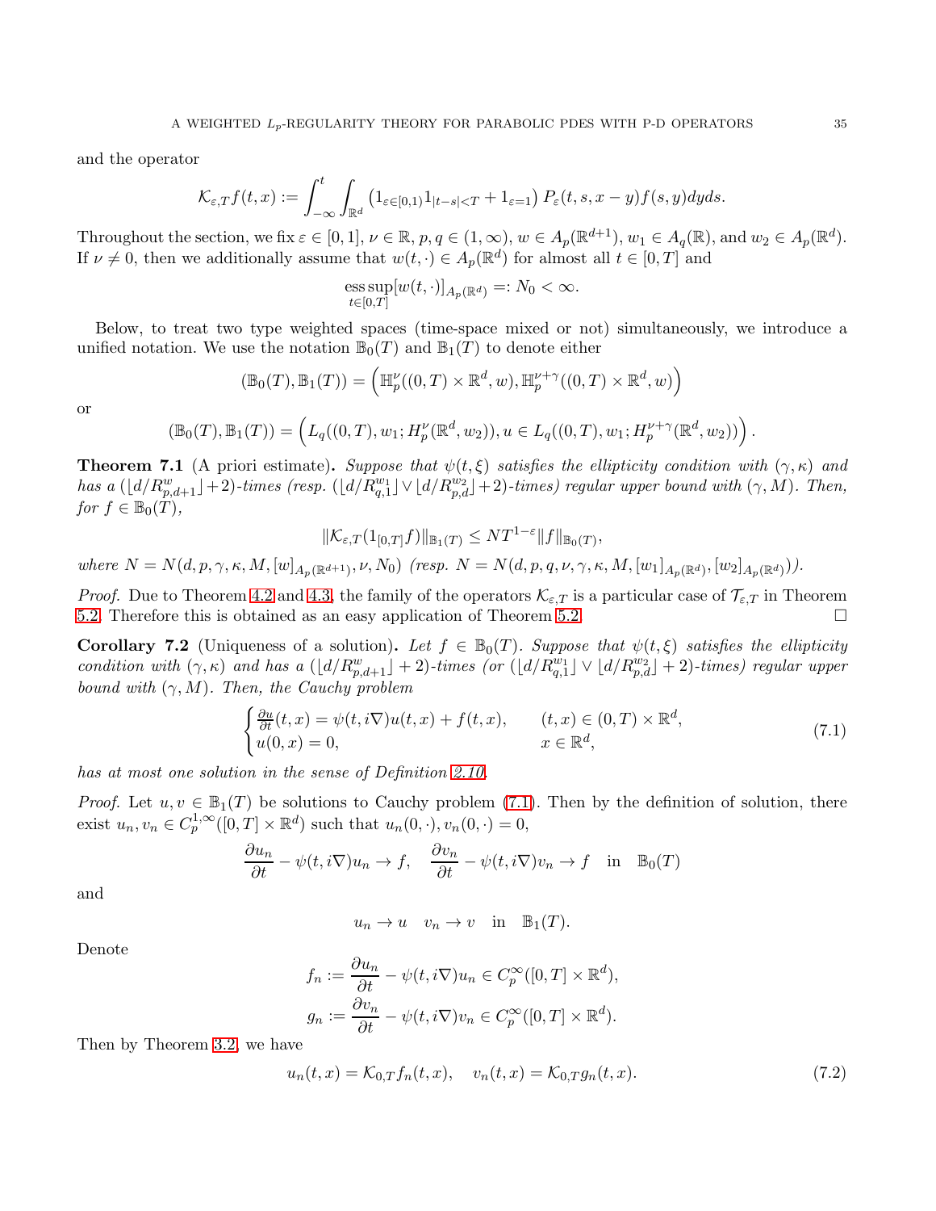and the operator

$$\mathcal{K}_{\varepsilon,T}f(t,x) := \int_{-\infty}^{t}\int_{\mathbb{R}^d}\left(1_{\varepsilon\in[0,1)}1_{|t-s|<T} + 1_{\varepsilon=1}\right)P_\varepsilon(t,s,x-y)f(s,y)dyds.$$

Throughout the section, we fix $\varepsilon \in [0,1]$, $\nu \in \mathbb{R}$, $p,q \in (1,\infty)$, $w \in A_p(\mathbb{R}^{d+1})$, $w_1 \in A_q(\mathbb{R})$, and $w_2 \in A_p(\mathbb{R}^d)$. If $\nu \neq 0$, then we additionally assume that $w(t,\cdot) \in A_p(\mathbb{R}^d)$ for almost all $t \in [0,T]$ and

$$\operatorname*{ess\,sup}_{t\in[0,T]}[w(t,\cdot)]_{A_p(\mathbb{R}^d)} =: N_0 < \infty.$$

Below, to treat two type weighted spaces (time-space mixed or not) simultaneously, we introduce a unified notation. We use the notation $\mathbb{B}_0(T)$ and $\mathbb{B}_1(T)$ to denote either

$$(\mathbb{B}_0(T),\mathbb{B}_1(T)) = \left(\mathbb{H}_p^\nu((0,T)\times\mathbb{R}^d,w),\mathbb{H}_p^{\nu+\gamma}((0,T)\times\mathbb{R}^d,w)\right)$$

or

$$(\mathbb{B}_0(T),\mathbb{B}_1(T)) = \left(L_q((0,T),w_1;H_p^\nu(\mathbb{R}^d,w_2)), u \in L_q((0,T),w_1;H_p^{\nu+\gamma}(\mathbb{R}^d,w_2))\right).$$

**Theorem 7.1** (A priori estimate)**.** *Suppose that $\psi(t,\xi)$ satisfies the ellipticity condition with $(\gamma,\kappa)$ and has a $(\lfloor d/R_{p,d+1}^w\rfloor+2)$-times (resp. $(\lfloor d/R_{q,1}^{w_1}\rfloor \vee \lfloor d/R_{p,d}^{w_2}\rfloor+2)$-times) regular upper bound with $(\gamma,M)$. Then, for $f \in \mathbb{B}_0(T)$,*

$$\|\mathcal{K}_{\varepsilon,T}(1_{[0,T]}f)\|_{\mathbb{B}_1(T)} \leq NT^{1-\varepsilon}\|f\|_{\mathbb{B}_0(T)},$$

*where $N = N(d,p,\gamma,\kappa,M,[w]_{A_p(\mathbb{R}^{d+1})},\nu,N_0)$ (resp. $N = N(d,p,q,\nu,\gamma,\kappa,M,[w_1]_{A_p(\mathbb{R}^d)},[w_2]_{A_p(\mathbb{R}^d)})$).*

*Proof.* Due to Theorem 4.2 and 4.3, the family of the operators $\mathcal{K}_{\varepsilon,T}$ is a particular case of $\mathcal{T}_{\varepsilon,T}$ in Theorem 5.2. Therefore this is obtained as an easy application of Theorem 5.2. □

**Corollary 7.2** (Uniqueness of a solution)**.** *Let $f \in \mathbb{B}_0(T)$. Suppose that $\psi(t,\xi)$ satisfies the ellipticity condition with $(\gamma,\kappa)$ and has a $(\lfloor d/R_{p,d+1}^w\rfloor+2)$-times (or $(\lfloor d/R_{q,1}^{w_1}\rfloor \vee \lfloor d/R_{p,d}^{w_2}\rfloor+2)$-times) regular upper bound with $(\gamma,M)$. Then, the Cauchy problem*

$$\begin{cases} \frac{\partial u}{\partial t}(t,x) = \psi(t,i\nabla)u(t,x) + f(t,x), & (t,x) \in (0,T)\times\mathbb{R}^d, \\ u(0,x) = 0, & x \in \mathbb{R}^d, \end{cases} \tag{7.1}$$

*has at most one solution in the sense of Definition 2.10.*

*Proof.* Let $u, v \in \mathbb{B}_1(T)$ be solutions to Cauchy problem (7.1). Then by the definition of solution, there exist $u_n, v_n \in C_p^{1,\infty}([0,T]\times\mathbb{R}^d)$ such that $u_n(0,\cdot), v_n(0,\cdot) = 0$,

$$\frac{\partial u_n}{\partial t} - \psi(t,i\nabla)u_n \to f, \quad \frac{\partial v_n}{\partial t} - \psi(t,i\nabla)v_n \to f \quad \text{in} \quad \mathbb{B}_0(T)$$

and

$$u_n \to u \quad v_n \to v \quad \text{in} \quad \mathbb{B}_1(T).$$

Denote

$$f_n := \frac{\partial u_n}{\partial t} - \psi(t,i\nabla)u_n \in C_p^\infty([0,T]\times\mathbb{R}^d),$$
$$g_n := \frac{\partial v_n}{\partial t} - \psi(t,i\nabla)v_n \in C_p^\infty([0,T]\times\mathbb{R}^d).$$

Then by Theorem 3.2, we have

$$u_n(t,x) = \mathcal{K}_{0,T}f_n(t,x), \quad v_n(t,x) = \mathcal{K}_{0,T}g_n(t,x). \tag{7.2}$$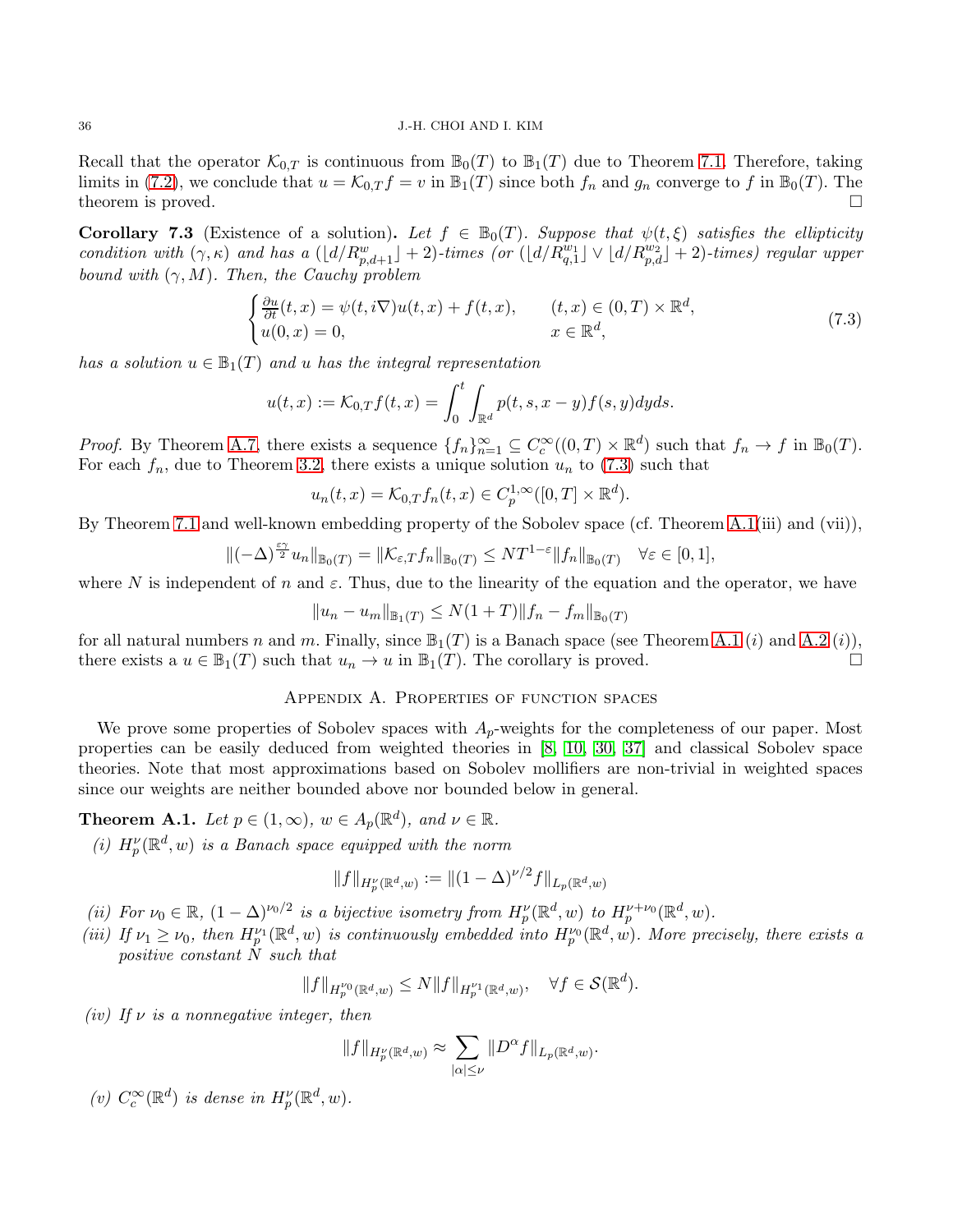Recall that the operator $\mathcal{K}_{0,T}$ is continuous from $\mathbb{B}_0(T)$ to $\mathbb{B}_1(T)$ due to Theorem 7.1. Therefore, taking limits in (7.2), we conclude that $u = \mathcal{K}_{0,T}f = v$ in $\mathbb{B}_1(T)$ since both $f_n$ and $g_n$ converge to $f$ in $\mathbb{B}_0(T)$. The theorem is proved. $\square$

**Corollary 7.3** (Existence of a solution)**.** *Let $f \in \mathbb{B}_0(T)$. Suppose that $\psi(t,\xi)$ satisfies the ellipticity condition with $(\gamma,\kappa)$ and has a $(\lfloor d/R^w_{p,d+1}\rfloor + 2)$-times (or $(\lfloor d/R^{w_1}_{q,1}\rfloor \vee \lfloor d/R^{w_2}_{p,d}\rfloor + 2)$-times) regular upper bound with $(\gamma, M)$. Then, the Cauchy problem*

$$
\begin{cases}
\frac{\partial u}{\partial t}(t,x) = \psi(t,i\nabla)u(t,x) + f(t,x), & (t,x) \in (0,T)\times\mathbb{R}^d,\\
u(0,x) = 0, & x \in \mathbb{R}^d,
\end{cases}
\tag{7.3}
$$

*has a solution $u \in \mathbb{B}_1(T)$ and $u$ has the integral representation*

$$
u(t,x) := \mathcal{K}_{0,T}f(t,x) = \int_0^t \int_{\mathbb{R}^d} p(t,s,x-y)f(s,y)dyds.
$$

*Proof.* By Theorem A.7, there exists a sequence $\{f_n\}_{n=1}^\infty \subseteq C_c^\infty((0,T)\times\mathbb{R}^d)$ such that $f_n \to f$ in $\mathbb{B}_0(T)$. For each $f_n$, due to Theorem 3.2, there exists a unique solution $u_n$ to (7.3) such that

$$
u_n(t,x) = \mathcal{K}_{0,T}f_n(t,x) \in C_p^{1,\infty}([0,T]\times\mathbb{R}^d).
$$

By Theorem 7.1 and well-known embedding property of the Sobolev space (cf. Theorem A.1(iii) and (vii)),

$$
\|(-\Delta)^{\frac{\varepsilon\gamma}{2}}u_n\|_{\mathbb{B}_0(T)} = \|\mathcal{K}_{\varepsilon,T}f_n\|_{\mathbb{B}_0(T)} \leq NT^{1-\varepsilon}\|f_n\|_{\mathbb{B}_0(T)} \quad \forall \varepsilon \in [0,1],
$$

where $N$ is independent of $n$ and $\varepsilon$. Thus, due to the linearity of the equation and the operator, we have

$$
\|u_n - u_m\|_{\mathbb{B}_1(T)} \leq N(1+T)\|f_n - f_m\|_{\mathbb{B}_0(T)}
$$

for all natural numbers $n$ and $m$. Finally, since $\mathbb{B}_1(T)$ is a Banach space (see Theorem A.1 $(i)$ and A.2 $(i)$), there exists a $u \in \mathbb{B}_1(T)$ such that $u_n \to u$ in $\mathbb{B}_1(T)$. The corollary is proved. $\square$

## Appendix A. Properties of function spaces

We prove some properties of Sobolev spaces with $A_p$-weights for the completeness of our paper. Most properties can be easily deduced from weighted theories in [8, 10, 30, 37] and classical Sobolev space theories. Note that most approximations based on Sobolev mollifiers are non-trivial in weighted spaces since our weights are neither bounded above nor bounded below in general.

**Theorem A.1.** *Let $p \in (1,\infty)$, $w \in A_p(\mathbb{R}^d)$, and $\nu \in \mathbb{R}$.*

*(i) $H_p^\nu(\mathbb{R}^d,w)$ is a Banach space equipped with the norm*

$$
\|f\|_{H_p^\nu(\mathbb{R}^d,w)} := \|(1-\Delta)^{\nu/2}f\|_{L_p(\mathbb{R}^d,w)}
$$

*(ii) For $\nu_0 \in \mathbb{R}$, $(1-\Delta)^{\nu_0/2}$ is a bijective isometry from $H_p^\nu(\mathbb{R}^d,w)$ to $H_p^{\nu+\nu_0}(\mathbb{R}^d,w)$.*

*(iii) If $\nu_1 \geq \nu_0$, then $H_p^{\nu_1}(\mathbb{R}^d,w)$ is continuously embedded into $H_p^{\nu_0}(\mathbb{R}^d,w)$. More precisely, there exists a positive constant $N$ such that*

$$
\|f\|_{H_p^{\nu_0}(\mathbb{R}^d,w)} \leq N\|f\|_{H_p^{\nu_1}(\mathbb{R}^d,w)}, \quad \forall f \in \mathcal{S}(\mathbb{R}^d).
$$

*(iv) If $\nu$ is a nonnegative integer, then*

$$
\|f\|_{H_p^\nu(\mathbb{R}^d,w)} \approx \sum_{|\alpha|\leq\nu}\|D^\alpha f\|_{L_p(\mathbb{R}^d,w)}.
$$

*(v) $C_c^\infty(\mathbb{R}^d)$ is dense in $H_p^\nu(\mathbb{R}^d,w)$.*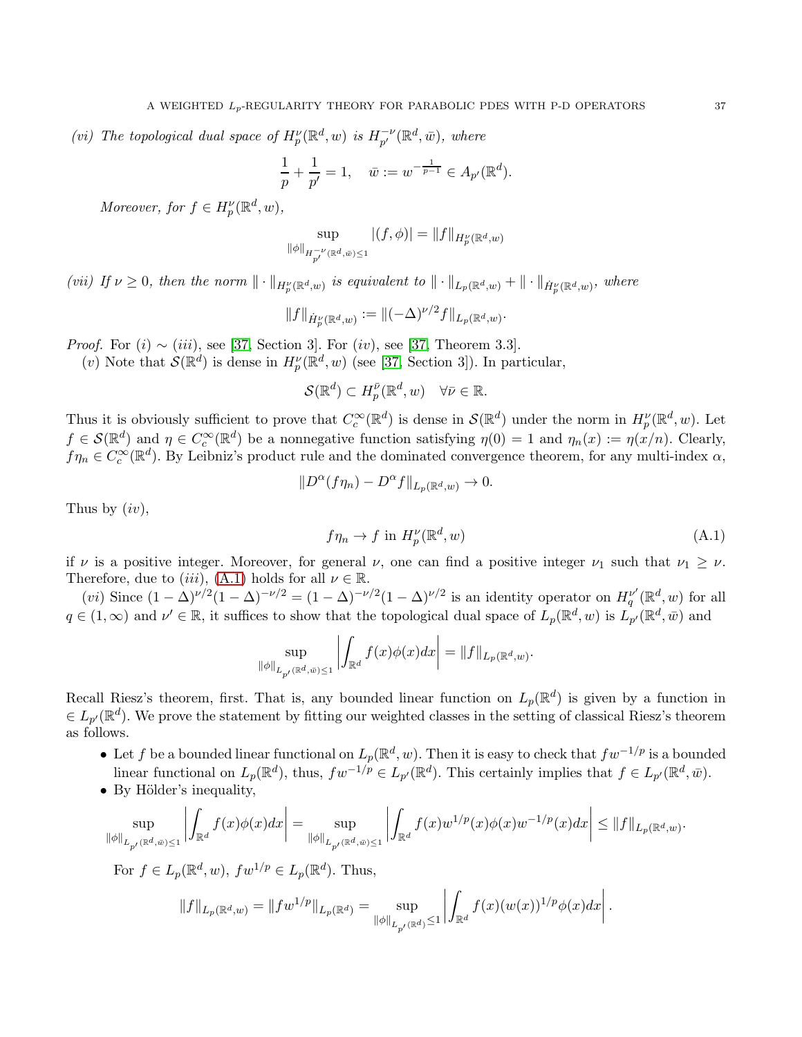*(vi) The topological dual space of $H_p^\nu(\mathbb{R}^d, w)$ is $H_{p'}^{-\nu}(\mathbb{R}^d, \bar{w})$, where*

$$\frac{1}{p} + \frac{1}{p'} = 1, \quad \bar{w} := w^{-\frac{1}{p-1}} \in A_{p'}(\mathbb{R}^d).$$

*Moreover, for $f \in H_p^\nu(\mathbb{R}^d, w)$,*

$$\sup_{\|\phi\|_{H_{p'}^{-\nu}(\mathbb{R}^d,\bar{w}) \leq 1}} |(f, \phi)| = \|f\|_{H_p^\nu(\mathbb{R}^d, w)}$$

*(vii) If $\nu \geq 0$, then the norm $\|\cdot\|_{H_p^\nu(\mathbb{R}^d,w)}$ is equivalent to $\|\cdot\|_{L_p(\mathbb{R}^d,w)} + \|\cdot\|_{\dot{H}_p^\nu(\mathbb{R}^d,w)}$, where*

$$\|f\|_{\dot{H}_p^\nu(\mathbb{R}^d,w)} := \|(-\Delta)^{\nu/2} f\|_{L_p(\mathbb{R}^d,w)}.$$

*Proof.* For $(i) \sim (iii)$, see [37, Section 3]. For $(iv)$, see [37, Theorem 3.3].

$(v)$ Note that $\mathcal{S}(\mathbb{R}^d)$ is dense in $H_p^\nu(\mathbb{R}^d, w)$ (see [37, Section 3]). In particular,

$$\mathcal{S}(\mathbb{R}^d) \subset H_p^{\bar{\nu}}(\mathbb{R}^d, w) \quad \forall \bar{\nu} \in \mathbb{R}.$$

Thus it is obviously sufficient to prove that $C_c^\infty(\mathbb{R}^d)$ is dense in $\mathcal{S}(\mathbb{R}^d)$ under the norm in $H_p^\nu(\mathbb{R}^d, w)$. Let $f \in \mathcal{S}(\mathbb{R}^d)$ and $\eta \in C_c^\infty(\mathbb{R}^d)$ be a nonnegative function satisfying $\eta(0) = 1$ and $\eta_n(x) := \eta(x/n)$. Clearly, $f\eta_n \in C_c^\infty(\mathbb{R}^d)$. By Leibniz's product rule and the dominated convergence theorem, for any multi-index $\alpha$,

$$\|D^\alpha(f\eta_n) - D^\alpha f\|_{L_p(\mathbb{R}^d,w)} \to 0.$$

Thus by $(iv)$,

$$f\eta_n \to f \text{ in } H_p^\nu(\mathbb{R}^d, w) \tag{A.1}$$

if $\nu$ is a positive integer. Moreover, for general $\nu$, one can find a positive integer $\nu_1$ such that $\nu_1 \geq \nu$. Therefore, due to $(iii)$, (A.1) holds for all $\nu \in \mathbb{R}$.

$(vi)$ Since $(1-\Delta)^{\nu/2}(1-\Delta)^{-\nu/2} = (1-\Delta)^{-\nu/2}(1-\Delta)^{\nu/2}$ is an identity operator on $H_q^{\nu'}(\mathbb{R}^d, w)$ for all $q \in (1, \infty)$ and $\nu' \in \mathbb{R}$, it suffices to show that the topological dual space of $L_p(\mathbb{R}^d, w)$ is $L_{p'}(\mathbb{R}^d, \bar{w})$ and

$$\sup_{\|\phi\|_{L_{p'}(\mathbb{R}^d,\bar{w}) \leq 1}} \left| \int_{\mathbb{R}^d} f(x)\phi(x) dx \right| = \|f\|_{L_p(\mathbb{R}^d,w)}.$$

Recall Riesz's theorem, first. That is, any bounded linear function on $L_p(\mathbb{R}^d)$ is given by a function in $\in L_{p'}(\mathbb{R}^d)$. We prove the statement by fitting our weighted classes in the setting of classical Riesz's theorem as follows.

- Let $f$ be a bounded linear functional on $L_p(\mathbb{R}^d, w)$. Then it is easy to check that $fw^{-1/p}$ is a bounded linear functional on $L_p(\mathbb{R}^d)$, thus, $fw^{-1/p} \in L_{p'}(\mathbb{R}^d)$. This certainly implies that $f \in L_{p'}(\mathbb{R}^d, \bar{w})$.
- By Hölder's inequality,

$$\sup_{\|\phi\|_{L_{p'}(\mathbb{R}^d,\bar{w}) \leq 1}} \left| \int_{\mathbb{R}^d} f(x)\phi(x) dx \right| = \sup_{\|\phi\|_{L_{p'}(\mathbb{R}^d,\bar{w}) \leq 1}} \left| \int_{\mathbb{R}^d} f(x)w^{1/p}(x)\phi(x)w^{-1/p}(x) dx \right| \leq \|f\|_{L_p(\mathbb{R}^d,w)}.$$

  For $f \in L_p(\mathbb{R}^d, w)$, $fw^{1/p} \in L_p(\mathbb{R}^d)$. Thus,

$$\|f\|_{L_p(\mathbb{R}^d,w)} = \|fw^{1/p}\|_{L_p(\mathbb{R}^d)} = \sup_{\|\phi\|_{L_{p'}(\mathbb{R}^d)} \leq 1} \left| \int_{\mathbb{R}^d} f(x)(w(x))^{1/p}\phi(x) dx \right|.$$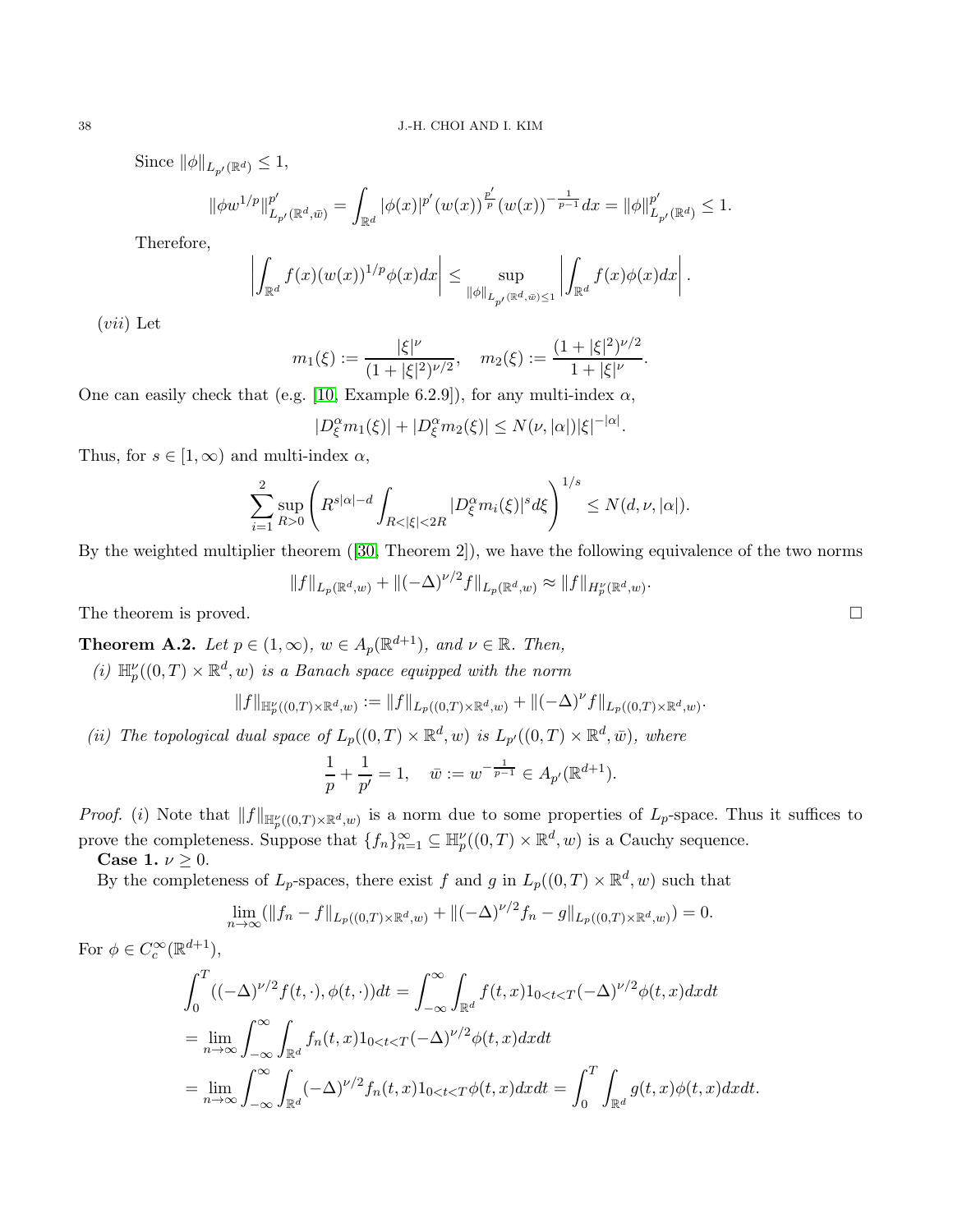Since $\|\phi\|_{L_{p'}(\mathbb{R}^d)} \leq 1$,

$$\|\phi w^{1/p}\|_{L_{p'}(\mathbb{R}^d,\bar{w})}^{p'} = \int_{\mathbb{R}^d} |\phi(x)|^{p'} (w(x))^{\frac{p'}{p}} (w(x))^{-\frac{1}{p-1}} dx = \|\phi\|_{L_{p'}(\mathbb{R}^d)}^{p'} \leq 1.$$

Therefore,

$$\left| \int_{\mathbb{R}^d} f(x)(w(x))^{1/p}\phi(x)dx \right| \leq \sup_{\|\phi\|_{L_{p'}(\mathbb{R}^d,\bar{w})\leq 1}} \left| \int_{\mathbb{R}^d} f(x)\phi(x)dx \right|.$$

$(vii)$ Let

$$m_1(\xi) := \frac{|\xi|^\nu}{(1+|\xi|^2)^{\nu/2}}, \quad m_2(\xi) := \frac{(1+|\xi|^2)^{\nu/2}}{1+|\xi|^\nu}.$$

One can easily check that (e.g. [10, Example 6.2.9]), for any multi-index $\alpha$,

$$|D_\xi^\alpha m_1(\xi)| + |D_\xi^\alpha m_2(\xi)| \leq N(\nu, |\alpha|)|\xi|^{-|\alpha|}.$$

Thus, for $s \in [1,\infty)$ and multi-index $\alpha$,

$$\sum_{i=1}^{2} \sup_{R>0} \left( R^{s|\alpha|-d} \int_{R<|\xi|<2R} |D_\xi^\alpha m_i(\xi)|^s d\xi \right)^{1/s} \leq N(d,\nu,|\alpha|).$$

By the weighted multiplier theorem ([30, Theorem 2]), we have the following equivalence of the two norms

$$\|f\|_{L_p(\mathbb{R}^d,w)} + \|(-\Delta)^{\nu/2} f\|_{L_p(\mathbb{R}^d,w)} \approx \|f\|_{H_p^\nu(\mathbb{R}^d,w)}.$$

The theorem is proved. $\square$

**Theorem A.2.** *Let $p \in (1,\infty)$, $w \in A_p(\mathbb{R}^{d+1})$, and $\nu \in \mathbb{R}$. Then,*

*(i) $\mathbb{H}_p^\nu((0,T)\times\mathbb{R}^d, w)$ is a Banach space equipped with the norm*

$$\|f\|_{\mathbb{H}_p^\nu((0,T)\times\mathbb{R}^d,w)} := \|f\|_{L_p((0,T)\times\mathbb{R}^d,w)} + \|(-\Delta)^\nu f\|_{L_p((0,T)\times\mathbb{R}^d,w)}.$$

*(ii) The topological dual space of $L_p((0,T)\times\mathbb{R}^d, w)$ is $L_{p'}((0,T)\times\mathbb{R}^d, \bar{w})$, where*

$$\frac{1}{p} + \frac{1}{p'} = 1, \quad \bar{w} := w^{-\frac{1}{p-1}} \in A_{p'}(\mathbb{R}^{d+1}).$$

*Proof.* $(i)$ Note that $\|f\|_{\mathbb{H}_p^\nu((0,T)\times\mathbb{R}^d,w)}$ is a norm due to some properties of $L_p$-space. Thus it suffices to prove the completeness. Suppose that $\{f_n\}_{n=1}^\infty \subseteq \mathbb{H}_p^\nu((0,T)\times\mathbb{R}^d, w)$ is a Cauchy sequence.

**Case 1.** $\nu \geq 0$.

By the completeness of $L_p$-spaces, there exist $f$ and $g$ in $L_p((0,T)\times\mathbb{R}^d, w)$ such that

$$\lim_{n\to\infty} (\|f_n - f\|_{L_p((0,T)\times\mathbb{R}^d,w)} + \|(-\Delta)^{\nu/2} f_n - g\|_{L_p((0,T)\times\mathbb{R}^d,w)}) = 0.$$

For $\phi \in C_c^\infty(\mathbb{R}^{d+1})$,

$$\begin{aligned}
&\int_0^T ((-\Delta)^{\nu/2} f(t,\cdot), \phi(t,\cdot))dt = \int_{-\infty}^\infty \int_{\mathbb{R}^d} f(t,x) 1_{0<t<T} (-\Delta)^{\nu/2}\phi(t,x)dxdt \\
&= \lim_{n\to\infty} \int_{-\infty}^\infty \int_{\mathbb{R}^d} f_n(t,x) 1_{0<t<T} (-\Delta)^{\nu/2}\phi(t,x)dxdt \\
&= \lim_{n\to\infty} \int_{-\infty}^\infty \int_{\mathbb{R}^d} (-\Delta)^{\nu/2} f_n(t,x) 1_{0<t<T} \phi(t,x)dxdt = \int_0^T \int_{\mathbb{R}^d} g(t,x)\phi(t,x)dxdt.
\end{aligned}$$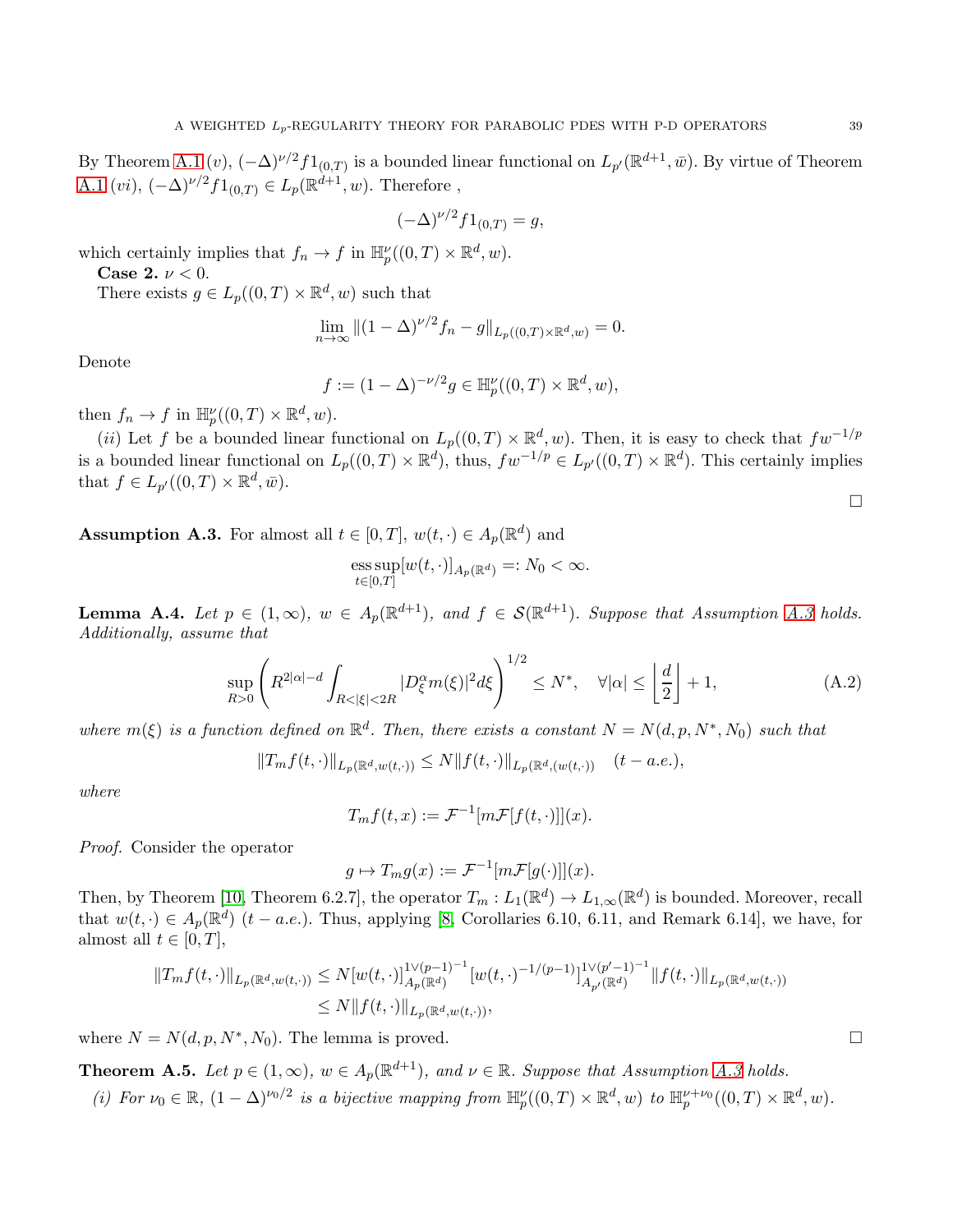By Theorem A.1 (v), $(-\Delta)^{\nu/2} f 1_{(0,T)}$ is a bounded linear functional on $L_{p'}(\mathbb{R}^{d+1}, \bar{w})$. By virtue of Theorem A.1 (vi), $(-\Delta)^{\nu/2} f 1_{(0,T)} \in L_p(\mathbb{R}^{d+1}, w)$. Therefore ,

$$
(-\Delta)^{\nu/2} f 1_{(0,T)} = g,
$$

which certainly implies that $f_n \to f$ in $\mathbb{H}_p^{\nu}((0,T) \times \mathbb{R}^d, w)$.

**Case 2.** $\nu < 0$.

There exists $g \in L_p((0,T) \times \mathbb{R}^d, w)$ such that

$$
\lim_{n \to \infty} \|(1-\Delta)^{\nu/2} f_n - g\|_{L_p((0,T) \times \mathbb{R}^d, w)} = 0.
$$

Denote

$$
f := (1-\Delta)^{-\nu/2} g \in \mathbb{H}_p^{\nu}((0,T) \times \mathbb{R}^d, w),
$$

then $f_n \to f$ in $\mathbb{H}_p^{\nu}((0,T) \times \mathbb{R}^d, w)$.

$(ii)$ Let $f$ be a bounded linear functional on $L_p((0,T) \times \mathbb{R}^d, w)$. Then, it is easy to check that $f w^{-1/p}$ is a bounded linear functional on $L_p((0,T) \times \mathbb{R}^d)$, thus, $f w^{-1/p} \in L_{p'}((0,T) \times \mathbb{R}^d)$. This certainly implies that $f \in L_{p'}((0,T) \times \mathbb{R}^d, \bar{w})$.

□

**Assumption A.3.** For almost all $t \in [0,T]$, $w(t,\cdot) \in A_p(\mathbb{R}^d)$ and

$$
\operatorname*{ess\,sup}_{t \in [0,T]} [w(t,\cdot)]_{A_p(\mathbb{R}^d)} =: N_0 < \infty.
$$

**Lemma A.4.** *Let $p \in (1,\infty)$, $w \in A_p(\mathbb{R}^{d+1})$, and $f \in \mathcal{S}(\mathbb{R}^{d+1})$. Suppose that Assumption A.3 holds. Additionally, assume that*

$$
\sup_{R>0} \left( R^{2|\alpha|-d} \int_{R<|\xi|<2R} |D_\xi^\alpha m(\xi)|^2 d\xi \right)^{1/2} \leq N^*, \quad \forall |\alpha| \leq \left\lfloor \frac{d}{2} \right\rfloor + 1, \tag{A.2}
$$

*where $m(\xi)$ is a function defined on $\mathbb{R}^d$. Then, there exists a constant $N = N(d,p,N^*,N_0)$ such that*

$$
\|T_m f(t,\cdot)\|_{L_p(\mathbb{R}^d, w(t,\cdot))} \leq N \|f(t,\cdot)\|_{L_p(\mathbb{R}^d, (w(t,\cdot))} \quad (t-a.e.),
$$

*where*

$$
T_m f(t,x) := \mathcal{F}^{-1}[m \mathcal{F}[f(t,\cdot)]](x).
$$

*Proof.* Consider the operator

$$
g \mapsto T_m g(x) := \mathcal{F}^{-1}[m \mathcal{F}[g(\cdot)]](x).
$$

Then, by Theorem [10, Theorem 6.2.7], the operator $T_m : L_1(\mathbb{R}^d) \to L_{1,\infty}(\mathbb{R}^d)$ is bounded. Moreover, recall that $w(t,\cdot) \in A_p(\mathbb{R}^d)$ $(t-a.e.)$. Thus, applying [8, Corollaries 6.10, 6.11, and Remark 6.14], we have, for almost all $t \in [0,T]$,

$$
\begin{aligned}
\|T_m f(t,\cdot)\|_{L_p(\mathbb{R}^d, w(t,\cdot))} &\leq N [w(t,\cdot)]_{A_p(\mathbb{R}^d)}^{1 \vee (p-1)^{-1}} [w(t,\cdot)^{-1/(p-1)}]_{A_{p'}(\mathbb{R}^d)}^{1 \vee (p'-1)^{-1}} \|f(t,\cdot)\|_{L_p(\mathbb{R}^d, w(t,\cdot))} \\
&\leq N \|f(t,\cdot)\|_{L_p(\mathbb{R}^d, w(t,\cdot))},
\end{aligned}
$$

where $N = N(d,p,N^*,N_0)$. The lemma is proved. □

**Theorem A.5.** *Let $p \in (1,\infty)$, $w \in A_p(\mathbb{R}^{d+1})$, and $\nu \in \mathbb{R}$. Suppose that Assumption A.3 holds.*

*(i) For $\nu_0 \in \mathbb{R}$, $(1-\Delta)^{\nu_0/2}$ is a bijective mapping from $\mathbb{H}_p^{\nu}((0,T) \times \mathbb{R}^d, w)$ to $\mathbb{H}_p^{\nu+\nu_0}((0,T) \times \mathbb{R}^d, w)$.*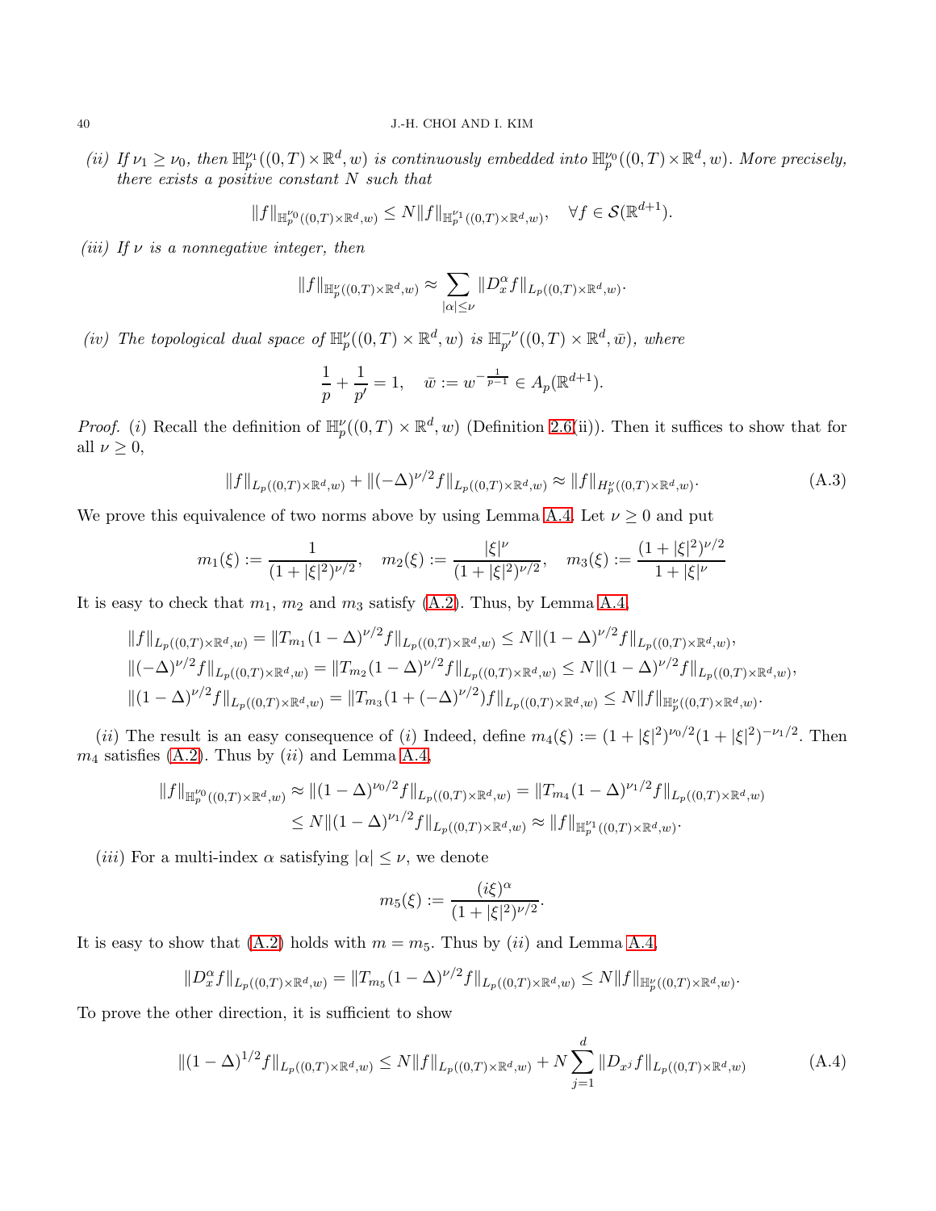*(ii) If $\nu_1 \geq \nu_0$, then $\mathbb{H}_p^{\nu_1}((0,T)\times\mathbb{R}^d, w)$ is continuously embedded into $\mathbb{H}_p^{\nu_0}((0,T)\times\mathbb{R}^d, w)$. More precisely, there exists a positive constant $N$ such that*

$$\|f\|_{\mathbb{H}_p^{\nu_0}((0,T)\times\mathbb{R}^d,w)} \leq N\|f\|_{\mathbb{H}_p^{\nu_1}((0,T)\times\mathbb{R}^d,w)}, \quad \forall f \in \mathcal{S}(\mathbb{R}^{d+1}).$$

*(iii) If $\nu$ is a nonnegative integer, then*

$$\|f\|_{\mathbb{H}_p^{\nu}((0,T)\times\mathbb{R}^d,w)} \approx \sum_{|\alpha|\leq\nu} \|D_x^\alpha f\|_{L_p((0,T)\times\mathbb{R}^d,w)}.$$

*(iv) The topological dual space of $\mathbb{H}_p^{\nu}((0,T)\times\mathbb{R}^d, w)$ is $\mathbb{H}_{p'}^{-\nu}((0,T)\times\mathbb{R}^d, \bar{w})$, where*

$$\frac{1}{p}+\frac{1}{p'}=1, \quad \bar{w} := w^{-\frac{1}{p-1}} \in A_p(\mathbb{R}^{d+1}).$$

*Proof.* $(i)$ Recall the definition of $\mathbb{H}_p^{\nu}((0,T)\times\mathbb{R}^d, w)$ (Definition 2.6(ii)). Then it suffices to show that for all $\nu \geq 0$,

$$\|f\|_{L_p((0,T)\times\mathbb{R}^d,w)} + \|(-\Delta)^{\nu/2}f\|_{L_p((0,T)\times\mathbb{R}^d,w)} \approx \|f\|_{H_p^{\nu}((0,T)\times\mathbb{R}^d,w)}. \tag{A.3}$$

We prove this equivalence of two norms above by using Lemma A.4. Let $\nu \geq 0$ and put

$$m_1(\xi) := \frac{1}{(1+|\xi|^2)^{\nu/2}}, \quad m_2(\xi) := \frac{|\xi|^\nu}{(1+|\xi|^2)^{\nu/2}}, \quad m_3(\xi) := \frac{(1+|\xi|^2)^{\nu/2}}{1+|\xi|^\nu}$$

It is easy to check that $m_1$, $m_2$ and $m_3$ satisfy (A.2). Thus, by Lemma A.4,

$$\begin{aligned}
&\|f\|_{L_p((0,T)\times\mathbb{R}^d,w)} = \|T_{m_1}(1-\Delta)^{\nu/2}f\|_{L_p((0,T)\times\mathbb{R}^d,w)} \leq N\|(1-\Delta)^{\nu/2}f\|_{L_p((0,T)\times\mathbb{R}^d,w)}, \\
&\|(-\Delta)^{\nu/2}f\|_{L_p((0,T)\times\mathbb{R}^d,w)} = \|T_{m_2}(1-\Delta)^{\nu/2}f\|_{L_p((0,T)\times\mathbb{R}^d,w)} \leq N\|(1-\Delta)^{\nu/2}f\|_{L_p((0,T)\times\mathbb{R}^d,w)}, \\
&\|(1-\Delta)^{\nu/2}f\|_{L_p((0,T)\times\mathbb{R}^d,w)} = \|T_{m_3}(1+(-\Delta)^{\nu/2})f\|_{L_p((0,T)\times\mathbb{R}^d,w)} \leq N\|f\|_{\mathbb{H}_p^{\nu}((0,T)\times\mathbb{R}^d,w)}.
\end{aligned}$$

$(ii)$ The result is an easy consequence of $(i)$ Indeed, define $m_4(\xi) := (1+|\xi|^2)^{\nu_0/2}(1+|\xi|^2)^{-\nu_1/2}$. Then $m_4$ satisfies (A.2). Thus by $(ii)$ and Lemma A.4,

$$\begin{aligned}
\|f\|_{\mathbb{H}_p^{\nu_0}((0,T)\times\mathbb{R}^d,w)} &\approx \|(1-\Delta)^{\nu_0/2}f\|_{L_p((0,T)\times\mathbb{R}^d,w)} = \|T_{m_4}(1-\Delta)^{\nu_1/2}f\|_{L_p((0,T)\times\mathbb{R}^d,w)} \\
&\leq N\|(1-\Delta)^{\nu_1/2}f\|_{L_p((0,T)\times\mathbb{R}^d,w)} \approx \|f\|_{\mathbb{H}_p^{\nu_1}((0,T)\times\mathbb{R}^d,w)}.
\end{aligned}$$

$(iii)$ For a multi-index $\alpha$ satisfying $|\alpha| \leq \nu$, we denote

$$m_5(\xi) := \frac{(i\xi)^\alpha}{(1+|\xi|^2)^{\nu/2}}.$$

It is easy to show that (A.2) holds with $m = m_5$. Thus by $(ii)$ and Lemma A.4,

$$\|D_x^\alpha f\|_{L_p((0,T)\times\mathbb{R}^d,w)} = \|T_{m_5}(1-\Delta)^{\nu/2}f\|_{L_p((0,T)\times\mathbb{R}^d,w)} \leq N\|f\|_{\mathbb{H}_p^{\nu}((0,T)\times\mathbb{R}^d,w)}.$$

To prove the other direction, it is sufficient to show

$$\|(1-\Delta)^{1/2}f\|_{L_p((0,T)\times\mathbb{R}^d,w)} \leq N\|f\|_{L_p((0,T)\times\mathbb{R}^d,w)} + N\sum_{j=1}^d \|D_{x^j}f\|_{L_p((0,T)\times\mathbb{R}^d,w)} \tag{A.4}$$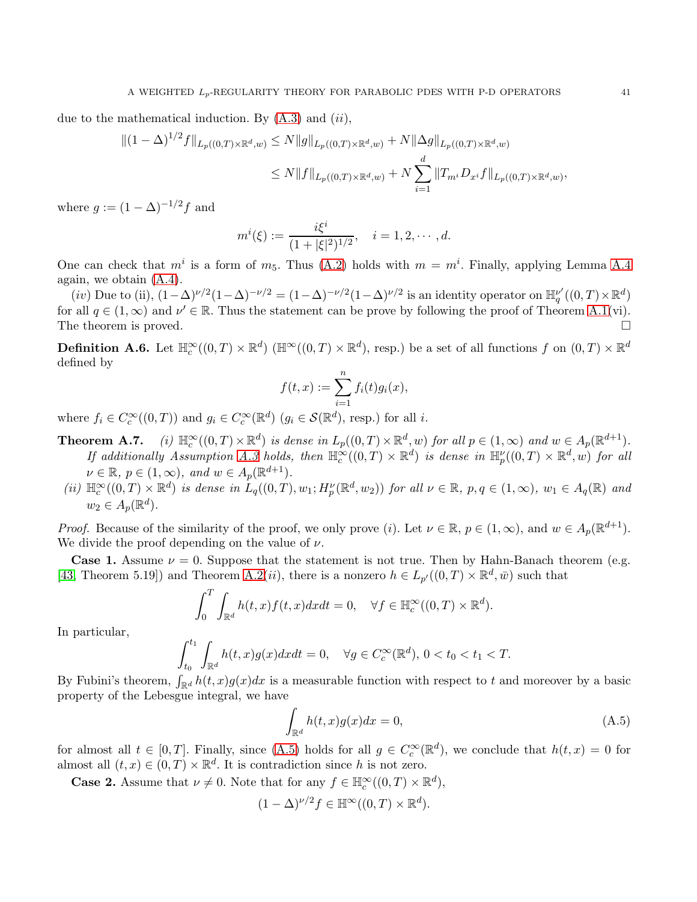due to the mathematical induction. By (A.3) and $(ii)$,

$$\begin{aligned}
\|(1-\Delta)^{1/2} f\|_{L_p((0,T)\times\mathbb{R}^d,w)} &\le N\|g\|_{L_p((0,T)\times\mathbb{R}^d,w)} + N\|\Delta g\|_{L_p((0,T)\times\mathbb{R}^d,w)} \\
&\le N\|f\|_{L_p((0,T)\times\mathbb{R}^d,w)} + N\sum_{i=1}^d \|T_{m^i} D_{x^i} f\|_{L_p((0,T)\times\mathbb{R}^d,w)},
\end{aligned}$$

where $g := (1-\Delta)^{-1/2} f$ and

$$m^i(\xi) := \frac{i\xi^i}{(1+|\xi|^2)^{1/2}}, \quad i = 1,2,\cdots,d.$$

One can check that $m^i$ is a form of $m_5$. Thus (A.2) holds with $m = m^i$. Finally, applying Lemma A.4 again, we obtain (A.4).

$(iv)$ Due to (ii), $(1-\Delta)^{\nu/2}(1-\Delta)^{-\nu/2} = (1-\Delta)^{-\nu/2}(1-\Delta)^{\nu/2}$ is an identity operator on $\mathbb{H}_q^{\nu'}((0,T)\times\mathbb{R}^d)$ for all $q \in (1,\infty)$ and $\nu' \in \mathbb{R}$. Thus the statement can be prove by following the proof of Theorem A.1(vi). The theorem is proved. $\square$

**Definition A.6.** Let $\mathbb{H}_c^\infty((0,T)\times\mathbb{R}^d)$ ($\mathbb{H}^\infty((0,T)\times\mathbb{R}^d)$, resp.) be a set of all functions $f$ on $(0,T)\times\mathbb{R}^d$ defined by

$$f(t,x) := \sum_{i=1}^n f_i(t) g_i(x),$$

where $f_i \in C_c^\infty((0,T))$ and $g_i \in C_c^\infty(\mathbb{R}^d)$ ($g_i \in \mathcal{S}(\mathbb{R}^d)$, resp.) for all $i$.

**Theorem A.7.** *(i) $\mathbb{H}_c^\infty((0,T)\times\mathbb{R}^d)$ is dense in $L_p((0,T)\times\mathbb{R}^d,w)$ for all $p\in(1,\infty)$ and $w \in A_p(\mathbb{R}^{d+1})$. If additionally Assumption A.3 holds, then $\mathbb{H}_c^\infty((0,T)\times\mathbb{R}^d)$ is dense in $\mathbb{H}_p^\nu((0,T)\times\mathbb{R}^d,w)$ for all $\nu\in\mathbb{R}$, $p\in(1,\infty)$, and $w\in A_p(\mathbb{R}^{d+1})$.*

*(ii) $\mathbb{H}_c^\infty((0,T)\times\mathbb{R}^d)$ is dense in $L_q((0,T),w_1;H_p^\nu(\mathbb{R}^d,w_2))$ for all $\nu\in\mathbb{R}$, $p,q\in(1,\infty)$, $w_1\in A_q(\mathbb{R})$ and $w_2\in A_p(\mathbb{R}^d)$.*

*Proof.* Because of the similarity of the proof, we only prove $(i)$. Let $\nu\in\mathbb{R}$, $p\in(1,\infty)$, and $w\in A_p(\mathbb{R}^{d+1})$. We divide the proof depending on the value of $\nu$.

**Case 1.** Assume $\nu = 0$. Suppose that the statement is not true. Then by Hahn-Banach theorem (e.g. [43, Theorem 5.19]) and Theorem A.2$(ii)$, there is a nonzero $h\in L_{p'}((0,T)\times\mathbb{R}^d,\bar{w})$ such that

$$\int_0^T \int_{\mathbb{R}^d} h(t,x)f(t,x)dxdt = 0, \quad \forall f\in\mathbb{H}_c^\infty((0,T)\times\mathbb{R}^d).$$

In particular,

$$\int_{t_0}^{t_1}\int_{\mathbb{R}^d} h(t,x)g(x)dxdt = 0, \quad \forall g\in C_c^\infty(\mathbb{R}^d),\ 0<t_0<t_1<T.$$

By Fubini's theorem, $\int_{\mathbb{R}^d} h(t,x)g(x)dx$ is a measurable function with respect to $t$ and moreover by a basic property of the Lebesgue integral, we have

$$\int_{\mathbb{R}^d} h(t,x)g(x)dx = 0, \tag{A.5}$$

for almost all $t\in[0,T]$. Finally, since (A.5) holds for all $g\in C_c^\infty(\mathbb{R}^d)$, we conclude that $h(t,x)=0$ for almost all $(t,x)\in(0,T)\times\mathbb{R}^d$. It is contradiction since $h$ is not zero.

**Case 2.** Assume that $\nu\neq 0$. Note that for any $f\in\mathbb{H}_c^\infty((0,T)\times\mathbb{R}^d)$,

$$(1-\Delta)^{\nu/2} f \in \mathbb{H}^\infty((0,T)\times\mathbb{R}^d).$$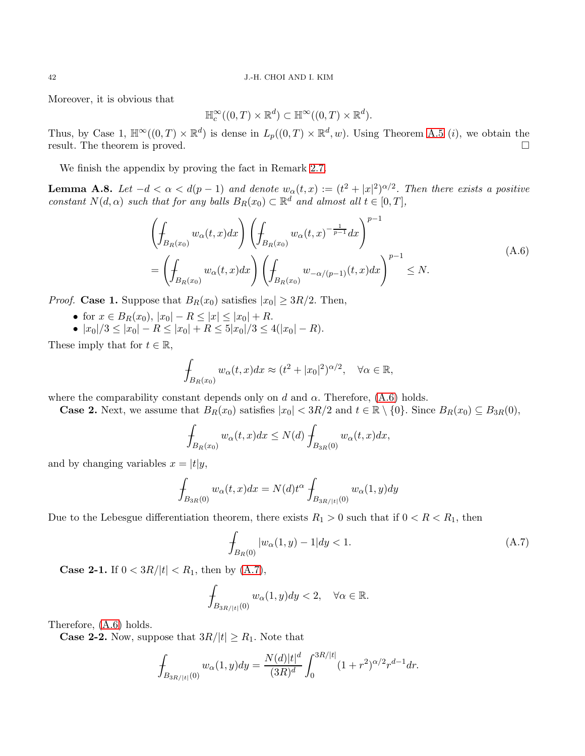Moreover, it is obvious that

$$\mathbb{H}_c^\infty((0,T)\times\mathbb{R}^d)\subset\mathbb{H}^\infty((0,T)\times\mathbb{R}^d).$$

Thus, by Case 1, $\mathbb{H}^\infty((0,T)\times\mathbb{R}^d)$ is dense in $L_p((0,T)\times\mathbb{R}^d,w)$. Using Theorem A.5 $(i)$, we obtain the result. The theorem is proved. □

We finish the appendix by proving the fact in Remark 2.7.

**Lemma A.8.** *Let $-d<\alpha<d(p-1)$ and denote $w_\alpha(t,x):=(t^2+|x|^2)^{\alpha/2}$. Then there exists a positive constant $N(d,\alpha)$ such that for any balls $B_R(x_0)\subset\mathbb{R}^d$ and almost all $t\in[0,T]$,*

$$\begin{aligned}&\left(\fint_{B_R(x_0)}w_\alpha(t,x)dx\right)\left(\fint_{B_R(x_0)}w_\alpha(t,x)^{-\frac{1}{p-1}}dx\right)^{p-1}\\&=\left(\fint_{B_R(x_0)}w_\alpha(t,x)dx\right)\left(\fint_{B_R(x_0)}w_{-\alpha/(p-1)}(t,x)dx\right)^{p-1}\leq N.\end{aligned}\tag{A.6}$$

*Proof.* **Case 1.** Suppose that $B_R(x_0)$ satisfies $|x_0|\geq 3R/2$. Then,

- for $x\in B_R(x_0)$, $|x_0|-R\leq|x|\leq|x_0|+R$.
- $|x_0|/3\leq|x_0|-R\leq|x_0|+R\leq 5|x_0|/3\leq 4(|x_0|-R)$.

These imply that for $t\in\mathbb{R}$,

$$\fint_{B_R(x_0)}w_\alpha(t,x)dx\approx(t^2+|x_0|^2)^{\alpha/2},\quad\forall\alpha\in\mathbb{R},$$

where the comparability constant depends only on $d$ and $\alpha$. Therefore, (A.6) holds.

**Case 2.** Next, we assume that $B_R(x_0)$ satisfies $|x_0|<3R/2$ and $t\in\mathbb{R}\setminus\{0\}$. Since $B_R(x_0)\subseteq B_{3R}(0)$,

$$\fint_{B_R(x_0)}w_\alpha(t,x)dx\leq N(d)\fint_{B_{3R}(0)}w_\alpha(t,x)dx,$$

and by changing variables $x=|t|y$,

$$\fint_{B_{3R}(0)}w_\alpha(t,x)dx=N(d)t^\alpha\fint_{B_{3R/|t|}(0)}w_\alpha(1,y)dy$$

Due to the Lebesgue differentiation theorem, there exists $R_1>0$ such that if $0<R<R_1$, then

$$\fint_{B_R(0)}|w_\alpha(1,y)-1|dy<1.\tag{A.7}$$

**Case 2-1.** If $0<3R/|t|<R_1$, then by (A.7),

$$\fint_{B_{3R/|t|}(0)}w_\alpha(1,y)dy<2,\quad\forall\alpha\in\mathbb{R}.$$

Therefore, (A.6) holds.

**Case 2-2.** Now, suppose that $3R/|t|\geq R_1$. Note that

$$\fint_{B_{3R/|t|}(0)}w_\alpha(1,y)dy=\frac{N(d)|t|^d}{(3R)^d}\int_0^{3R/|t|}(1+r^2)^{\alpha/2}r^{d-1}dr.$$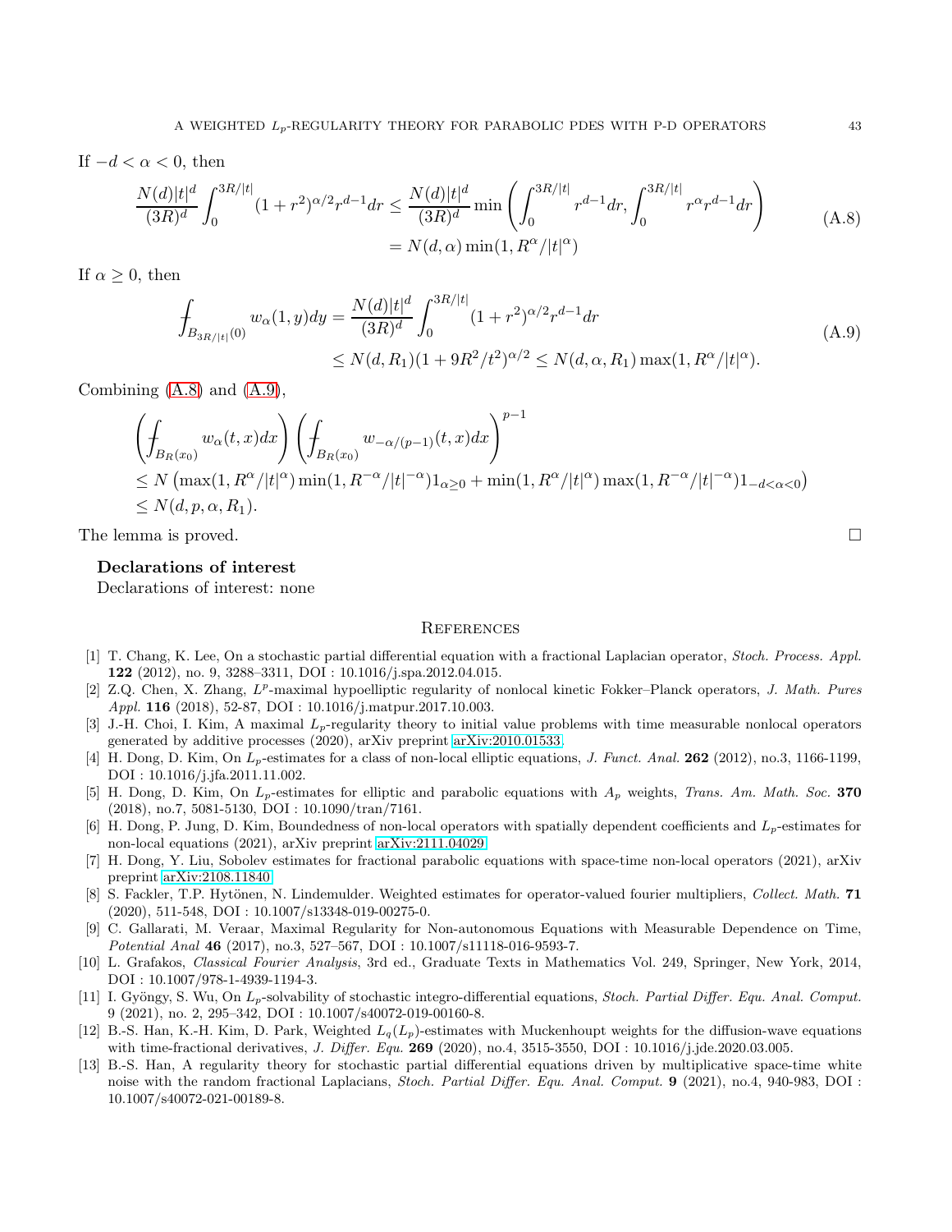If $-d < \alpha < 0$, then

$$
\begin{aligned}
\frac{N(d)|t|^d}{(3R)^d}\int_0^{3R/|t|}(1+r^2)^{\alpha/2}r^{d-1}dr &\leq \frac{N(d)|t|^d}{(3R)^d}\min\left(\int_0^{3R/|t|}r^{d-1}dr, \int_0^{3R/|t|}r^{\alpha}r^{d-1}dr\right) \\
&= N(d,\alpha)\min(1, R^{\alpha}/|t|^{\alpha})
\end{aligned}
\tag{A.8}
$$

If $\alpha \geq 0$, then

$$
\begin{aligned}
\fint_{B_{3R/|t|}(0)} w_{\alpha}(1,y)dy &= \frac{N(d)|t|^d}{(3R)^d}\int_0^{3R/|t|}(1+r^2)^{\alpha/2}r^{d-1}dr \\
&\leq N(d,R_1)(1+9R^2/t^2)^{\alpha/2} \leq N(d,\alpha,R_1)\max(1, R^{\alpha}/|t|^{\alpha}).
\end{aligned}
\tag{A.9}
$$

Combining (A.8) and (A.9),

$$
\begin{aligned}
&\left(\fint_{B_R(x_0)} w_{\alpha}(t,x)dx\right)\left(\fint_{B_R(x_0)} w_{-\alpha/(p-1)}(t,x)dx\right)^{p-1} \\
&\leq N\left(\max(1,R^{\alpha}/|t|^{\alpha})\min(1,R^{-\alpha}/|t|^{-\alpha})1_{\alpha\geq 0} + \min(1,R^{\alpha}/|t|^{\alpha})\max(1,R^{-\alpha}/|t|^{-\alpha})1_{-d<\alpha<0}\right) \\
&\leq N(d,p,\alpha,R_1).
\end{aligned}
$$

The lemma is proved. □

### Declarations of interest

Declarations of interest: none

## References

[1] T. Chang, K. Lee, On a stochastic partial differential equation with a fractional Laplacian operator, *Stoch. Process. Appl.* **122** (2012), no. 9, 3288–3311, DOI : 10.1016/j.spa.2012.04.015.

[2] Z.Q. Chen, X. Zhang, $L^p$-maximal hypoelliptic regularity of nonlocal kinetic Fokker–Planck operators, *J. Math. Pures Appl.* **116** (2018), 52-87, DOI : 10.1016/j.matpur.2017.10.003.

[3] J.-H. Choi, I. Kim, A maximal $L_p$-regularity theory to initial value problems with time measurable nonlocal operators generated by additive processes (2020), arXiv preprint arXiv:2010.01533.

[4] H. Dong, D. Kim, On $L_p$-estimates for a class of non-local elliptic equations, *J. Funct. Anal.* **262** (2012), no.3, 1166-1199, DOI : 10.1016/j.jfa.2011.11.002.

[5] H. Dong, D. Kim, On $L_p$-estimates for elliptic and parabolic equations with $A_p$ weights, *Trans. Am. Math. Soc.* **370** (2018), no.7, 5081-5130, DOI : 10.1090/tran/7161.

[6] H. Dong, P. Jung, D. Kim, Boundedness of non-local operators with spatially dependent coefficients and $L_p$-estimates for non-local equations (2021), arXiv preprint arXiv:2111.04029.

[7] H. Dong, Y. Liu, Sobolev estimates for fractional parabolic equations with space-time non-local operators (2021), arXiv preprint arXiv:2108.11840.

[8] S. Fackler, T.P. Hytönen, N. Lindemulder. Weighted estimates for operator-valued fourier multipliers, *Collect. Math.* **71** (2020), 511-548, DOI : 10.1007/s13348-019-00275-0.

[9] C. Gallarati, M. Veraar, Maximal Regularity for Non-autonomous Equations with Measurable Dependence on Time, *Potential Anal* **46** (2017), no.3, 527–567, DOI : 10.1007/s11118-016-9593-7.

[10] L. Grafakos, *Classical Fourier Analysis*, 3rd ed., Graduate Texts in Mathematics Vol. 249, Springer, New York, 2014, DOI : 10.1007/978-1-4939-1194-3.

[11] I. Gyöngy, S. Wu, On $L_p$-solvability of stochastic integro-differential equations, *Stoch. Partial Differ. Equ. Anal. Comput.* 9 (2021), no. 2, 295–342, DOI : 10.1007/s40072-019-00160-8.

[12] B.-S. Han, K.-H. Kim, D. Park, Weighted $L_q(L_p)$-estimates with Muckenhoupt weights for the diffusion-wave equations with time-fractional derivatives, *J. Differ. Equ.* **269** (2020), no.4, 3515-3550, DOI : 10.1016/j.jde.2020.03.005.

[13] B.-S. Han, A regularity theory for stochastic partial differential equations driven by multiplicative space-time white noise with the random fractional Laplacians, *Stoch. Partial Differ. Equ. Anal. Comput.* **9** (2021), no.4, 940-983, DOI : 10.1007/s40072-021-00189-8.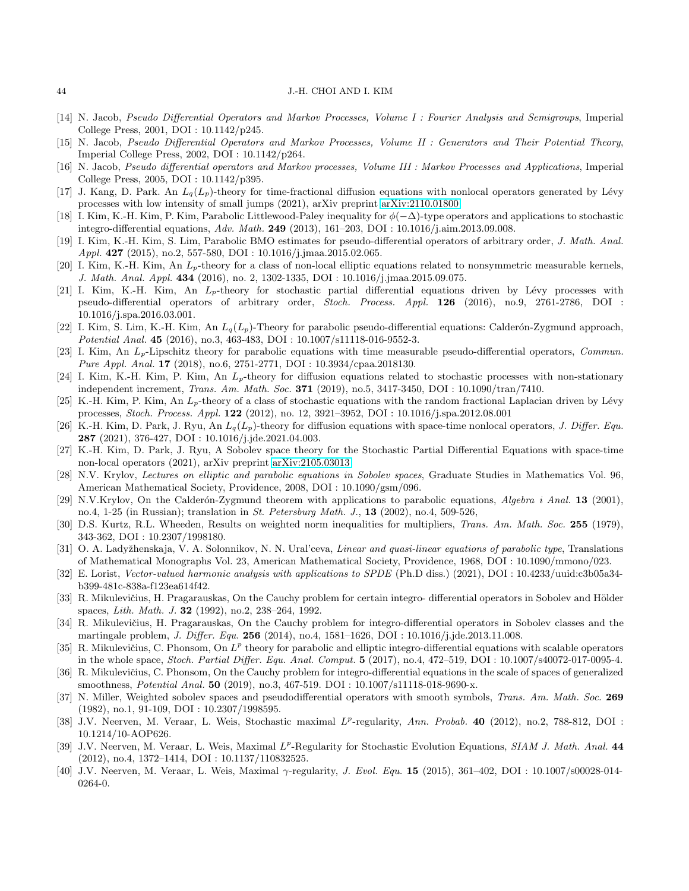[14] N. Jacob, *Pseudo Differential Operators and Markov Processes, Volume I : Fourier Analysis and Semigroups*, Imperial College Press, 2001, DOI : 10.1142/p245.

[15] N. Jacob, *Pseudo Differential Operators and Markov Processes, Volume II : Generators and Their Potential Theory*, Imperial College Press, 2002, DOI : 10.1142/p264.

[16] N. Jacob, *Pseudo differential operators and Markov processes, Volume III : Markov Processes and Applications*, Imperial College Press, 2005, DOI : 10.1142/p395.

[17] J. Kang, D. Park. An $L_q(L_p)$-theory for time-fractional diffusion equations with nonlocal operators generated by Lévy processes with low intensity of small jumps (2021), arXiv preprint arXiv:2110.01800.

[18] I. Kim, K.-H. Kim, P. Kim, Parabolic Littlewood-Paley inequality for $\phi(-\Delta)$-type operators and applications to stochastic integro-differential equations, *Adv. Math.* **249** (2013), 161–203, DOI : 10.1016/j.aim.2013.09.008.

[19] I. Kim, K.-H. Kim, S. Lim, Parabolic BMO estimates for pseudo-differential operators of arbitrary order, *J. Math. Anal. Appl.* **427** (2015), no.2, 557-580, DOI : 10.1016/j.jmaa.2015.02.065.

[20] I. Kim, K.-H. Kim, An $L_p$-theory for a class of non-local elliptic equations related to nonsymmetric measurable kernels, *J. Math. Anal. Appl.* **434** (2016), no. 2, 1302-1335, DOI : 10.1016/j.jmaa.2015.09.075.

[21] I. Kim, K.-H. Kim, An $L_p$-theory for stochastic partial differential equations driven by Lévy processes with pseudo-differential operators of arbitrary order, *Stoch. Process. Appl.* **126** (2016), no.9, 2761-2786, DOI : 10.1016/j.spa.2016.03.001.

[22] I. Kim, S. Lim, K.-H. Kim, An $L_q(L_p)$-Theory for parabolic pseudo-differential equations: Calderón-Zygmund approach, *Potential Anal.* **45** (2016), no.3, 463-483, DOI : 10.1007/s11118-016-9552-3.

[23] I. Kim, An $L_p$-Lipschitz theory for parabolic equations with time measurable pseudo-differential operators, *Commun. Pure Appl. Anal.* **17** (2018), no.6, 2751-2771, DOI : 10.3934/cpaa.2018130.

[24] I. Kim, K.-H. Kim, P. Kim, An $L_p$-theory for diffusion equations related to stochastic processes with non-stationary independent increment, *Trans. Am. Math. Soc.* **371** (2019), no.5, 3417-3450, DOI : 10.1090/tran/7410.

[25] K.-H. Kim, P. Kim, An $L_p$-theory of a class of stochastic equations with the random fractional Laplacian driven by Lévy processes, *Stoch. Process. Appl.* **122** (2012), no. 12, 3921–3952, DOI : 10.1016/j.spa.2012.08.001

[26] K.-H. Kim, D. Park, J. Ryu, An $L_q(L_p)$-theory for diffusion equations with space-time nonlocal operators, *J. Differ. Equ.* **287** (2021), 376-427, DOI : 10.1016/j.jde.2021.04.003.

[27] K.-H. Kim, D. Park, J. Ryu, A Sobolev space theory for the Stochastic Partial Differential Equations with space-time non-local operators (2021), arXiv preprint arXiv:2105.03013.

[28] N.V. Krylov, *Lectures on elliptic and parabolic equations in Sobolev spaces*, Graduate Studies in Mathematics Vol. 96, American Mathematical Society, Providence, 2008, DOI : 10.1090/gsm/096.

[29] N.V.Krylov, On the Calderón-Zygmund theorem with applications to parabolic equations, *Algebra i Anal.* **13** (2001), no.4, 1-25 (in Russian); translation in *St. Petersburg Math. J.*, **13** (2002), no.4, 509-526,

[30] D.S. Kurtz, R.L. Wheeden, Results on weighted norm inequalities for multipliers, *Trans. Am. Math. Soc.* **255** (1979), 343-362, DOI : 10.2307/1998180.

[31] O. A. Ladyžhenskaja, V. A. Solonnikov, N. N. Ural'ceva, *Linear and quasi-linear equations of parabolic type*, Translations of Mathematical Monographs Vol. 23, American Mathematical Society, Providence, 1968, DOI : 10.1090/mmono/023.

[32] E. Lorist, *Vector-valued harmonic analysis with applications to SPDE* (Ph.D diss.) (2021), DOI : 10.4233/uuid:c3b05a34-b399-481c-838a-f123ea614f42.

[33] R. Mikulevičius, H. Pragarauskas, On the Cauchy problem for certain integro- differential operators in Sobolev and Hölder spaces, *Lith. Math. J.* **32** (1992), no.2, 238–264, 1992.

[34] R. Mikulevičius, H. Pragarauskas, On the Cauchy problem for integro-differential operators in Sobolev classes and the martingale problem, *J. Differ. Equ.* **256** (2014), no.4, 1581–1626, DOI : 10.1016/j.jde.2013.11.008.

[35] R. Mikulevičius, C. Phonsom, On $L^p$ theory for parabolic and elliptic integro-differential equations with scalable operators in the whole space, *Stoch. Partial Differ. Equ. Anal. Comput.* **5** (2017), no.4, 472–519, DOI : 10.1007/s40072-017-0095-4.

[36] R. Mikulevičius, C. Phonsom, On the Cauchy problem for integro-differential equations in the scale of spaces of generalized smoothness, *Potential Anal.* **50** (2019), no.3, 467-519. DOI : 10.1007/s11118-018-9690-x.

[37] N. Miller, Weighted sobolev spaces and pseudodifferential operators with smooth symbols, *Trans. Am. Math. Soc.* **269** (1982), no.1, 91-109, DOI : 10.2307/1998595.

[38] J.V. Neerven, M. Veraar, L. Weis, Stochastic maximal $L^p$-regularity, *Ann. Probab.* **40** (2012), no.2, 788-812, DOI : 10.1214/10-AOP626.

[39] J.V. Neerven, M. Veraar, L. Weis, Maximal $L^p$-Regularity for Stochastic Evolution Equations, *SIAM J. Math. Anal.* **44** (2012), no.4, 1372–1414, DOI : 10.1137/110832525.

[40] J.V. Neerven, M. Veraar, L. Weis, Maximal $\gamma$-regularity, *J. Evol. Equ.* **15** (2015), 361–402, DOI : 10.1007/s00028-014-0264-0.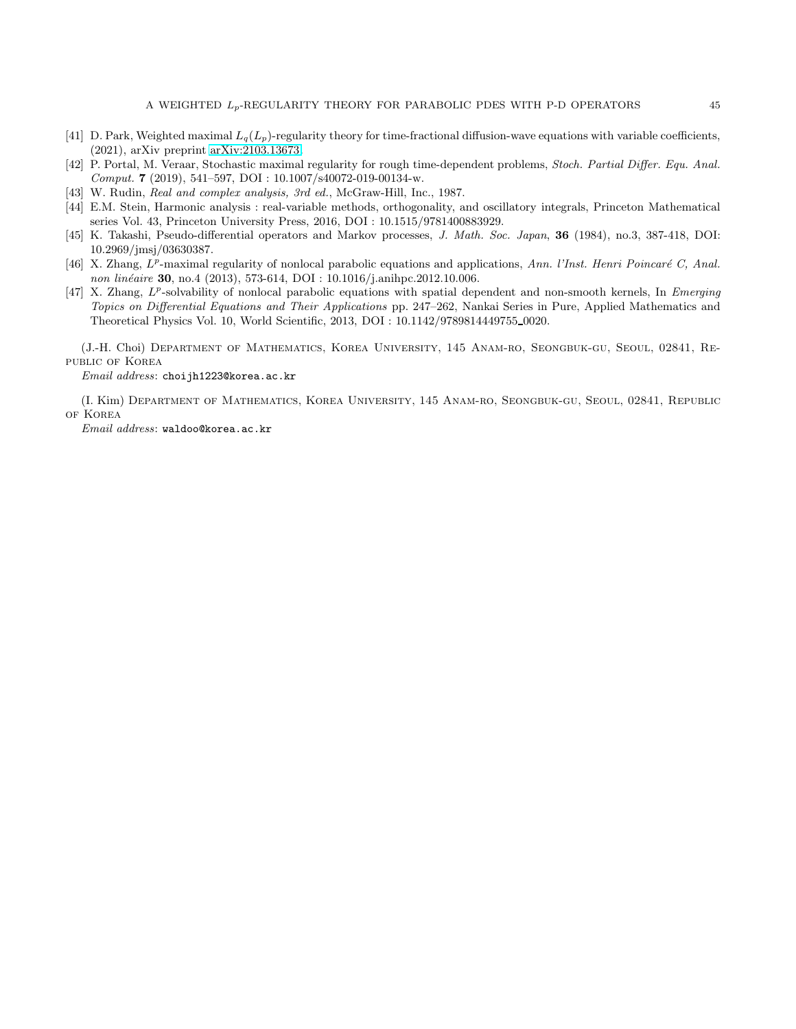[41] D. Park, Weighted maximal $L_q(L_p)$-regularity theory for time-fractional diffusion-wave equations with variable coefficients, (2021), arXiv preprint arXiv:2103.13673.

[42] P. Portal, M. Veraar, Stochastic maximal regularity for rough time-dependent problems, *Stoch. Partial Differ. Equ. Anal. Comput.* **7** (2019), 541–597, DOI : 10.1007/s40072-019-00134-w.

[43] W. Rudin, *Real and complex analysis, 3rd ed.*, McGraw-Hill, Inc., 1987.

[44] E.M. Stein, Harmonic analysis : real-variable methods, orthogonality, and oscillatory integrals, Princeton Mathematical series Vol. 43, Princeton University Press, 2016, DOI : 10.1515/9781400883929.

[45] K. Takashi, Pseudo-differential operators and Markov processes, *J. Math. Soc. Japan*, **36** (1984), no.3, 387-418, DOI: 10.2969/jmsj/03630387.

[46] X. Zhang, $L^p$-maximal regularity of nonlocal parabolic equations and applications, *Ann. l'Inst. Henri Poincaré C, Anal. non linéaire* **30**, no.4 (2013), 573-614, DOI : 10.1016/j.anihpc.2012.10.006.

[47] X. Zhang, $L^p$-solvability of nonlocal parabolic equations with spatial dependent and non-smooth kernels, In *Emerging Topics on Differential Equations and Their Applications* pp. 247–262, Nankai Series in Pure, Applied Mathematics and Theoretical Physics Vol. 10, World Scientific, 2013, DOI : 10.1142/9789814449755_0020.

(J.-H. Choi) Department of Mathematics, Korea University, 145 Anam-ro, Seongbuk-gu, Seoul, 02841, Republic of Korea

*Email address*: choijh1223@korea.ac.kr

(I. Kim) Department of Mathematics, Korea University, 145 Anam-ro, Seongbuk-gu, Seoul, 02841, Republic of Korea

*Email address*: waldoo@korea.ac.kr